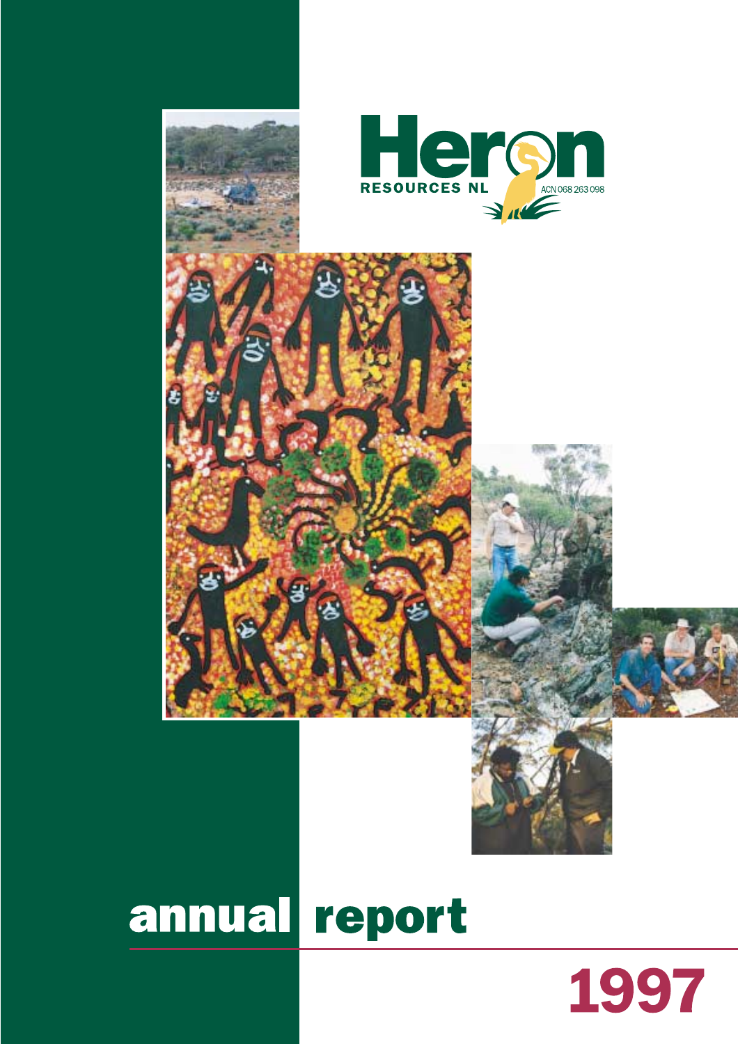# Heron

RESOURCES NL

ACN 068 263 098

# annual report

# 1997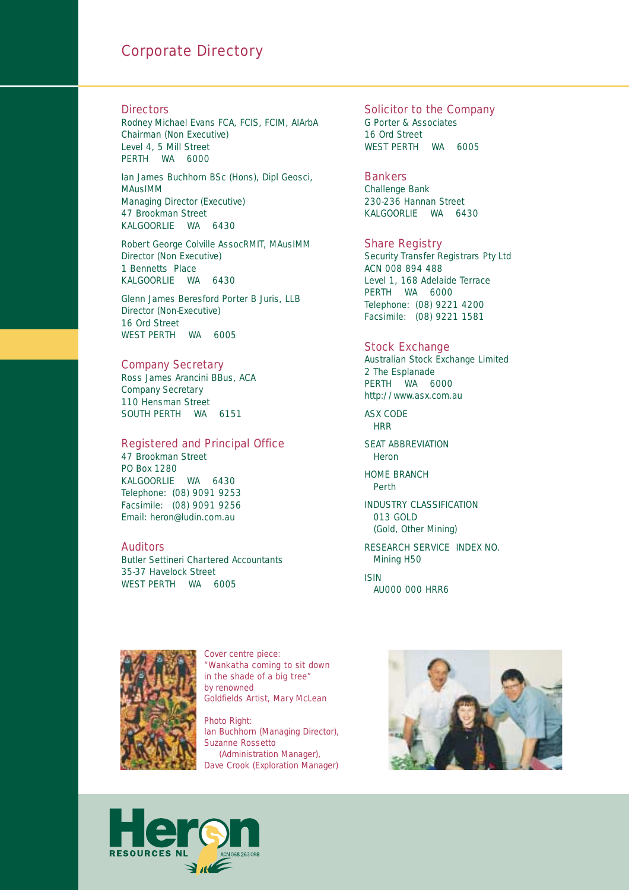# Corporate Directory

## Directors

Rodney Michael Evans FCA, FCIS, FCIM, AIArbA
Chairman (Non Executive)
Level 4, 5 Mill Street
PERTH WA 6000

Ian James Buchhorn BSc (Hons), Dipl Geosci, MAusIMM
Managing Director (Executive)
47 Brookman Street
KALGOORLIE WA 6430

Robert George Colville AssocRMIT, MAusIMM
Director (Non Executive)
1 Bennetts Place
KALGOORLIE WA 6430

Glenn James Beresford Porter B Juris, LLB
Director (Non-Executive)
16 Ord Street
WEST PERTH WA 6005

## Company Secretary

Ross James Arancini BBus, ACA
Company Secretary
110 Hensman Street
SOUTH PERTH WA 6151

## Registered and Principal Office

47 Brookman Street
PO Box 1280
KALGOORLIE WA 6430
Telephone: (08) 9091 9253
Facsimile: (08) 9091 9256
Email: heron@ludin.com.au

## Auditors

Butler Settineri Chartered Accountants
35-37 Havelock Street
WEST PERTH WA 6005

## Solicitor to the Company

G Porter & Associates
16 Ord Street
WEST PERTH WA 6005

## Bankers

Challenge Bank
230-236 Hannan Street
KALGOORLIE WA 6430

## Share Registry

Security Transfer Registrars Pty Ltd
ACN 008 894 488
Level 1, 168 Adelaide Terrace
PERTH WA 6000
Telephone: (08) 9221 4200
Facsimile: (08) 9221 1581

## Stock Exchange

Australian Stock Exchange Limited
2 The Esplanade
PERTH WA 6000
http://www.asx.com.au

ASX CODE
HRR

SEAT ABBREVIATION
Heron

HOME BRANCH
Perth

INDUSTRY CLASSIFICATION
013 GOLD
(Gold, Other Mining)

RESEARCH SERVICE INDEX NO.
Mining H50

ISIN
AU000 000 HRR6

Cover centre piece:
"Wankatha coming to sit down in the shade of a big tree"
by renowned
Goldfields Artist, Mary McLean

Photo Right:
Ian Buchhorn (Managing Director),
Suzanne Rossetto (Administration Manager),
Dave Crook (Exploration Manager)

Heron RESOURCES NL ACN 068 263 098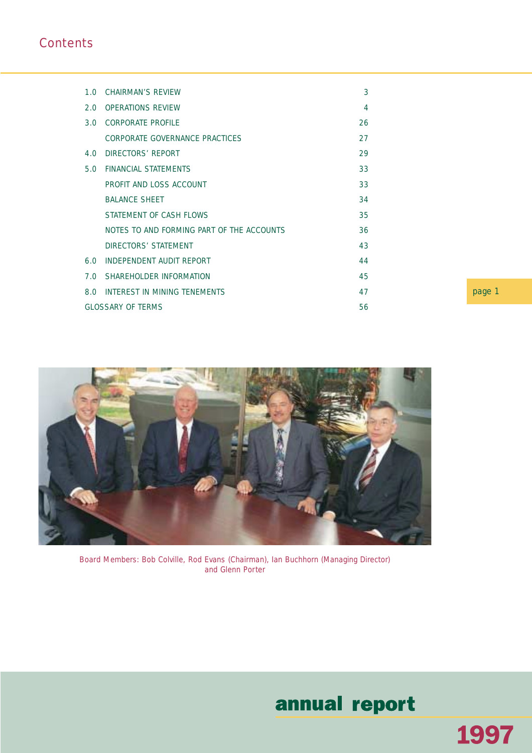# Contents

| | | |
|---|---|---|
| 1.0 | CHAIRMAN'S REVIEW | 3 |
| 2.0 | OPERATIONS REVIEW | 4 |
| 3.0 | CORPORATE PROFILE | 26 |
| | CORPORATE GOVERNANCE PRACTICES | 27 |
| 4.0 | DIRECTORS' REPORT | 29 |
| 5.0 | FINANCIAL STATEMENTS | 33 |
| | PROFIT AND LOSS ACCOUNT | 33 |
| | BALANCE SHEET | 34 |
| | STATEMENT OF CASH FLOWS | 35 |
| | NOTES TO AND FORMING PART OF THE ACCOUNTS | 36 |
| | DIRECTORS' STATEMENT | 43 |
| 6.0 | INDEPENDENT AUDIT REPORT | 44 |
| 7.0 | SHAREHOLDER INFORMATION | 45 |
| 8.0 | INTEREST IN MINING TENEMENTS | 47 |
| GLOSSARY OF TERMS | | 56 |

Board Members: Bob Colville, Rod Evans (Chairman), Ian Buchhorn (Managing Director) and Glenn Porter

**annual report**

**1997**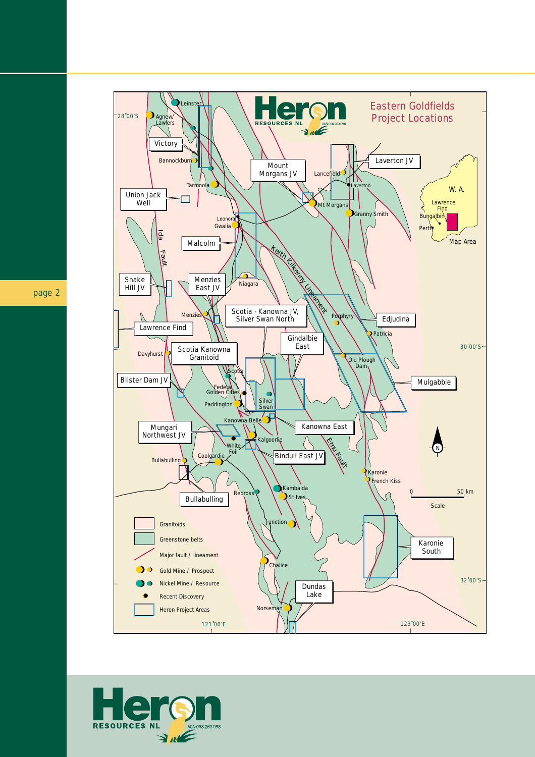# Eastern Goldfields Project Locations

Heron Resources NL ACN 068 263 098

## Heron Project Areas

- Victory
- Union Jack Well
- Malcolm
- Snake Hill JV
- Menzies East JV
- Mount Morgans JV
- Laverton JV
- Lawrence Find
- Scotia - Kanowna JV, Silver Swan North
- Edjudina
- Gindalbie East
- Scotia Kanowna Granitoid
- Blister Dam JV
- Mulgabbie
- Mungari Northwest JV
- Kanowna East
- Binduli East JV
- Bullabulling
- Karonie South
- Dundas Lake

## Mines, Prospects and Localities

Leinster, Agnew/Lawlers, Bannockburn, Tarmoola, Leonora, Gwalia, Lancefield, Laverton, Mt Morgans, Granny Smith, Niagara, Menzies, Porphyry, Patricia, Davyhurst, Scotia, Old Plough Dam, Federal Golden Cities, Paddington, Silver Swan, Kanowna Belle, Kalgoorlie, White Foil, Coolgardie, Bullabulling, Karonie, French Kiss, Redross, Kambalda, St Ives, Junction, Chalice, Norseman

## Structures

Ida Fault, Keith Kilkenny Lineament, Emu Fault

## Coordinates

28°00'S, 30°00'S, 32°00'S, 121°00'E, 123°00'E

## Inset Map

W. A., Lawrence Find, Bungalbin, Perth, Map Area

Scale: 0 – 50 km

## Legend

- Granitoids
- Greenstone belts
- Major fault / lineament
- Gold Mine / Prospect
- Nickel Mine / Resource
- Recent Discovery
- Heron Project Areas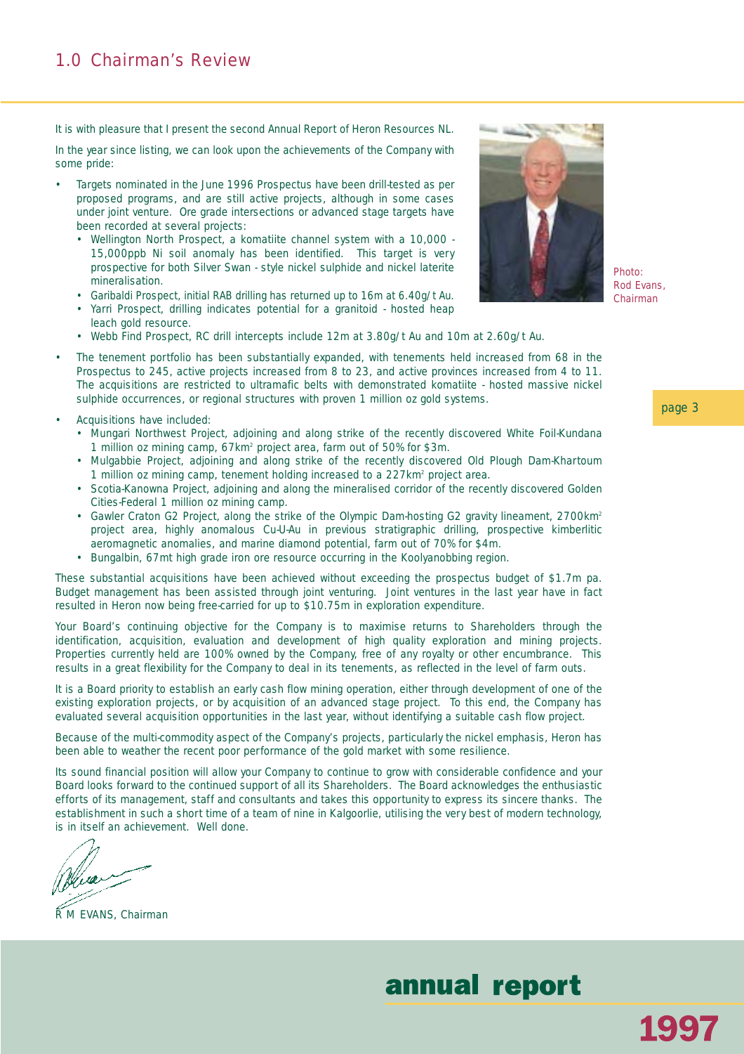## 1.0 Chairman's Review

It is with pleasure that I present the second Annual Report of Heron Resources NL.

In the year since listing, we can look upon the achievements of the Company with some pride:

- Targets nominated in the June 1996 Prospectus have been drill-tested as per proposed programs, and are still active projects, although in some cases under joint venture. Ore grade intersections or advanced stage targets have been recorded at several projects:
  - Wellington North Prospect, a komatiite channel system with a 10,000 - 15,000ppb Ni soil anomaly has been identified. This target is very prospective for both Silver Swan - style nickel sulphide and nickel laterite mineralisation.
  - Garibaldi Prospect, initial RAB drilling has returned up to 16m at 6.40g/t Au.
  - Yarri Prospect, drilling indicates potential for a granitoid - hosted heap leach gold resource.
  - Webb Find Prospect, RC drill intercepts include 12m at 3.80g/t Au and 10m at 2.60g/t Au.
- The tenement portfolio has been substantially expanded, with tenements held increased from 68 in the Prospectus to 245, active projects increased from 8 to 23, and active provinces increased from 4 to 11. The acquisitions are restricted to ultramafic belts with demonstrated komatiite - hosted massive nickel sulphide occurrences, or regional structures with proven 1 million oz gold systems.
- Acquisitions have included:
  - Mungari Northwest Project, adjoining and along strike of the recently discovered White Foil-Kundana 1 million oz mining camp, 67km$^2$ project area, farm out of 50% for $3m.
  - Mulgabbie Project, adjoining and along strike of the recently discovered Old Plough Dam-Khartoum 1 million oz mining camp, tenement holding increased to a 227km$^2$ project area.
  - Scotia-Kanowna Project, adjoining and along the mineralised corridor of the recently discovered Golden Cities-Federal 1 million oz mining camp.
  - Gawler Craton G2 Project, along the strike of the Olympic Dam-hosting G2 gravity lineament, 2700km$^2$ project area, highly anomalous Cu-U-Au in previous stratigraphic drilling, prospective kimberlitic aeromagnetic anomalies, and marine diamond potential, farm out of 70% for $4m.
  - Bungalbin, 67mt high grade iron ore resource occurring in the Koolyanobbing region.

Photo: Rod Evans, Chairman

These substantial acquisitions have been achieved without exceeding the prospectus budget of $1.7m pa. Budget management has been assisted through joint venturing. Joint ventures in the last year have in fact resulted in Heron now being free-carried for up to $10.75m in exploration expenditure.

Your Board's continuing objective for the Company is to maximise returns to Shareholders through the identification, acquisition, evaluation and development of high quality exploration and mining projects. Properties currently held are 100% owned by the Company, free of any royalty or other encumbrance. This results in a great flexibility for the Company to deal in its tenements, as reflected in the level of farm outs.

It is a Board priority to establish an early cash flow mining operation, either through development of one of the existing exploration projects, or by acquisition of an advanced stage project. To this end, the Company has evaluated several acquisition opportunities in the last year, without identifying a suitable cash flow project.

Because of the multi-commodity aspect of the Company's projects, particularly the nickel emphasis, Heron has been able to weather the recent poor performance of the gold market with some resilience.

Its sound financial position will allow your Company to continue to grow with considerable confidence and your Board looks forward to the continued support of all its Shareholders. The Board acknowledges the enthusiastic efforts of its management, staff and consultants and takes this opportunity to express its sincere thanks. The establishment in such a short time of a team of nine in Kalgoorlie, utilising the very best of modern technology, is in itself an achievement. Well done.

R M EVANS, Chairman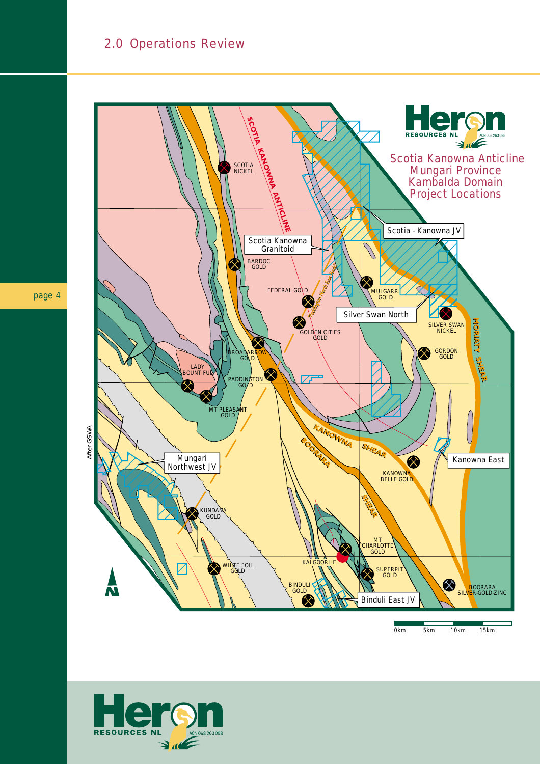## 2.0 Operations Review

Scotia Kanowna Anticline
Mungari Province
Kambalda Domain
Project Locations

SCOTIA KANOWNA ANTICLINE

SCOTIA NICKEL

Scotia Kanowna Granitoid

BARDOC GOLD

FEDERAL GOLD

Paddington North East Fault

GOLDEN CITIES GOLD

Scotia - Kanowna JV

MULGARRI GOLD

Silver Swan North

SILVER SWAN NICKEL

MORIATY SHEAR

GORDON GOLD

BROADARROW GOLD

LADY BOUNTIFUL

PADDINGTON GOLD

MT PLEASANT GOLD

KANOWNA SHEAR

BOORARA SHEAR

Kanowna East

KANOWNA BELLE GOLD

Mungari Northwest JV

KUNDANA GOLD

MT CHARLOTTE GOLD

KALGOORLIE

WHITE FOIL GOLD

SUPERPIT GOLD

BINDULI GOLD

Binduli East JV

BOORARA SILVER-GOLD-ZINC

N

After GSWA

0km 5km 10km 15km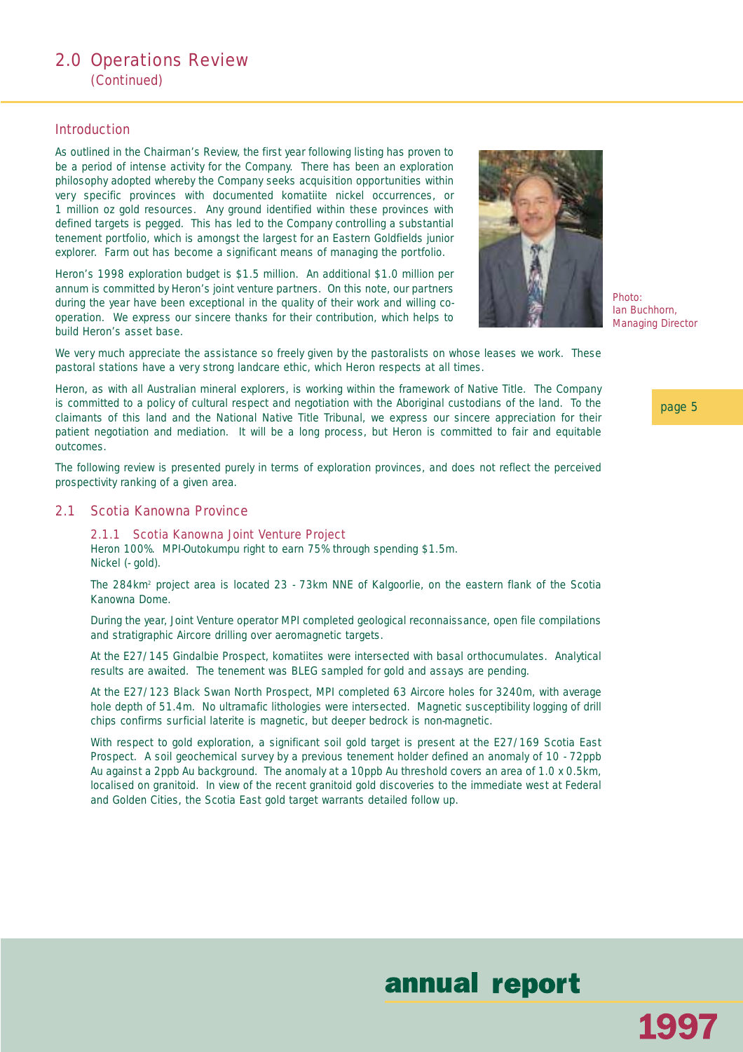## 2.0 Operations Review
(Continued)

### Introduction

As outlined in the Chairman's Review, the first year following listing has proven to be a period of intense activity for the Company. There has been an exploration philosophy adopted whereby the Company seeks acquisition opportunities within very specific provinces with documented komatiite nickel occurrences, or 1 million oz gold resources. Any ground identified within these provinces with defined targets is pegged. This has led to the Company controlling a substantial tenement portfolio, which is amongst the largest for an Eastern Goldfields junior explorer. Farm out has become a significant means of managing the portfolio.

Heron's 1998 exploration budget is $1.5 million. An additional $1.0 million per annum is committed by Heron's joint venture partners. On this note, our partners during the year have been exceptional in the quality of their work and willing co-operation. We express our sincere thanks for their contribution, which helps to build Heron's asset base.

Photo:
Ian Buchhorn,
Managing Director

We very much appreciate the assistance so freely given by the pastoralists on whose leases we work. These pastoral stations have a very strong landcare ethic, which Heron respects at all times.

Heron, as with all Australian mineral explorers, is working within the framework of Native Title. The Company is committed to a policy of cultural respect and negotiation with the Aboriginal custodians of the land. To the claimants of this land and the National Native Title Tribunal, we express our sincere appreciation for their patient negotiation and mediation. It will be a long process, but Heron is committed to fair and equitable outcomes.

The following review is presented purely in terms of exploration provinces, and does not reflect the perceived prospectivity ranking of a given area.

### 2.1 Scotia Kanowna Province

#### 2.1.1 Scotia Kanowna Joint Venture Project

Heron 100%. MPI-Outokumpu right to earn 75% through spending $1.5m.
Nickel (- gold).

The 284km$^2$ project area is located 23 - 73km NNE of Kalgoorlie, on the eastern flank of the Scotia Kanowna Dome.

During the year, Joint Venture operator MPI completed geological reconnaissance, open file compilations and stratigraphic Aircore drilling over aeromagnetic targets.

At the E27/145 Gindalbie Prospect, komatiites were intersected with basal orthocumulates. Analytical results are awaited. The tenement was BLEG sampled for gold and assays are pending.

At the E27/123 Black Swan North Prospect, MPI completed 63 Aircore holes for 3240m, with average hole depth of 51.4m. No ultramafic lithologies were intersected. Magnetic susceptibility logging of drill chips confirms surficial laterite is magnetic, but deeper bedrock is non-magnetic.

With respect to gold exploration, a significant soil gold target is present at the E27/169 Scotia East Prospect. A soil geochemical survey by a previous tenement holder defined an anomaly of 10 - 72ppb Au against a 2ppb Au background. The anomaly at a 10ppb Au threshold covers an area of 1.0 x 0.5km, localised on granitoid. In view of the recent granitoid gold discoveries to the immediate west at Federal and Golden Cities, the Scotia East gold target warrants detailed follow up.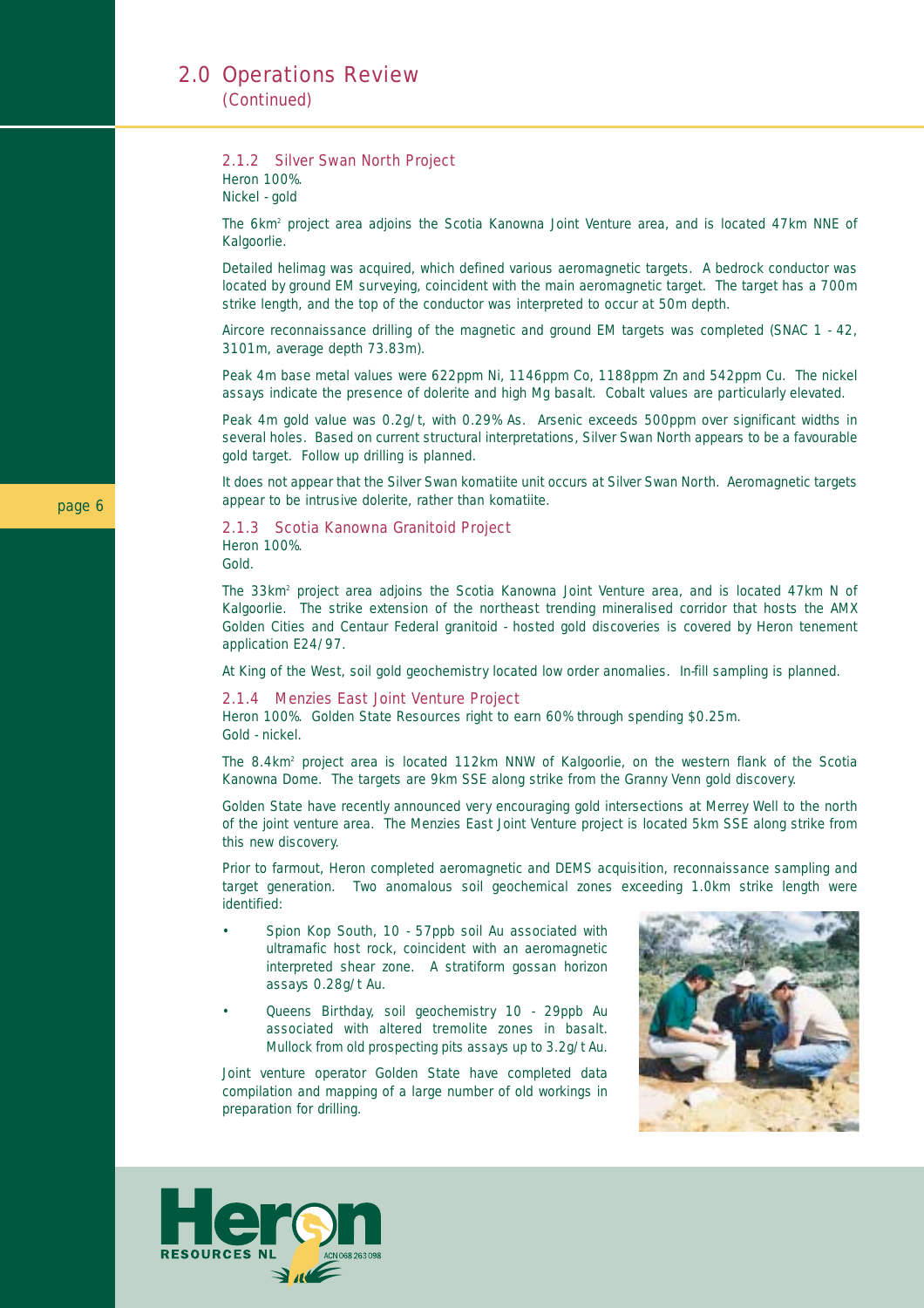## 2.0 Operations Review
(Continued)

### 2.1.2 Silver Swan North Project

Heron 100%.
Nickel - gold

The 6km$^2$ project area adjoins the Scotia Kanowna Joint Venture area, and is located 47km NNE of Kalgoorlie.

Detailed helimag was acquired, which defined various aeromagnetic targets. A bedrock conductor was located by ground EM surveying, coincident with the main aeromagnetic target. The target has a 700m strike length, and the top of the conductor was interpreted to occur at 50m depth.

Aircore reconnaissance drilling of the magnetic and ground EM targets was completed (SNAC 1 - 42, 3101m, average depth 73.83m).

Peak 4m base metal values were 622ppm Ni, 1146ppm Co, 1188ppm Zn and 542ppm Cu. The nickel assays indicate the presence of dolerite and high Mg basalt. Cobalt values are particularly elevated.

Peak 4m gold value was 0.2g/t, with 0.29% As. Arsenic exceeds 500ppm over significant widths in several holes. Based on current structural interpretations, Silver Swan North appears to be a favourable gold target. Follow up drilling is planned.

It does not appear that the Silver Swan komatiite unit occurs at Silver Swan North. Aeromagnetic targets appear to be intrusive dolerite, rather than komatiite.

### 2.1.3 Scotia Kanowna Granitoid Project

Heron 100%.
Gold.

The 33km$^2$ project area adjoins the Scotia Kanowna Joint Venture area, and is located 47km N of Kalgoorlie. The strike extension of the northeast trending mineralised corridor that hosts the AMX Golden Cities and Centaur Federal granitoid - hosted gold discoveries is covered by Heron tenement application E24/97.

At King of the West, soil gold geochemistry located low order anomalies. In-fill sampling is planned.

### 2.1.4 Menzies East Joint Venture Project

Heron 100%. Golden State Resources right to earn 60% through spending $0.25m.
Gold - nickel.

The 8.4km$^2$ project area is located 112km NNW of Kalgoorlie, on the western flank of the Scotia Kanowna Dome. The targets are 9km SSE along strike from the Granny Venn gold discovery.

Golden State have recently announced very encouraging gold intersections at Merrey Well to the north of the joint venture area. The Menzies East Joint Venture project is located 5km SSE along strike from this new discovery.

Prior to farmout, Heron completed aeromagnetic and DEMS acquisition, reconnaissance sampling and target generation. Two anomalous soil geochemical zones exceeding 1.0km strike length were identified:

- Spion Kop South, 10 - 57ppb soil Au associated with ultramafic host rock, coincident with an aeromagnetic interpreted shear zone. A stratiform gossan horizon assays 0.28g/t Au.
- Queens Birthday, soil geochemistry 10 - 29ppb Au associated with altered tremolite zones in basalt. Mullock from old prospecting pits assays up to 3.2g/t Au.

Joint venture operator Golden State have completed data compilation and mapping of a large number of old workings in preparation for drilling.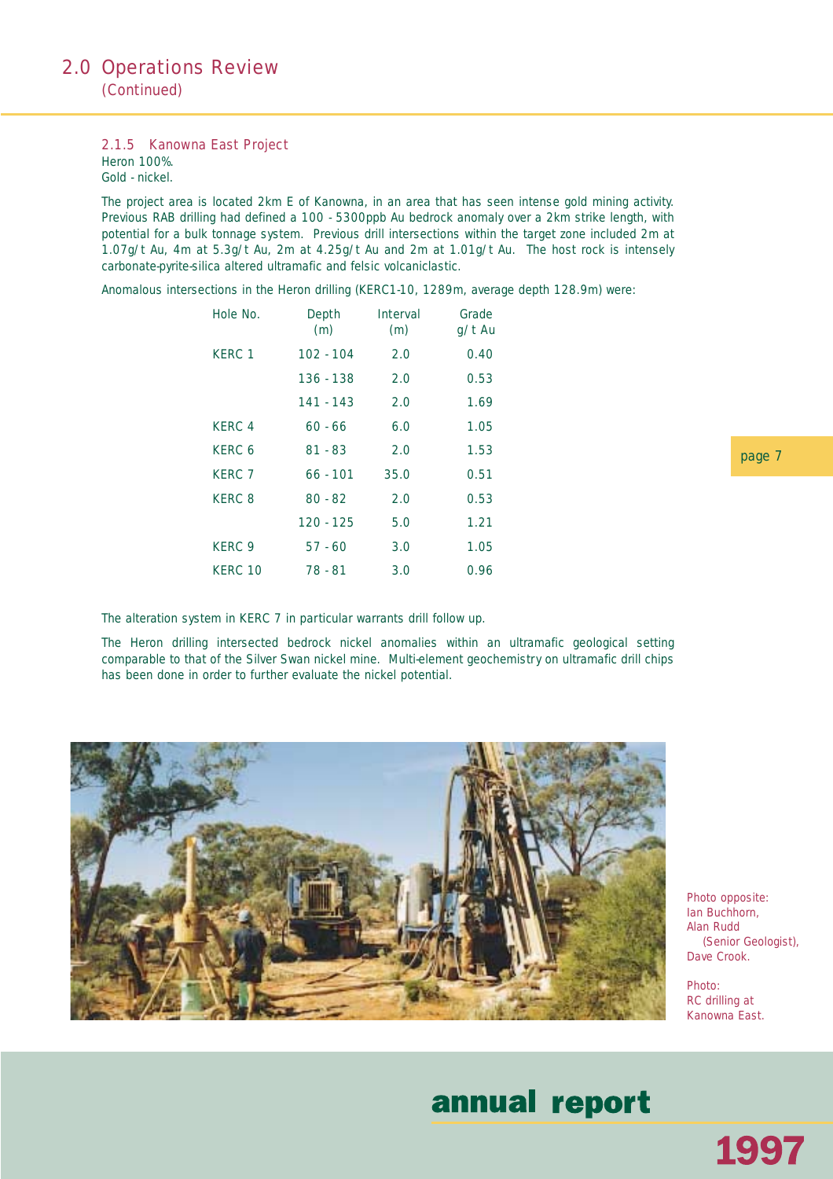## 2.0 Operations Review
(Continued)

### 2.1.5 Kanowna East Project

Heron 100%.
Gold - nickel.

The project area is located 2km E of Kanowna, in an area that has seen intense gold mining activity. Previous RAB drilling had defined a 100 - 5300ppb Au bedrock anomaly over a 2km strike length, with potential for a bulk tonnage system. Previous drill intersections within the target zone included 2m at 1.07g/t Au, 4m at 5.3g/t Au, 2m at 4.25g/t Au and 2m at 1.01g/t Au. The host rock is intensely carbonate-pyrite-silica altered ultramafic and felsic volcaniclastic.

Anomalous intersections in the Heron drilling (KERC1-10, 1289m, average depth 128.9m) were:

| Hole No. | Depth (m) | Interval (m) | Grade g/t Au |
|---|---|---|---|
| KERC 1 | 102 - 104 | 2.0 | 0.40 |
| | 136 - 138 | 2.0 | 0.53 |
| | 141 - 143 | 2.0 | 1.69 |
| KERC 4 | 60 - 66 | 6.0 | 1.05 |
| KERC 6 | 81 - 83 | 2.0 | 1.53 |
| KERC 7 | 66 - 101 | 35.0 | 0.51 |
| KERC 8 | 80 - 82 | 2.0 | 0.53 |
| | 120 - 125 | 5.0 | 1.21 |
| KERC 9 | 57 - 60 | 3.0 | 1.05 |
| KERC 10 | 78 - 81 | 3.0 | 0.96 |

The alteration system in KERC 7 in particular warrants drill follow up.

The Heron drilling intersected bedrock nickel anomalies within an ultramafic geological setting comparable to that of the Silver Swan nickel mine. Multi-element geochemistry on ultramafic drill chips has been done in order to further evaluate the nickel potential.

Photo opposite:
Ian Buchhorn,
Alan Rudd
(Senior Geologist),
Dave Crook.

Photo:
RC drilling at
Kanowna East.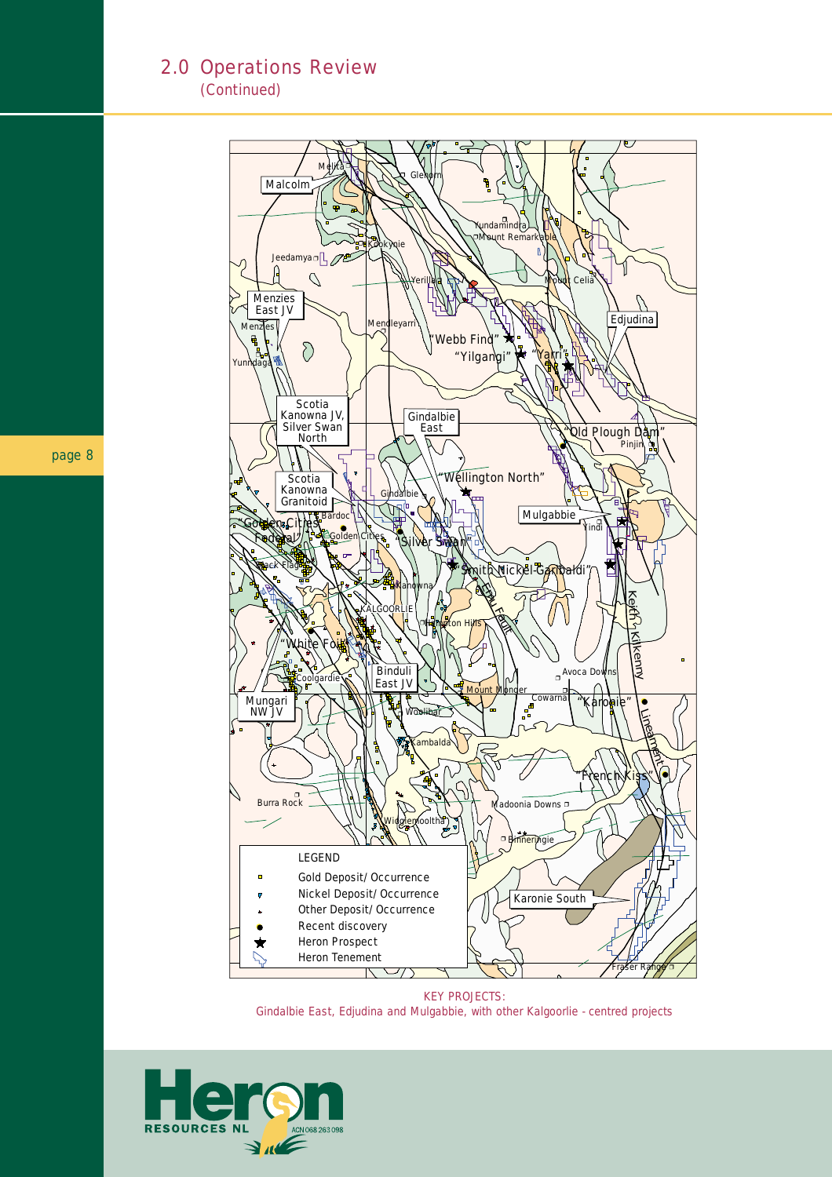## 2.0 Operations Review
(Continued)

KEY PROJECTS:
Gindalbie East, Edjudina and Mulgabbie, with other Kalgoorlie - centred projects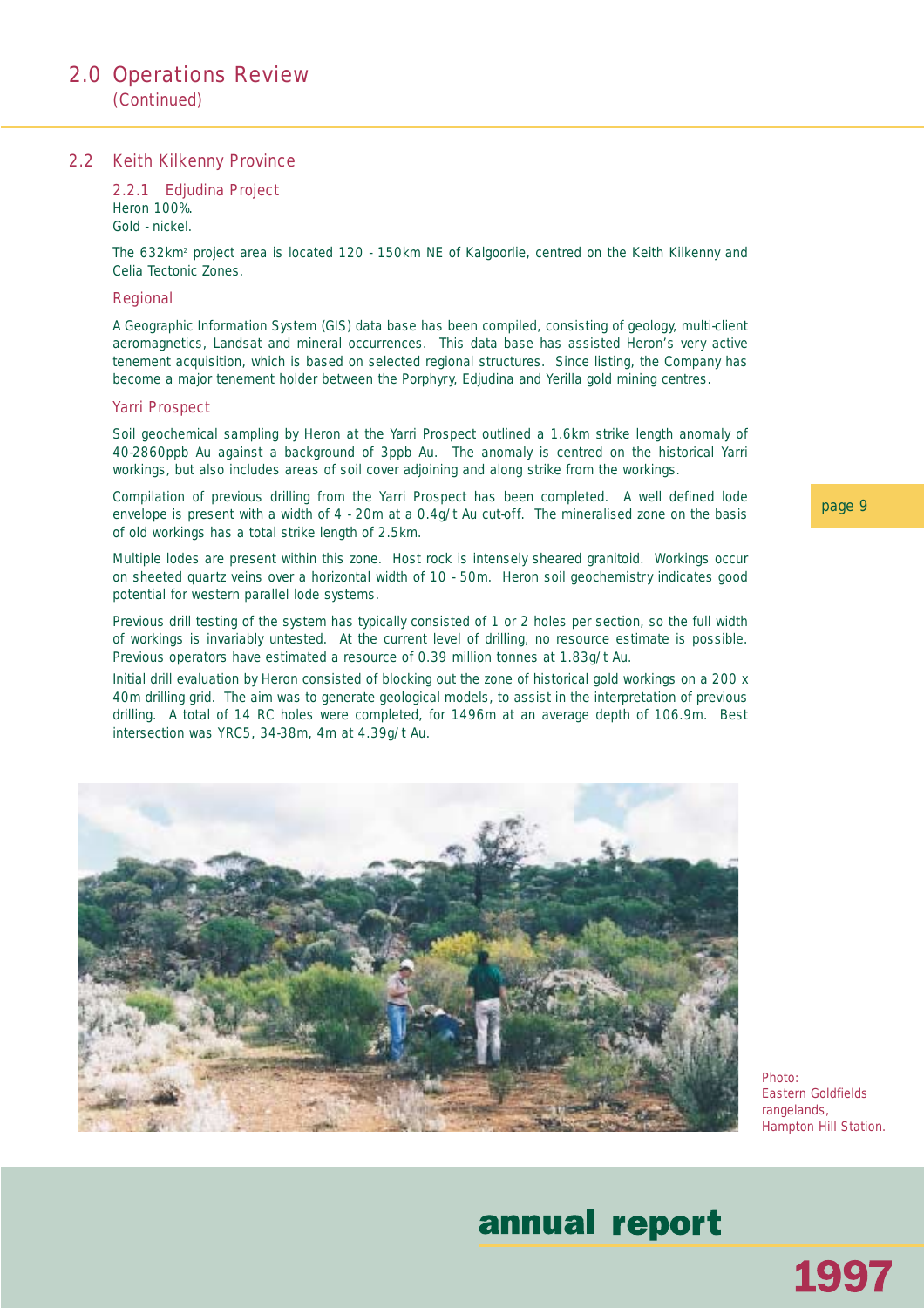## 2.0 Operations Review
(Continued)

### 2.2 Keith Kilkenny Province

#### 2.2.1 Edjudina Project

Heron 100%.
Gold - nickel.

The 632km² project area is located 120 - 150km NE of Kalgoorlie, centred on the Keith Kilkenny and Celia Tectonic Zones.

##### Regional

A Geographic Information System (GIS) data base has been compiled, consisting of geology, multi-client aeromagnetics, Landsat and mineral occurrences. This data base has assisted Heron's very active tenement acquisition, which is based on selected regional structures. Since listing, the Company has become a major tenement holder between the Porphyry, Edjudina and Yerilla gold mining centres.

##### Yarri Prospect

Soil geochemical sampling by Heron at the Yarri Prospect outlined a 1.6km strike length anomaly of 40-2860ppb Au against a background of 3ppb Au. The anomaly is centred on the historical Yarri workings, but also includes areas of soil cover adjoining and along strike from the workings.

Compilation of previous drilling from the Yarri Prospect has been completed. A well defined lode envelope is present with a width of 4 - 20m at a 0.4g/t Au cut-off. The mineralised zone on the basis of old workings has a total strike length of 2.5km.

Multiple lodes are present within this zone. Host rock is intensely sheared granitoid. Workings occur on sheeted quartz veins over a horizontal width of 10 - 50m. Heron soil geochemistry indicates good potential for western parallel lode systems.

Previous drill testing of the system has typically consisted of 1 or 2 holes per section, so the full width of workings is invariably untested. At the current level of drilling, no resource estimate is possible. Previous operators have estimated a resource of 0.39 million tonnes at 1.83g/t Au.

Initial drill evaluation by Heron consisted of blocking out the zone of historical gold workings on a 200 x 40m drilling grid. The aim was to generate geological models, to assist in the interpretation of previous drilling. A total of 14 RC holes were completed, for 1496m at an average depth of 106.9m. Best intersection was YRC5, 34-38m, 4m at 4.39g/t Au.

Photo:
Eastern Goldfields rangelands,
Hampton Hill Station.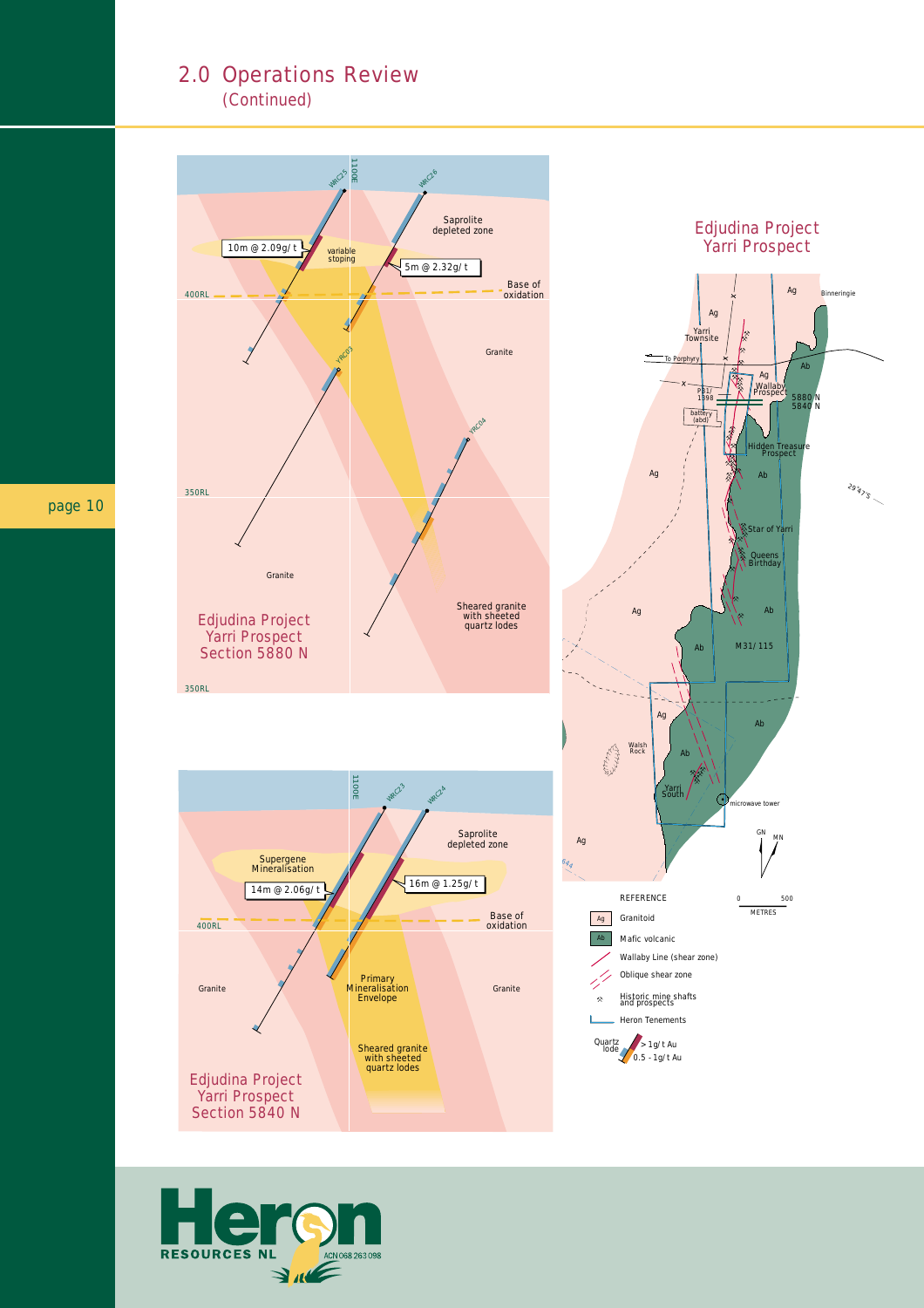# 2.0 Operations Review
(Continued)

Edjudina Project
Yarri Prospect
Section 5880 N

Saprolite depleted zone

10m @ 2.09g/t

variable stoping

5m @ 2.32g/t

Base of oxidation

400RL

Granite

350RL

Sheared granite with sheeted quartz lodes

Edjudina Project
Yarri Prospect
Section 5840 N

Supergene Mineralisation

14m @ 2.06g/t

16m @ 1.25g/t

Saprolite depleted zone

Base of oxidation

Primary Mineralisation Envelope

Sheared granite with sheeted quartz lodes

Edjudina Project
Yarri Prospect

REFERENCE

- Ag — Granitoid
- Ab — Mafic volcanic
- Wallaby Line (shear zone)
- Oblique shear zone
- Historic mine shafts and prospects
- Heron Tenements
- Quartz lode: > 1g/t Au; 0.5 - 1g/t Au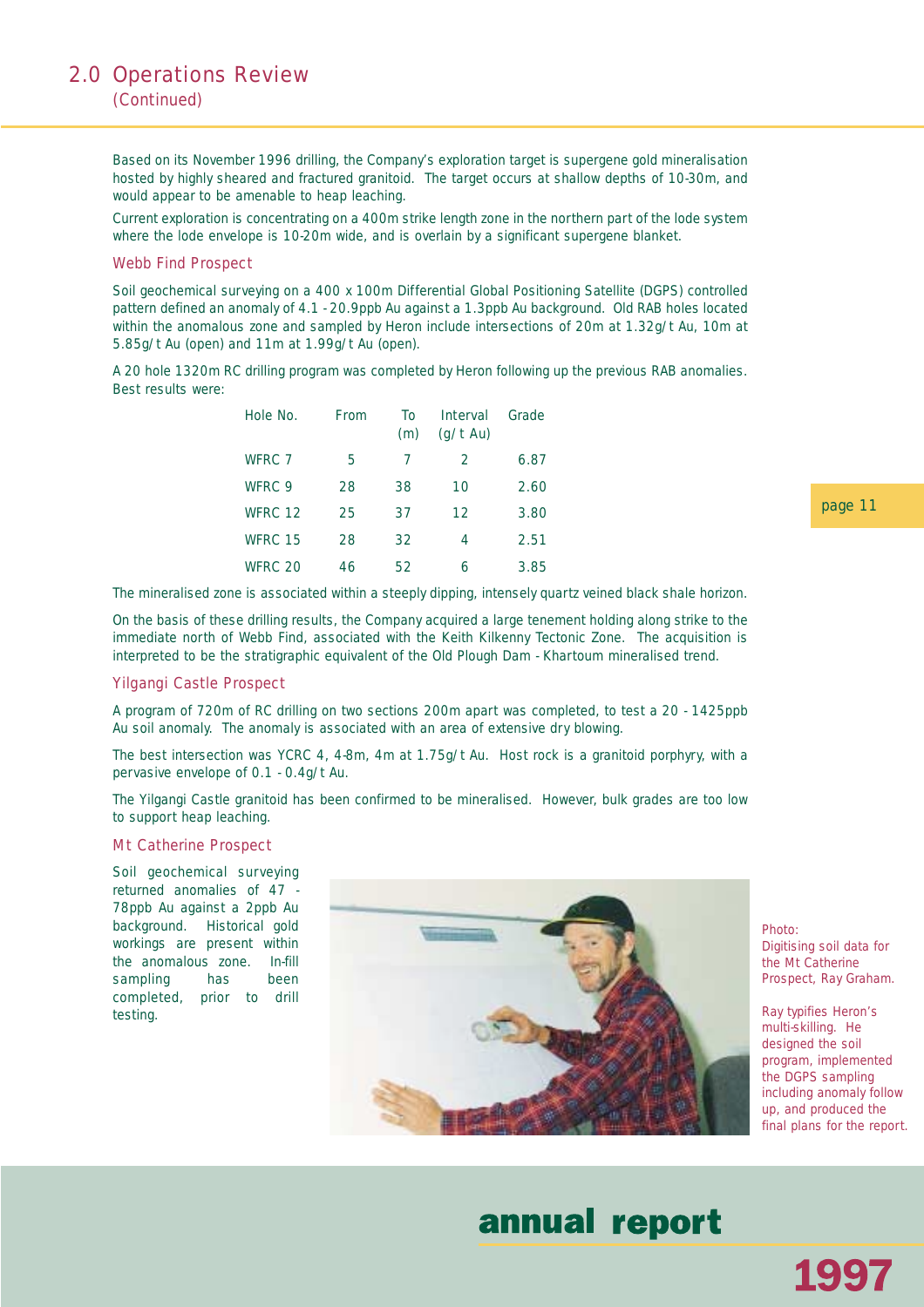## 2.0 Operations Review
(Continued)

Based on its November 1996 drilling, the Company's exploration target is supergene gold mineralisation hosted by highly sheared and fractured granitoid. The target occurs at shallow depths of 10-30m, and would appear to be amenable to heap leaching.

Current exploration is concentrating on a 400m strike length zone in the northern part of the lode system where the lode envelope is 10-20m wide, and is overlain by a significant supergene blanket.

### Webb Find Prospect

Soil geochemical surveying on a 400 x 100m Differential Global Positioning Satellite (DGPS) controlled pattern defined an anomaly of 4.1 - 20.9ppb Au against a 1.3ppb Au background. Old RAB holes located within the anomalous zone and sampled by Heron include intersections of 20m at 1.32g/t Au, 10m at 5.85g/t Au (open) and 11m at 1.99g/t Au (open).

A 20 hole 1320m RC drilling program was completed by Heron following up the previous RAB anomalies. Best results were:

| Hole No. | From | To (m) | Interval (g/t Au) | Grade |
|---|---|---|---|---|
| WFRC 7 | 5 | 7 | 2 | 6.87 |
| WFRC 9 | 28 | 38 | 10 | 2.60 |
| WFRC 12 | 25 | 37 | 12 | 3.80 |
| WFRC 15 | 28 | 32 | 4 | 2.51 |
| WFRC 20 | 46 | 52 | 6 | 3.85 |

The mineralised zone is associated within a steeply dipping, intensely quartz veined black shale horizon.

On the basis of these drilling results, the Company acquired a large tenement holding along strike to the immediate north of Webb Find, associated with the Keith Kilkenny Tectonic Zone. The acquisition is interpreted to be the stratigraphic equivalent of the Old Plough Dam - Khartoum mineralised trend.

### Yilgangi Castle Prospect

A program of 720m of RC drilling on two sections 200m apart was completed, to test a 20 - 1425ppb Au soil anomaly. The anomaly is associated with an area of extensive dry blowing.

The best intersection was YCRC 4, 4-8m, 4m at 1.75g/t Au. Host rock is a granitoid porphyry, with a pervasive envelope of 0.1 - 0.4g/t Au.

The Yilgangi Castle granitoid has been confirmed to be mineralised. However, bulk grades are too low to support heap leaching.

### Mt Catherine Prospect

Soil geochemical surveying returned anomalies of 47 - 78ppb Au against a 2ppb Au background. Historical gold workings are present within the anomalous zone. In-fill sampling has been completed, prior to drill testing.

Photo:
Digitising soil data for the Mt Catherine Prospect, Ray Graham.

Ray typifies Heron's multi-skilling. He designed the soil program, implemented the DGPS sampling including anomaly follow up, and produced the final plans for the report.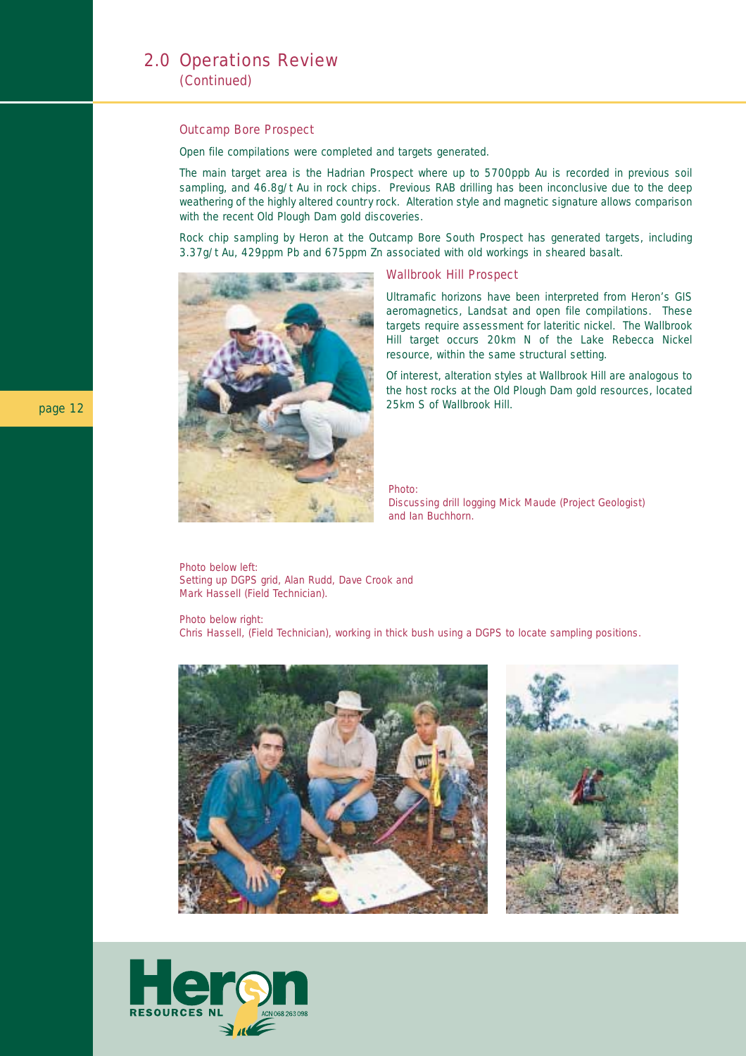## 2.0 Operations Review
(Continued)

### Outcamp Bore Prospect

Open file compilations were completed and targets generated.

The main target area is the Hadrian Prospect where up to 5700ppb Au is recorded in previous soil sampling, and 46.8g/t Au in rock chips. Previous RAB drilling has been inconclusive due to the deep weathering of the highly altered country rock. Alteration style and magnetic signature allows comparison with the recent Old Plough Dam gold discoveries.

Rock chip sampling by Heron at the Outcamp Bore South Prospect has generated targets, including 3.37g/t Au, 429ppm Pb and 675ppm Zn associated with old workings in sheared basalt.

### Wallbrook Hill Prospect

Ultramafic horizons have been interpreted from Heron's GIS aeromagnetics, Landsat and open file compilations. These targets require assessment for lateritic nickel. The Wallbrook Hill target occurs 20km N of the Lake Rebecca Nickel resource, within the same structural setting.

Of interest, alteration styles at Wallbrook Hill are analogous to the host rocks at the Old Plough Dam gold resources, located 25km S of Wallbrook Hill.

Photo:
Discussing drill logging Mick Maude (Project Geologist) and Ian Buchhorn.

Photo below left:
Setting up DGPS grid, Alan Rudd, Dave Crook and Mark Hassell (Field Technician).

Photo below right:
Chris Hassell, (Field Technician), working in thick bush using a DGPS to locate sampling positions.

Heron RESOURCES NL ACN 068 263 098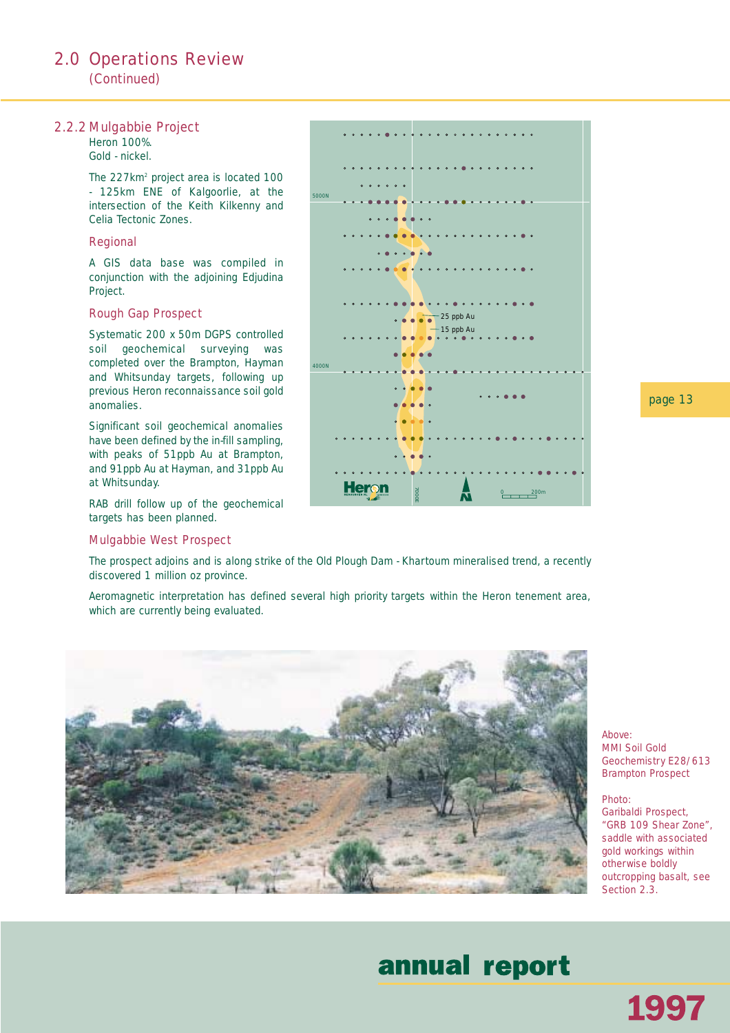## 2.0 Operations Review

(Continued)

### 2.2.2 Mulgabbie Project

Heron 100%.

Gold - nickel.

The 227km[2] project area is located 100 - 125km ENE of Kalgoorlie, at the intersection of the Keith Kilkenny and Celia Tectonic Zones.

#### Regional

A GIS data base was compiled in conjunction with the adjoining Edjudina Project.

#### Rough Gap Prospect

Systematic 200 x 50m DGPS controlled soil geochemical surveying was completed over the Brampton, Hayman and Whitsunday targets, following up previous Heron reconnaissance soil gold anomalies.

Significant soil geochemical anomalies have been defined by the in-fill sampling, with peaks of 51ppb Au at Brampton, and 91ppb Au at Hayman, and 31ppb Au at Whitsunday.

RAB drill follow up of the geochemical targets has been planned.

#### Mulgabbie West Prospect

The prospect adjoins and is along strike of the Old Plough Dam - Khartoum mineralised trend, a recently discovered 1 million oz province.

Aeromagnetic interpretation has defined several high priority targets within the Heron tenement area, which are currently being evaluated.

Above:
MMI Soil Gold Geochemistry E28/613 Brampton Prospect

Photo:
Garibaldi Prospect, "GRB 109 Shear Zone", saddle with associated gold workings within otherwise boldly outcropping basalt, see Section 2.3.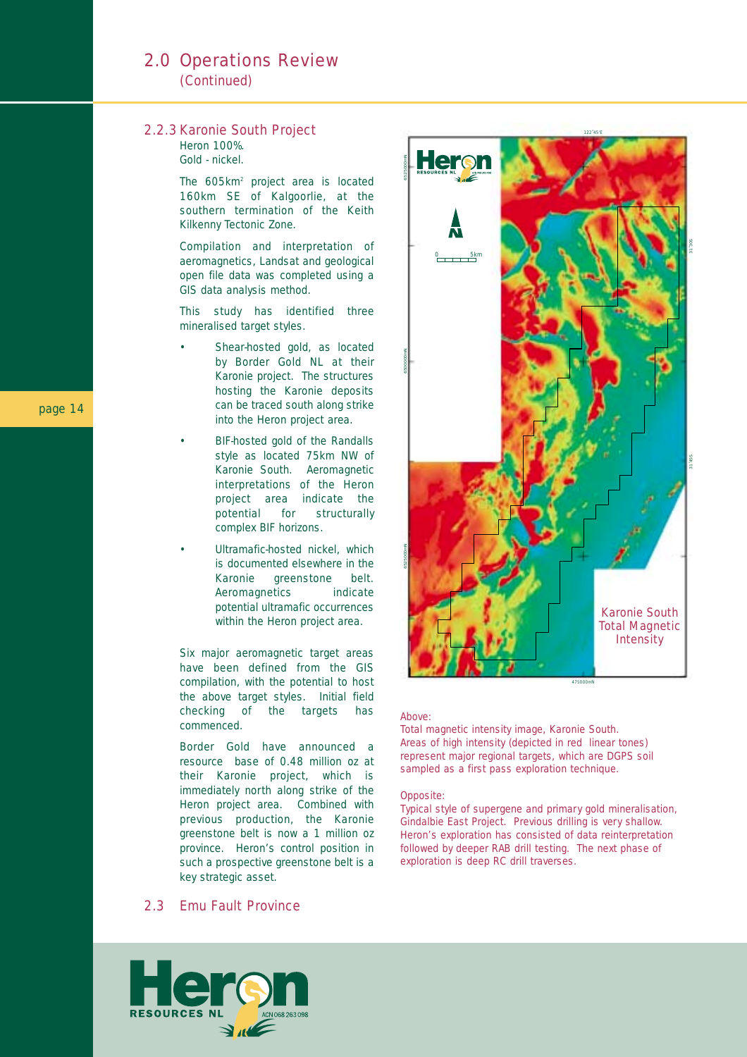## 2.0 Operations Review
(Continued)

### 2.2.3 Karonie South Project

Heron 100%.
Gold - nickel.

The 605km[2] project area is located 160km SE of Kalgoorlie, at the southern termination of the Keith Kilkenny Tectonic Zone.

Compilation and interpretation of aeromagnetics, Landsat and geological open file data was completed using a GIS data analysis method.

This study has identified three mineralised target styles.

- Shear-hosted gold, as located by Border Gold NL at their Karonie project. The structures hosting the Karonie deposits can be traced south along strike into the Heron project area.
- BIF-hosted gold of the Randalls style as located 75km NW of Karonie South. Aeromagnetic interpretations of the Heron project area indicate the potential for structurally complex BIF horizons.
- Ultramafic-hosted nickel, which is documented elsewhere in the Karonie greenstone belt. Aeromagnetics indicate potential ultramafic occurrences within the Heron project area.

Six major aeromagnetic target areas have been defined from the GIS compilation, with the potential to host the above target styles. Initial field checking of the targets has commenced.

Border Gold have announced a resource base of 0.48 million oz at their Karonie project, which is immediately north along strike of the Heron project area. Combined with previous production, the Karonie greenstone belt is now a 1 million oz province. Heron's control position in such a prospective greenstone belt is a key strategic asset.

Karonie South Total Magnetic Intensity

Above:
Total magnetic intensity image, Karonie South. Areas of high intensity (depicted in red linear tones) represent major regional targets, which are DGPS soil sampled as a first pass exploration technique.

Opposite:
Typical style of supergene and primary gold mineralisation, Gindalbie East Project. Previous drilling is very shallow. Heron's exploration has consisted of data reinterpretation followed by deeper RAB drill testing. The next phase of exploration is deep RC drill traverses.

### 2.3 Emu Fault Province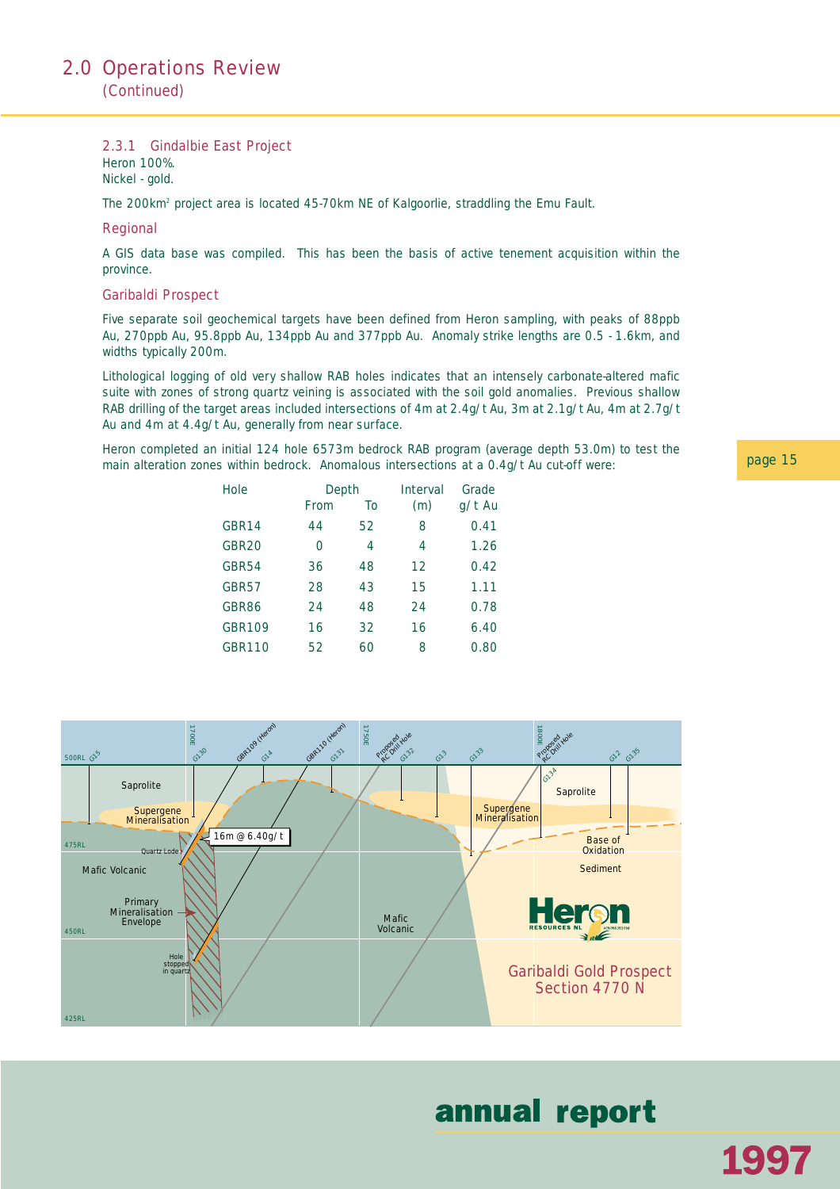## 2.0 Operations Review
(Continued)

### 2.3.1 Gindalbie East Project

Heron 100%.
Nickel - gold.

The 200km² project area is located 45-70km NE of Kalgoorlie, straddling the Emu Fault.

#### Regional

A GIS data base was compiled. This has been the basis of active tenement acquisition within the province.

#### Garibaldi Prospect

Five separate soil geochemical targets have been defined from Heron sampling, with peaks of 88ppb Au, 270ppb Au, 95.8ppb Au, 134ppb Au and 377ppb Au. Anomaly strike lengths are 0.5 - 1.6km, and widths typically 200m.

Lithological logging of old very shallow RAB holes indicates that an intensely carbonate-altered mafic suite with zones of strong quartz veining is associated with the soil gold anomalies. Previous shallow RAB drilling of the target areas included intersections of 4m at 2.4g/t Au, 3m at 2.1g/t Au, 4m at 2.7g/t Au and 4m at 4.4g/t Au, generally from near surface.

Heron completed an initial 124 hole 6573m bedrock RAB program (average depth 53.0m) to test the main alteration zones within bedrock. Anomalous intersections at a 0.4g/t Au cut-off were:

| Hole | Depth From | Depth To | Interval (m) | Grade g/t Au |
|---|---|---|---|---|
| GBR14 | 44 | 52 | 8 | 0.41 |
| GBR20 | 0 | 4 | 4 | 1.26 |
| GBR54 | 36 | 48 | 12 | 0.42 |
| GBR57 | 28 | 43 | 15 | 1.11 |
| GBR86 | 24 | 48 | 24 | 0.78 |
| GBR109 | 16 | 32 | 16 | 6.40 |
| GBR110 | 52 | 60 | 8 | 0.80 |

Garibaldi Gold Prospect
Section 4770 N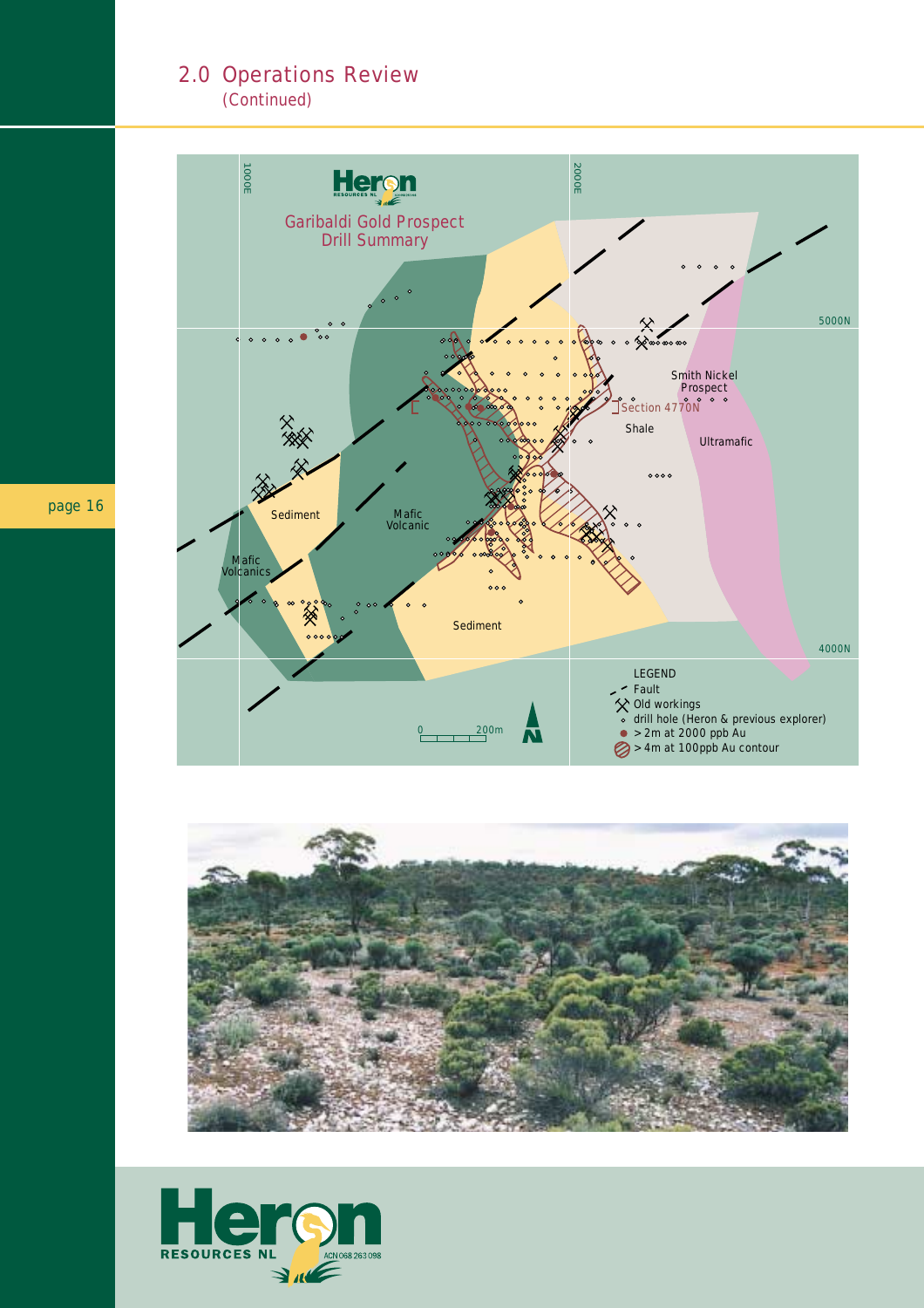## 2.0 Operations Review
(Continued)

Garibaldi Gold Prospect
Drill Summary

1000E
2000E
5000N
4000N

Smith Nickel Prospect
Section 4770N
Shale
Ultramafic
Sediment
Mafic Volcanic
Mafic Volcanics
Sediment

LEGEND
Fault
Old workings
drill hole (Heron & previous explorer)
> 2m at 2000 ppb Au
> 4m at 100ppb Au contour

0 200m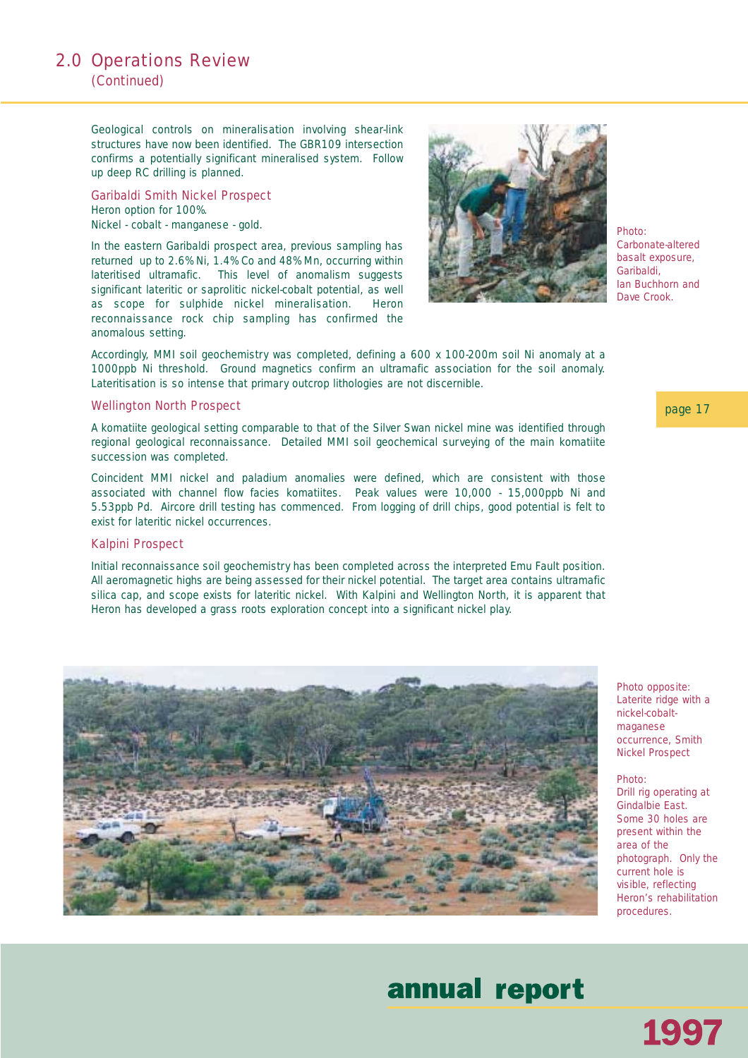## 2.0 Operations Review
(Continued)

Geological controls on mineralisation involving shear-link structures have now been identified. The GBR109 intersection confirms a potentially significant mineralised system. Follow up deep RC drilling is planned.

### Garibaldi Smith Nickel Prospect

Heron option for 100%.
Nickel - cobalt - manganese - gold.

In the eastern Garibaldi prospect area, previous sampling has returned up to 2.6% Ni, 1.4% Co and 48% Mn, occurring within lateritised ultramafic. This level of anomalism suggests significant lateritic or saprolitic nickel-cobalt potential, as well as scope for sulphide nickel mineralisation. Heron reconnaissance rock chip sampling has confirmed the anomalous setting.

Photo: Carbonate-altered basalt exposure, Garibaldi, Ian Buchhorn and Dave Crook.

Accordingly, MMI soil geochemistry was completed, defining a 600 x 100-200m soil Ni anomaly at a 1000ppb Ni threshold. Ground magnetics confirm an ultramafic association for the soil anomaly. Lateritisation is so intense that primary outcrop lithologies are not discernible.

### Wellington North Prospect

A komatiite geological setting comparable to that of the Silver Swan nickel mine was identified through regional geological reconnaissance. Detailed MMI soil geochemical surveying of the main komatiite succession was completed.

Coincident MMI nickel and paladium anomalies were defined, which are consistent with those associated with channel flow facies komatiites. Peak values were 10,000 - 15,000ppb Ni and 5.53ppb Pd. Aircore drill testing has commenced. From logging of drill chips, good potential is felt to exist for lateritic nickel occurrences.

### Kalpini Prospect

Initial reconnaissance soil geochemistry has been completed across the interpreted Emu Fault position. All aeromagnetic highs are being assessed for their nickel potential. The target area contains ultramafic silica cap, and scope exists for lateritic nickel. With Kalpini and Wellington North, it is apparent that Heron has developed a grass roots exploration concept into a significant nickel play.

Photo opposite: Laterite ridge with a nickel-cobalt-maganese occurrence, Smith Nickel Prospect

Photo: Drill rig operating at Gindalbie East. Some 30 holes are present within the area of the photograph. Only the current hole is visible, reflecting Heron's rehabilitation procedures.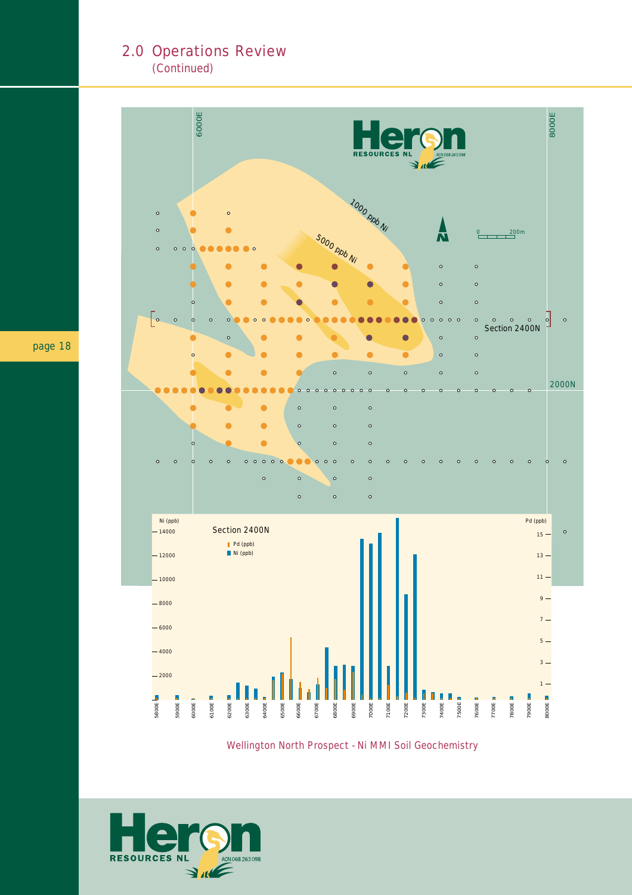## 2.0 Operations Review
(Continued)

Wellington North Prospect - Ni MMI Soil Geochemistry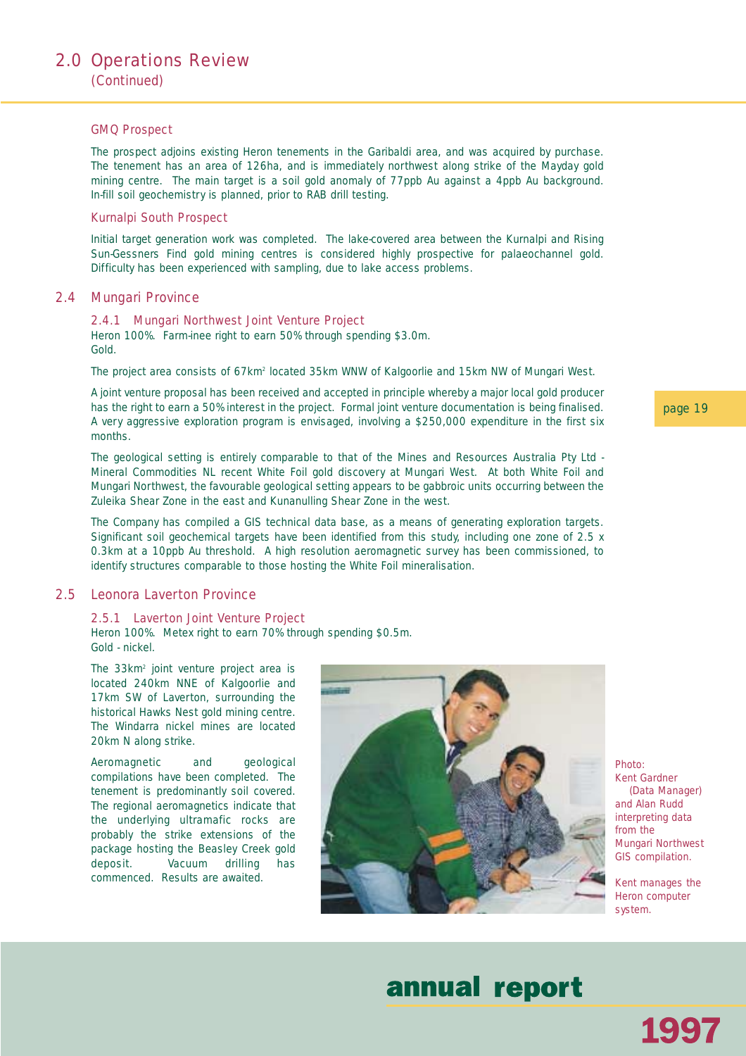## 2.0 Operations Review
(Continued)

### GMQ Prospect

The prospect adjoins existing Heron tenements in the Garibaldi area, and was acquired by purchase. The tenement has an area of 126ha, and is immediately northwest along strike of the Mayday gold mining centre. The main target is a soil gold anomaly of 77ppb Au against a 4ppb Au background. In-fill soil geochemistry is planned, prior to RAB drill testing.

### Kurnalpi South Prospect

Initial target generation work was completed. The lake-covered area between the Kurnalpi and Rising Sun-Gessners Find gold mining centres is considered highly prospective for palaeochannel gold. Difficulty has been experienced with sampling, due to lake access problems.

## 2.4 Mungari Province

### 2.4.1 Mungari Northwest Joint Venture Project

Heron 100%. Farm-inee right to earn 50% through spending $3.0m.
Gold.

The project area consists of 67km$^2$ located 35km WNW of Kalgoorlie and 15km NW of Mungari West.

A joint venture proposal has been received and accepted in principle whereby a major local gold producer has the right to earn a 50% interest in the project. Formal joint venture documentation is being finalised. A very aggressive exploration program is envisaged, involving a $250,000 expenditure in the first six months.

The geological setting is entirely comparable to that of the Mines and Resources Australia Pty Ltd - Mineral Commodities NL recent White Foil gold discovery at Mungari West. At both White Foil and Mungari Northwest, the favourable geological setting appears to be gabbroic units occurring between the Zuleika Shear Zone in the east and Kunanulling Shear Zone in the west.

The Company has compiled a GIS technical data base, as a means of generating exploration targets. Significant soil geochemical targets have been identified from this study, including one zone of 2.5 x 0.3km at a 10ppb Au threshold. A high resolution aeromagnetic survey has been commissioned, to identify structures comparable to those hosting the White Foil mineralisation.

## 2.5 Leonora Laverton Province

### 2.5.1 Laverton Joint Venture Project

Heron 100%. Metex right to earn 70% through spending $0.5m.
Gold - nickel.

The 33km$^2$ joint venture project area is located 240km NNE of Kalgoorlie and 17km SW of Laverton, surrounding the historical Hawks Nest gold mining centre. The Windarra nickel mines are located 20km N along strike.

Aeromagnetic and geological compilations have been completed. The tenement is predominantly soil covered. The regional aeromagnetics indicate that the underlying ultramafic rocks are probably the strike extensions of the package hosting the Beasley Creek gold deposit. Vacuum drilling has commenced. Results are awaited.

Photo:
Kent Gardner (Data Manager) and Alan Rudd interpreting data from the Mungari Northwest GIS compilation.

Kent manages the Heron computer system.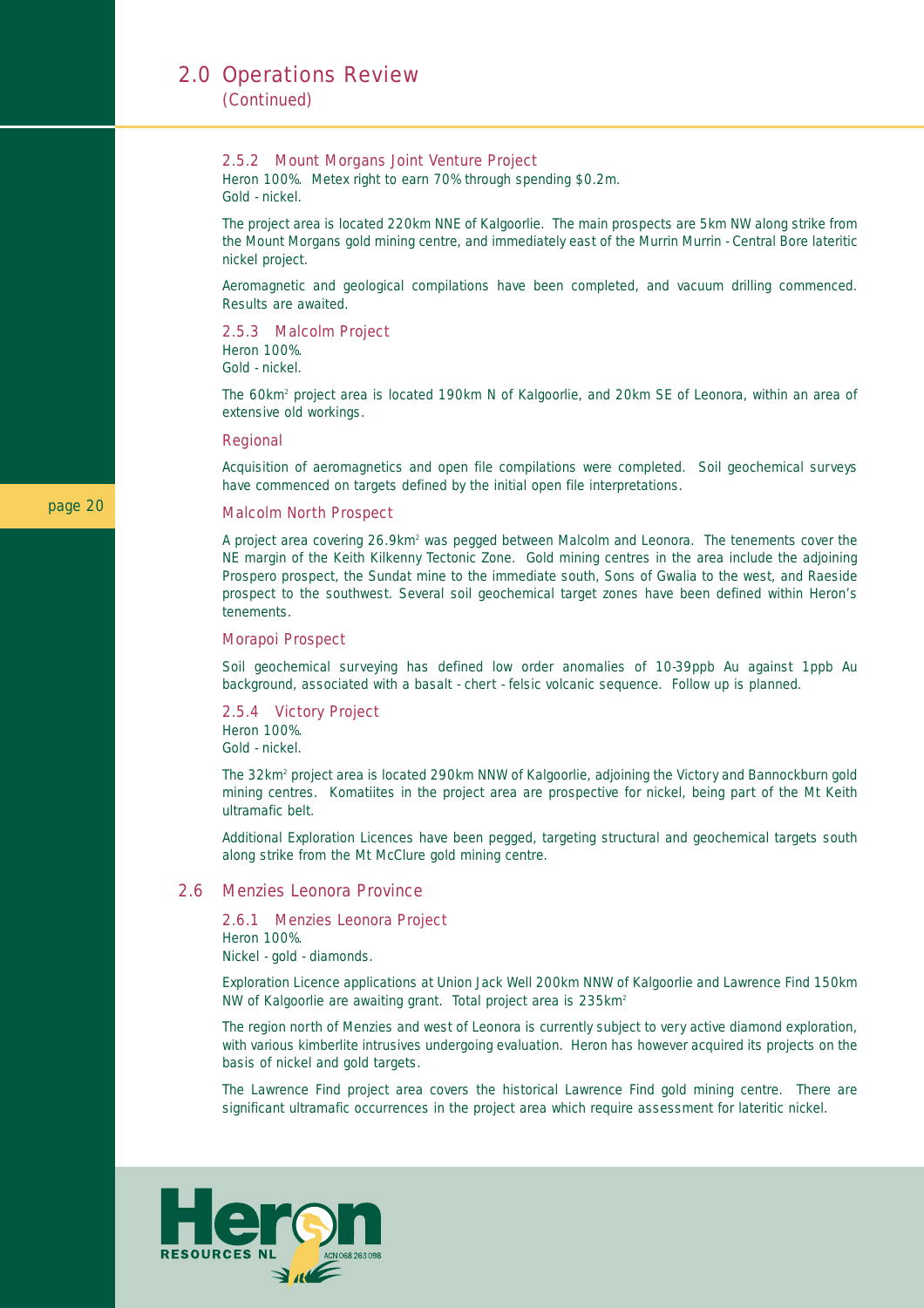## 2.0 Operations Review

*(Continued)*

### 2.5.2 Mount Morgans Joint Venture Project

Heron 100%. Metex right to earn 70% through spending $0.2m.
Gold - nickel.

The project area is located 220km NNE of Kalgoorlie. The main prospects are 5km NW along strike from the Mount Morgans gold mining centre, and immediately east of the Murrin Murrin - Central Bore lateritic nickel project.

Aeromagnetic and geological compilations have been completed, and vacuum drilling commenced. Results are awaited.

### 2.5.3 Malcolm Project

Heron 100%.
Gold - nickel.

The 60km$^2$ project area is located 190km N of Kalgoorlie, and 20km SE of Leonora, within an area of extensive old workings.

#### Regional

Acquisition of aeromagnetics and open file compilations were completed. Soil geochemical surveys have commenced on targets defined by the initial open file interpretations.

#### Malcolm North Prospect

A project area covering 26.9km$^2$ was pegged between Malcolm and Leonora. The tenements cover the NE margin of the Keith Kilkenny Tectonic Zone. Gold mining centres in the area include the adjoining Prospero prospect, the Sundat mine to the immediate south, Sons of Gwalia to the west, and Raeside prospect to the southwest. Several soil geochemical target zones have been defined within Heron's tenements.

#### Morapoi Prospect

Soil geochemical surveying has defined low order anomalies of 10-39ppb Au against 1ppb Au background, associated with a basalt - chert - felsic volcanic sequence. Follow up is planned.

### 2.5.4 Victory Project

Heron 100%.
Gold - nickel.

The 32km$^2$ project area is located 290km NNW of Kalgoorlie, adjoining the Victory and Bannockburn gold mining centres. Komatiites in the project area are prospective for nickel, being part of the Mt Keith ultramafic belt.

Additional Exploration Licences have been pegged, targeting structural and geochemical targets south along strike from the Mt McClure gold mining centre.

## 2.6 Menzies Leonora Province

### 2.6.1 Menzies Leonora Project

Heron 100%.
Nickel - gold - diamonds.

Exploration Licence applications at Union Jack Well 200km NNW of Kalgoorlie and Lawrence Find 150km NW of Kalgoorlie are awaiting grant. Total project area is 235km$^2$

The region north of Menzies and west of Leonora is currently subject to very active diamond exploration, with various kimberlite intrusives undergoing evaluation. Heron has however acquired its projects on the basis of nickel and gold targets.

The Lawrence Find project area covers the historical Lawrence Find gold mining centre. There are significant ultramafic occurrences in the project area which require assessment for lateritic nickel.

Heron RESOURCES NL ACN 068 263 098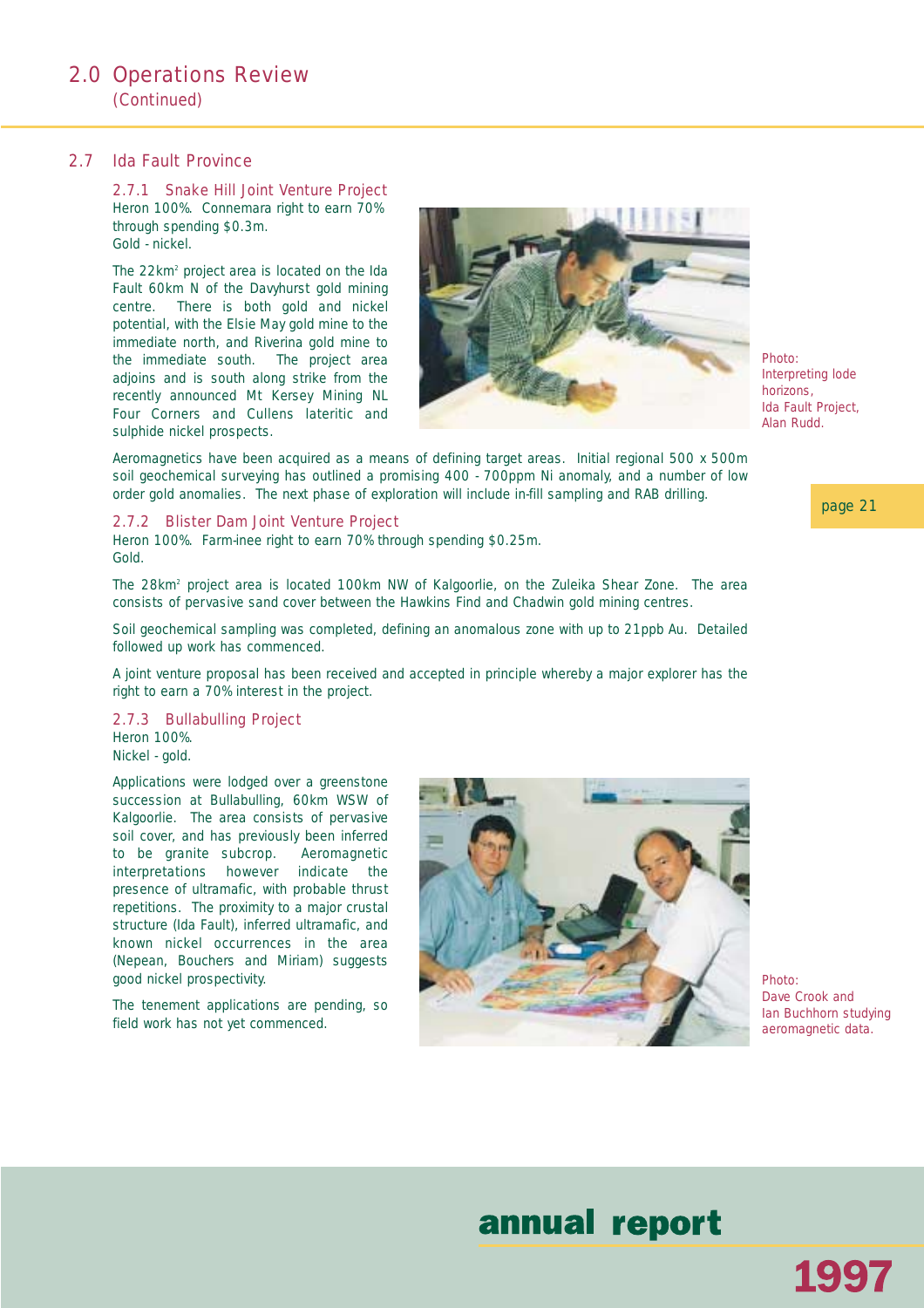# 2.0 Operations Review
(Continued)

## 2.7 Ida Fault Province

### 2.7.1 Snake Hill Joint Venture Project

Heron 100%. Connemara right to earn 70% through spending $0.3m.
Gold - nickel.

The 22km² project area is located on the Ida Fault 60km N of the Davyhurst gold mining centre. There is both gold and nickel potential, with the Elsie May gold mine to the immediate north, and Riverina gold mine to the immediate south. The project area adjoins and is south along strike from the recently announced Mt Kersey Mining NL Four Corners and Cullens lateritic and sulphide nickel prospects.

Photo: Interpreting lode horizons, Ida Fault Project, Alan Rudd.

Aeromagnetics have been acquired as a means of defining target areas. Initial regional 500 x 500m soil geochemical surveying has outlined a promising 400 - 700ppm Ni anomaly, and a number of low order gold anomalies. The next phase of exploration will include in-fill sampling and RAB drilling.

### 2.7.2 Blister Dam Joint Venture Project

Heron 100%. Farm-inee right to earn 70% through spending $0.25m.
Gold.

The 28km² project area is located 100km NW of Kalgoorlie, on the Zuleika Shear Zone. The area consists of pervasive sand cover between the Hawkins Find and Chadwin gold mining centres.

Soil geochemical sampling was completed, defining an anomalous zone with up to 21ppb Au. Detailed followed up work has commenced.

A joint venture proposal has been received and accepted in principle whereby a major explorer has the right to earn a 70% interest in the project.

### 2.7.3 Bullabulling Project

Heron 100%.
Nickel - gold.

Applications were lodged over a greenstone succession at Bullabulling, 60km WSW of Kalgoorlie. The area consists of pervasive soil cover, and has previously been inferred to be granite subcrop. Aeromagnetic interpretations however indicate the presence of ultramafic, with probable thrust repetitions. The proximity to a major crustal structure (Ida Fault), inferred ultramafic, and known nickel occurrences in the area (Nepean, Bouchers and Miriam) suggests good nickel prospectivity.

The tenement applications are pending, so field work has not yet commenced.

Photo: Dave Crook and Ian Buchhorn studying aeromagnetic data.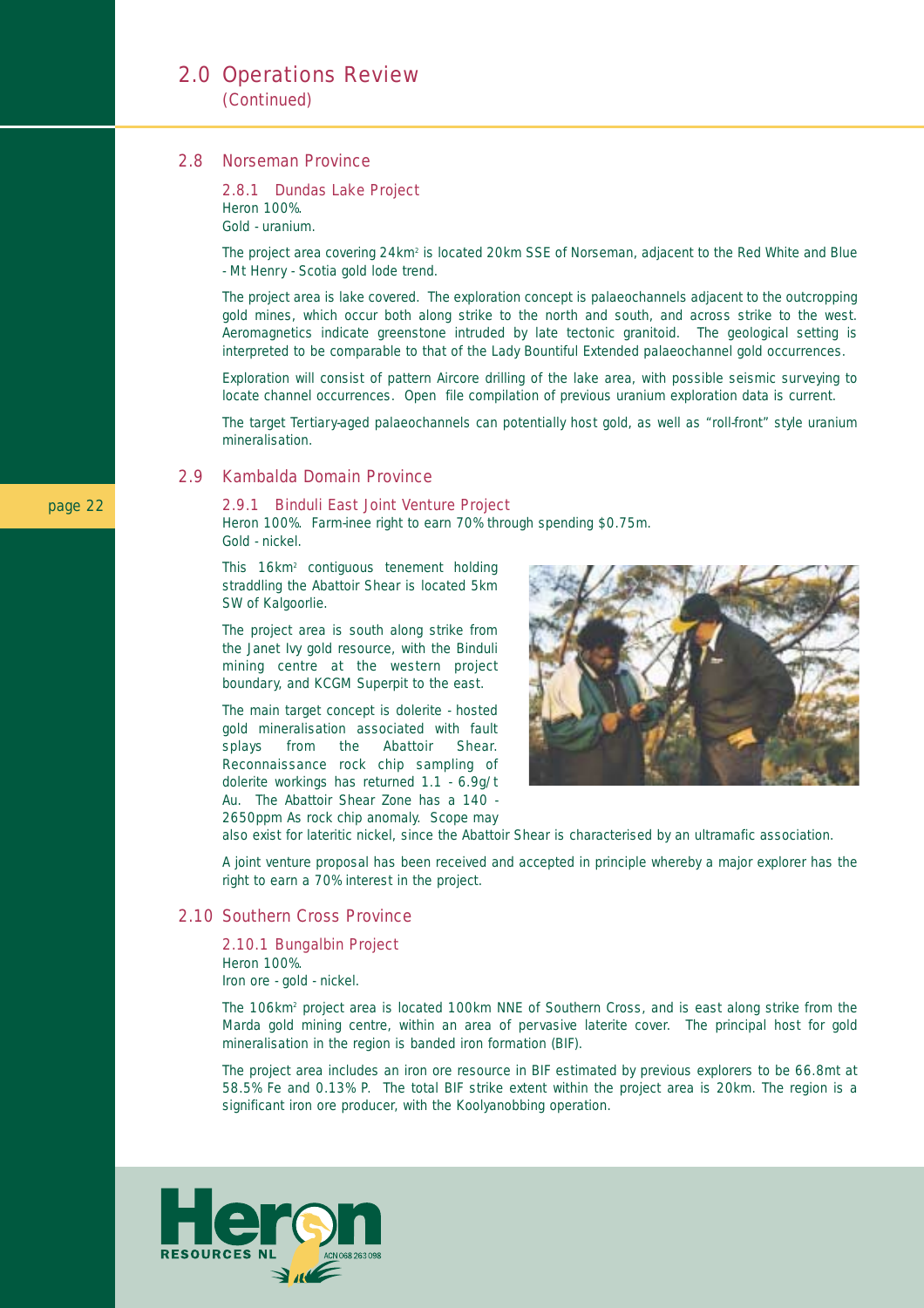## 2.0 Operations Review
(Continued)

### 2.8 Norseman Province

#### 2.8.1 Dundas Lake Project

Heron 100%.
Gold - uranium.

The project area covering 24km$^2$ is located 20km SSE of Norseman, adjacent to the Red White and Blue - Mt Henry - Scotia gold lode trend.

The project area is lake covered. The exploration concept is palaeochannels adjacent to the outcropping gold mines, which occur both along strike to the north and south, and across strike to the west. Aeromagnetics indicate greenstone intruded by late tectonic granitoid. The geological setting is interpreted to be comparable to that of the Lady Bountiful Extended palaeochannel gold occurrences.

Exploration will consist of pattern Aircore drilling of the lake area, with possible seismic surveying to locate channel occurrences. Open file compilation of previous uranium exploration data is current.

The target Tertiary-aged palaeochannels can potentially host gold, as well as "roll-front" style uranium mineralisation.

### 2.9 Kambalda Domain Province

#### 2.9.1 Binduli East Joint Venture Project

Heron 100%. Farm-inee right to earn 70% through spending $0.75m.
Gold - nickel.

This 16km$^2$ contiguous tenement holding straddling the Abattoir Shear is located 5km SW of Kalgoorlie.

The project area is south along strike from the Janet Ivy gold resource, with the Binduli mining centre at the western project boundary, and KCGM Superpit to the east.

The main target concept is dolerite - hosted gold mineralisation associated with fault splays from the Abattoir Shear. Reconnaissance rock chip sampling of dolerite workings has returned 1.1 - 6.9g/t Au. The Abattoir Shear Zone has a 140 - 2650ppm As rock chip anomaly. Scope may also exist for lateritic nickel, since the Abattoir Shear is characterised by an ultramafic association.

A joint venture proposal has been received and accepted in principle whereby a major explorer has the right to earn a 70% interest in the project.

### 2.10 Southern Cross Province

#### 2.10.1 Bungalbin Project

Heron 100%.
Iron ore - gold - nickel.

The 106km$^2$ project area is located 100km NNE of Southern Cross, and is east along strike from the Marda gold mining centre, within an area of pervasive laterite cover. The principal host for gold mineralisation in the region is banded iron formation (BIF).

The project area includes an iron ore resource in BIF estimated by previous explorers to be 66.8mt at 58.5% Fe and 0.13% P. The total BIF strike extent within the project area is 20km. The region is a significant iron ore producer, with the Koolyanobbing operation.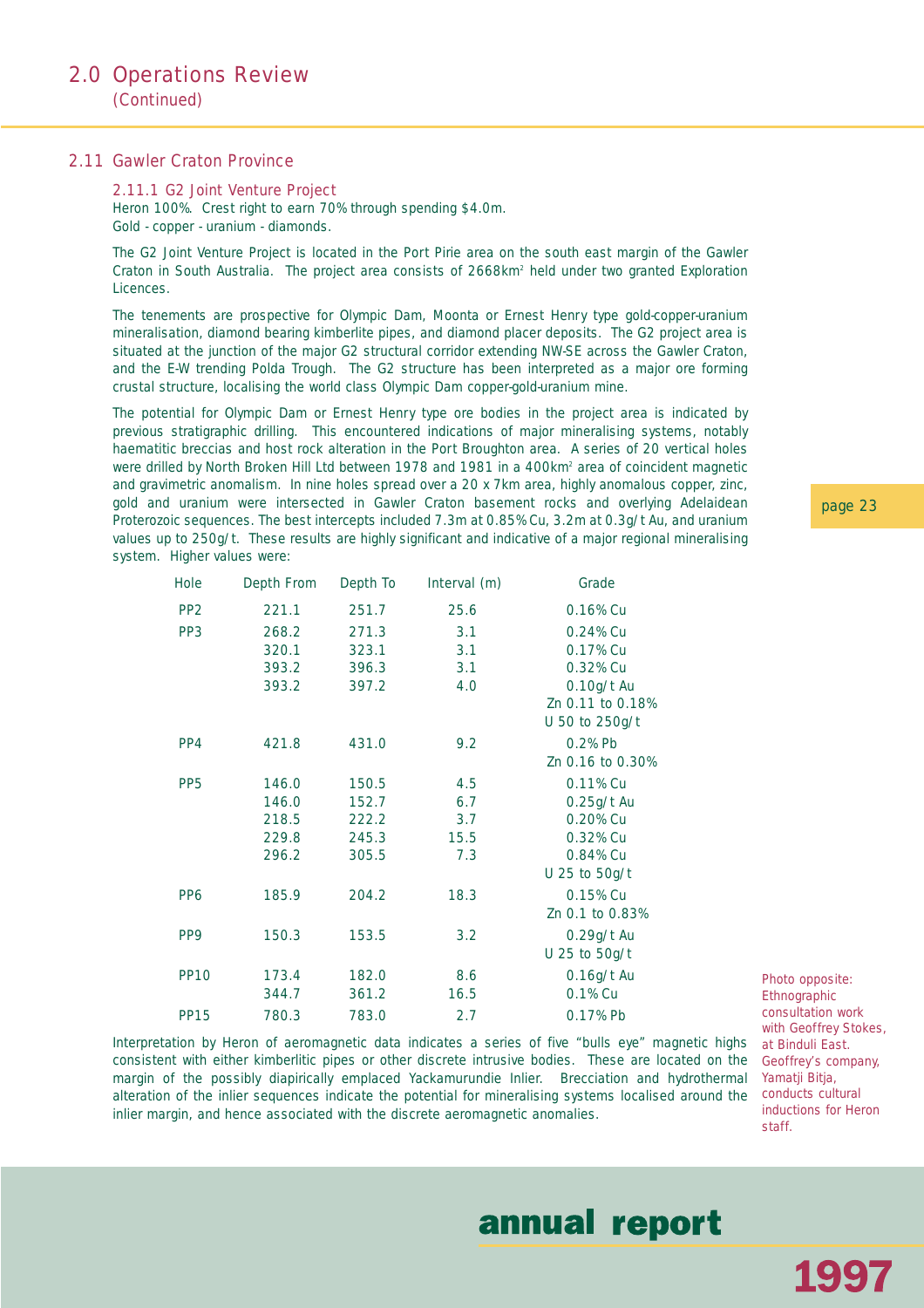## 2.0 Operations Review

(Continued)

### 2.11 Gawler Craton Province

#### 2.11.1 G2 Joint Venture Project

Heron 100%. Crest right to earn 70% through spending $4.0m.
Gold - copper - uranium - diamonds.

The G2 Joint Venture Project is located in the Port Pirie area on the south east margin of the Gawler Craton in South Australia. The project area consists of 2668km² held under two granted Exploration Licences.

The tenements are prospective for Olympic Dam, Moonta or Ernest Henry type gold-copper-uranium mineralisation, diamond bearing kimberlite pipes, and diamond placer deposits. The G2 project area is situated at the junction of the major G2 structural corridor extending NW-SE across the Gawler Craton, and the E-W trending Polda Trough. The G2 structure has been interpreted as a major ore forming crustal structure, localising the world class Olympic Dam copper-gold-uranium mine.

The potential for Olympic Dam or Ernest Henry type ore bodies in the project area is indicated by previous stratigraphic drilling. This encountered indications of major mineralising systems, notably haematitic breccias and host rock alteration in the Port Broughton area. A series of 20 vertical holes were drilled by North Broken Hill Ltd between 1978 and 1981 in a 400km² area of coincident magnetic and gravimetric anomalism. In nine holes spread over a 20 x 7km area, highly anomalous copper, zinc, gold and uranium were intersected in Gawler Craton basement rocks and overlying Adelaidean Proterozoic sequences. The best intercepts included 7.3m at 0.85% Cu, 3.2m at 0.3g/t Au, and uranium values up to 250g/t. These results are highly significant and indicative of a major regional mineralising system. Higher values were:

| Hole | Depth From | Depth To | Interval (m) | Grade |
|---|---|---|---|---|
| PP2 | 221.1 | 251.7 | 25.6 | 0.16% Cu |
| PP3 | 268.2 | 271.3 | 3.1 | 0.24% Cu |
| | 320.1 | 323.1 | 3.1 | 0.17% Cu |
| | 393.2 | 396.3 | 3.1 | 0.32% Cu |
| | 393.2 | 397.2 | 4.0 | 0.10g/t Au |
| | | | | Zn 0.11 to 0.18% |
| | | | | U 50 to 250g/t |
| PP4 | 421.8 | 431.0 | 9.2 | 0.2% Pb |
| | | | | Zn 0.16 to 0.30% |
| PP5 | 146.0 | 150.5 | 4.5 | 0.11% Cu |
| | 146.0 | 152.7 | 6.7 | 0.25g/t Au |
| | 218.5 | 222.2 | 3.7 | 0.20% Cu |
| | 229.8 | 245.3 | 15.5 | 0.32% Cu |
| | 296.2 | 305.5 | 7.3 | 0.84% Cu |
| | | | | U 25 to 50g/t |
| PP6 | 185.9 | 204.2 | 18.3 | 0.15% Cu |
| | | | | Zn 0.1 to 0.83% |
| PP9 | 150.3 | 153.5 | 3.2 | 0.29g/t Au |
| | | | | U 25 to 50g/t |
| PP10 | 173.4 | 182.0 | 8.6 | 0.16g/t Au |
| | 344.7 | 361.2 | 16.5 | 0.1% Cu |
| PP15 | 780.3 | 783.0 | 2.7 | 0.17% Pb |

Interpretation by Heron of aeromagnetic data indicates a series of five "bulls eye" magnetic highs consistent with either kimberlitic pipes or other discrete intrusive bodies. These are located on the margin of the possibly diapirically emplaced Yackamurundie Inlier. Brecciation and hydrothermal alteration of the inlier sequences indicate the potential for mineralising systems localised around the inlier margin, and hence associated with the discrete aeromagnetic anomalies.

Photo opposite: Ethnographic consultation work with Geoffrey Stokes, at Binduli East. Geoffrey's company, Yamatji Bitja, conducts cultural inductions for Heron staff.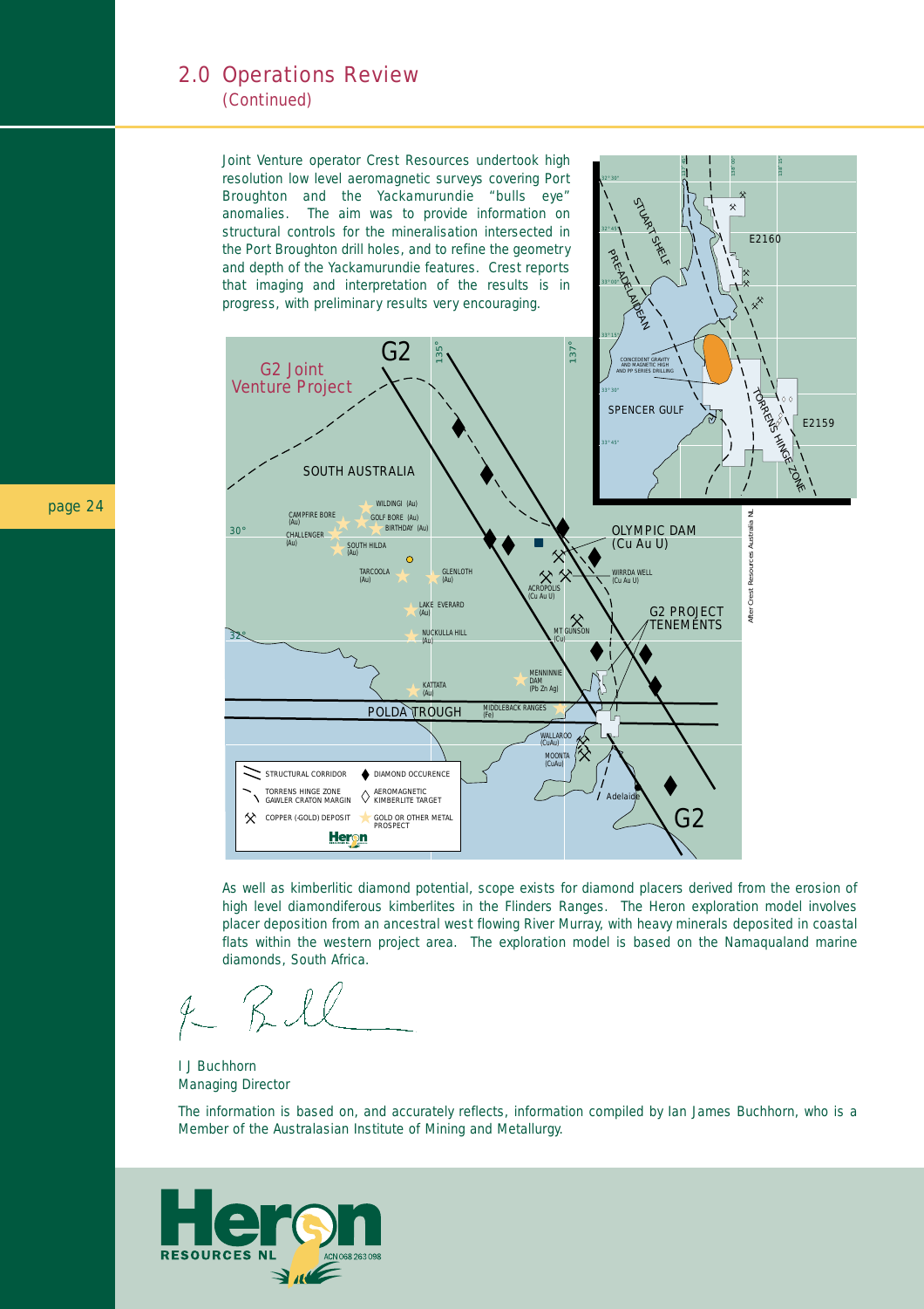## 2.0 Operations Review
*(Continued)*

*Joint Venture operator Crest Resources undertook high resolution low level aeromagnetic surveys covering Port Broughton and the Yackamurundie "bulls eye" anomalies. The aim was to provide information on structural controls for the mineralisation intersected in the Port Broughton drill holes, and to refine the geometry and depth of the Yackamurundie features. Crest reports that imaging and interpretation of the results is in progress, with preliminary results very encouraging.*

As well as kimberlitic diamond potential, scope exists for diamond placers derived from the erosion of high level diamondiferous kimberlites in the Flinders Ranges. The Heron exploration model involves placer deposition from an ancestral west flowing River Murray, with heavy minerals deposited in coastal flats within the western project area. The exploration model is based on the Namaqualand marine diamonds, South Africa.

I J Buchhorn
Managing Director

*The information is based on, and accurately reflects, information compiled by Ian James Buchhorn, who is a Member of the Australasian Institute of Mining and Metallurgy.*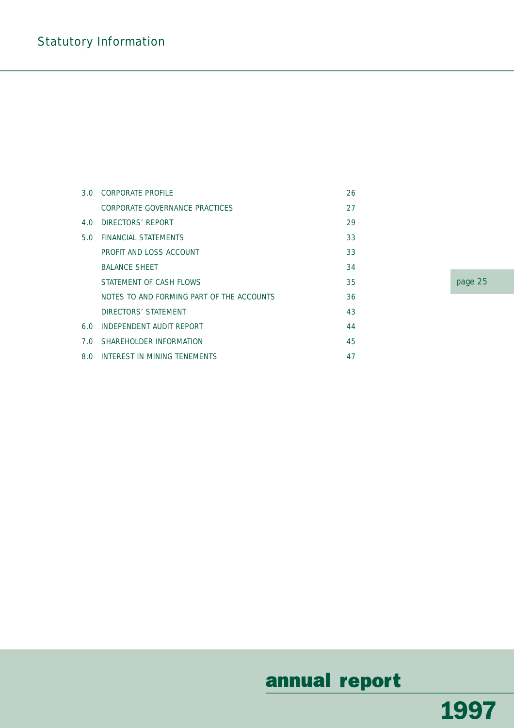# Statutory Information

| | | |
|---|---|---|
| 3.0 | CORPORATE PROFILE | 26 |
| | CORPORATE GOVERNANCE PRACTICES | 27 |
| 4.0 | DIRECTORS' REPORT | 29 |
| 5.0 | FINANCIAL STATEMENTS | 33 |
| | PROFIT AND LOSS ACCOUNT | 33 |
| | BALANCE SHEET | 34 |
| | STATEMENT OF CASH FLOWS | 35 |
| | NOTES TO AND FORMING PART OF THE ACCOUNTS | 36 |
| | DIRECTORS' STATEMENT | 43 |
| 6.0 | INDEPENDENT AUDIT REPORT | 44 |
| 7.0 | SHAREHOLDER INFORMATION | 45 |
| 8.0 | INTEREST IN MINING TENEMENTS | 47 |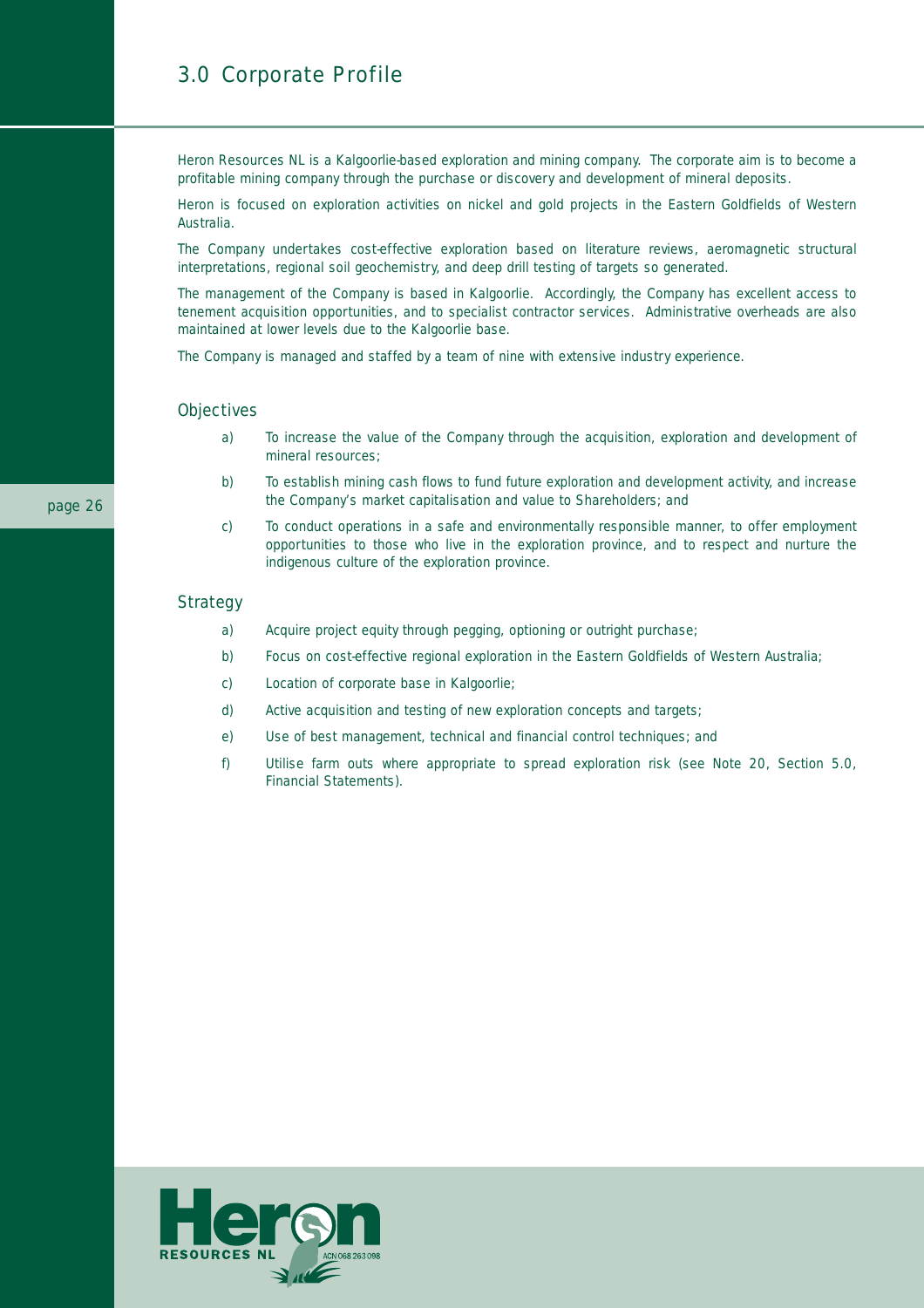# 3.0 Corporate Profile

Heron Resources NL is a Kalgoorlie-based exploration and mining company. The corporate aim is to become a profitable mining company through the purchase or discovery and development of mineral deposits.

Heron is focused on exploration activities on nickel and gold projects in the Eastern Goldfields of Western Australia.

The Company undertakes cost-effective exploration based on literature reviews, aeromagnetic structural interpretations, regional soil geochemistry, and deep drill testing of targets so generated.

The management of the Company is based in Kalgoorlie. Accordingly, the Company has excellent access to tenement acquisition opportunities, and to specialist contractor services. Administrative overheads are also maintained at lower levels due to the Kalgoorlie base.

The Company is managed and staffed by a team of nine with extensive industry experience.

## Objectives

a) To increase the value of the Company through the acquisition, exploration and development of mineral resources;

b) To establish mining cash flows to fund future exploration and development activity, and increase the Company's market capitalisation and value to Shareholders; and

c) To conduct operations in a safe and environmentally responsible manner, to offer employment opportunities to those who live in the exploration province, and to respect and nurture the indigenous culture of the exploration province.

## Strategy

a) Acquire project equity through pegging, optioning or outright purchase;

b) Focus on cost-effective regional exploration in the Eastern Goldfields of Western Australia;

c) Location of corporate base in Kalgoorlie;

d) Active acquisition and testing of new exploration concepts and targets;

e) Use of best management, technical and financial control techniques; and

f) Utilise farm outs where appropriate to spread exploration risk (see Note 20, Section 5.0, Financial Statements).

Heron RESOURCES NL ACN 068 263 098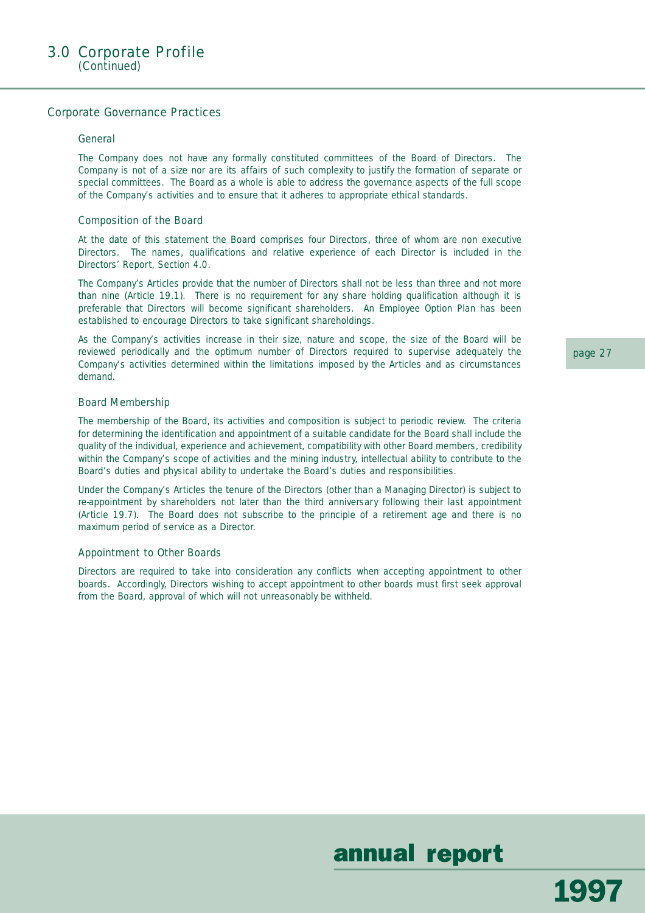# 3.0 Corporate Profile
(Continued)

## Corporate Governance Practices

### General

The Company does not have any formally constituted committees of the Board of Directors. The Company is not of a size nor are its affairs of such complexity to justify the formation of separate or special committees. The Board as a whole is able to address the governance aspects of the full scope of the Company's activities and to ensure that it adheres to appropriate ethical standards.

### Composition of the Board

At the date of this statement the Board comprises four Directors, three of whom are non executive Directors. The names, qualifications and relative experience of each Director is included in the Directors' Report, Section 4.0.

The Company's Articles provide that the number of Directors shall not be less than three and not more than nine (Article 19.1). There is no requirement for any share holding qualification although it is preferable that Directors will become significant shareholders. An Employee Option Plan has been established to encourage Directors to take significant shareholdings.

As the Company's activities increase in their size, nature and scope, the size of the Board will be reviewed periodically and the optimum number of Directors required to supervise adequately the Company's activities determined within the limitations imposed by the Articles and as circumstances demand.

### Board Membership

The membership of the Board, its activities and composition is subject to periodic review. The criteria for determining the identification and appointment of a suitable candidate for the Board shall include the quality of the individual, experience and achievement, compatibility with other Board members, credibility within the Company's scope of activities and the mining industry, intellectual ability to contribute to the Board's duties and physical ability to undertake the Board's duties and responsibilities.

Under the Company's Articles the tenure of the Directors (other than a Managing Director) is subject to re-appointment by shareholders not later than the third anniversary following their last appointment (Article 19.7). The Board does not subscribe to the principle of a retirement age and there is no maximum period of service as a Director.

### Appointment to Other Boards

Directors are required to take into consideration any conflicts when accepting appointment to other boards. Accordingly, Directors wishing to accept appointment to other boards must first seek approval from the Board, approval of which will not unreasonably be withheld.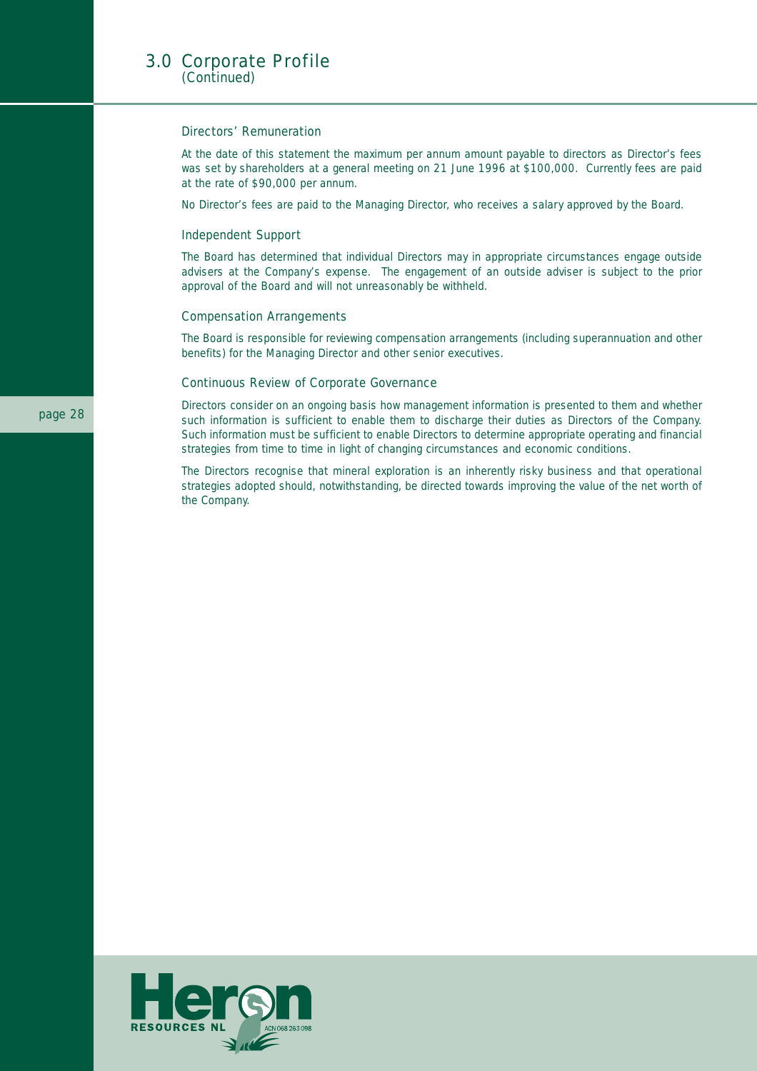# 3.0 Corporate Profile
*(Continued)*

### Directors' Remuneration

At the date of this statement the maximum per annum amount payable to directors as Director's fees was set by shareholders at a general meeting on 21 June 1996 at $100,000. Currently fees are paid at the rate of $90,000 per annum.

No Director's fees are paid to the Managing Director, who receives a salary approved by the Board.

### Independent Support

The Board has determined that individual Directors may in appropriate circumstances engage outside advisers at the Company's expense. The engagement of an outside adviser is subject to the prior approval of the Board and will not unreasonably be withheld.

### Compensation Arrangements

The Board is responsible for reviewing compensation arrangements (including superannuation and other benefits) for the Managing Director and other senior executives.

### Continuous Review of Corporate Governance

Directors consider on an ongoing basis how management information is presented to them and whether such information is sufficient to enable them to discharge their duties as Directors of the Company. Such information must be sufficient to enable Directors to determine appropriate operating and financial strategies from time to time in light of changing circumstances and economic conditions.

The Directors recognise that mineral exploration is an inherently risky business and that operational strategies adopted should, notwithstanding, be directed towards improving the value of the net worth of the Company.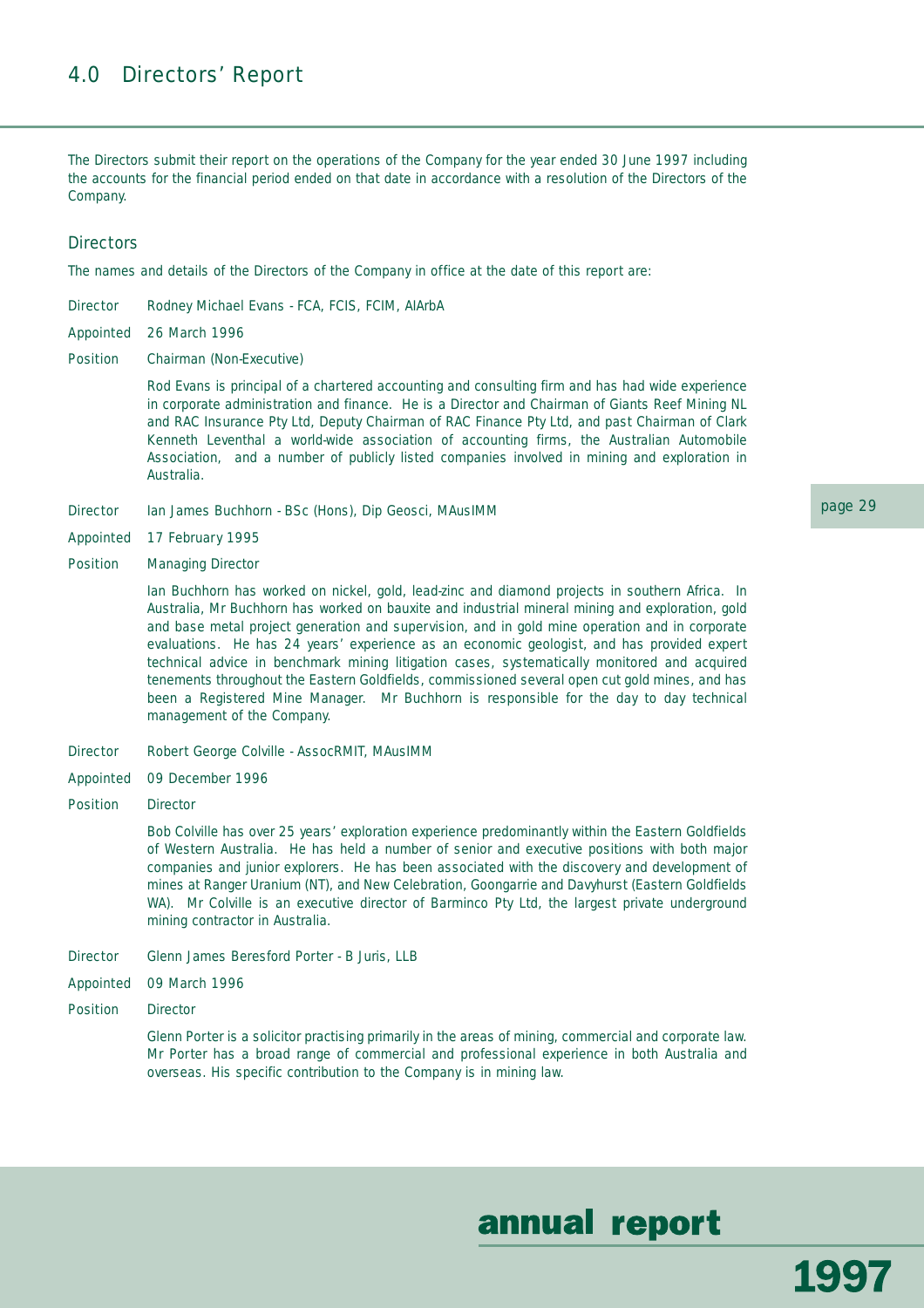# 4.0 Directors' Report

The Directors submit their report on the operations of the Company for the year ended 30 June 1997 including the accounts for the financial period ended on that date in accordance with a resolution of the Directors of the Company.

## Directors

The names and details of the Directors of the Company in office at the date of this report are:

Director Rodney Michael Evans - FCA, FCIS, FCIM, AIArbA

Appointed 26 March 1996

Position Chairman (Non-Executive)

Rod Evans is principal of a chartered accounting and consulting firm and has had wide experience in corporate administration and finance. He is a Director and Chairman of Giants Reef Mining NL and RAC Insurance Pty Ltd, Deputy Chairman of RAC Finance Pty Ltd, and past Chairman of Clark Kenneth Leventhal a world-wide association of accounting firms, the Australian Automobile Association, and a number of publicly listed companies involved in mining and exploration in Australia.

Director Ian James Buchhorn - BSc (Hons), Dip Geosci, MAusIMM

Appointed 17 February 1995

Position Managing Director

Ian Buchhorn has worked on nickel, gold, lead-zinc and diamond projects in southern Africa. In Australia, Mr Buchhorn has worked on bauxite and industrial mineral mining and exploration, gold and base metal project generation and supervision, and in gold mine operation and in corporate evaluations. He has 24 years' experience as an economic geologist, and has provided expert technical advice in benchmark mining litigation cases, systematically monitored and acquired tenements throughout the Eastern Goldfields, commissioned several open cut gold mines, and has been a Registered Mine Manager. Mr Buchhorn is responsible for the day to day technical management of the Company.

Director Robert George Colville - AssocRMIT, MAusIMM

Appointed 09 December 1996

Position Director

Bob Colville has over 25 years' exploration experience predominantly within the Eastern Goldfields of Western Australia. He has held a number of senior and executive positions with both major companies and junior explorers. He has been associated with the discovery and development of mines at Ranger Uranium (NT), and New Celebration, Goongarrie and Davyhurst (Eastern Goldfields WA). Mr Colville is an executive director of Barminco Pty Ltd, the largest private underground mining contractor in Australia.

Director Glenn James Beresford Porter - B Juris, LLB

Appointed 09 March 1996

Position Director

Glenn Porter is a solicitor practising primarily in the areas of mining, commercial and corporate law. Mr Porter has a broad range of commercial and professional experience in both Australia and overseas. His specific contribution to the Company is in mining law.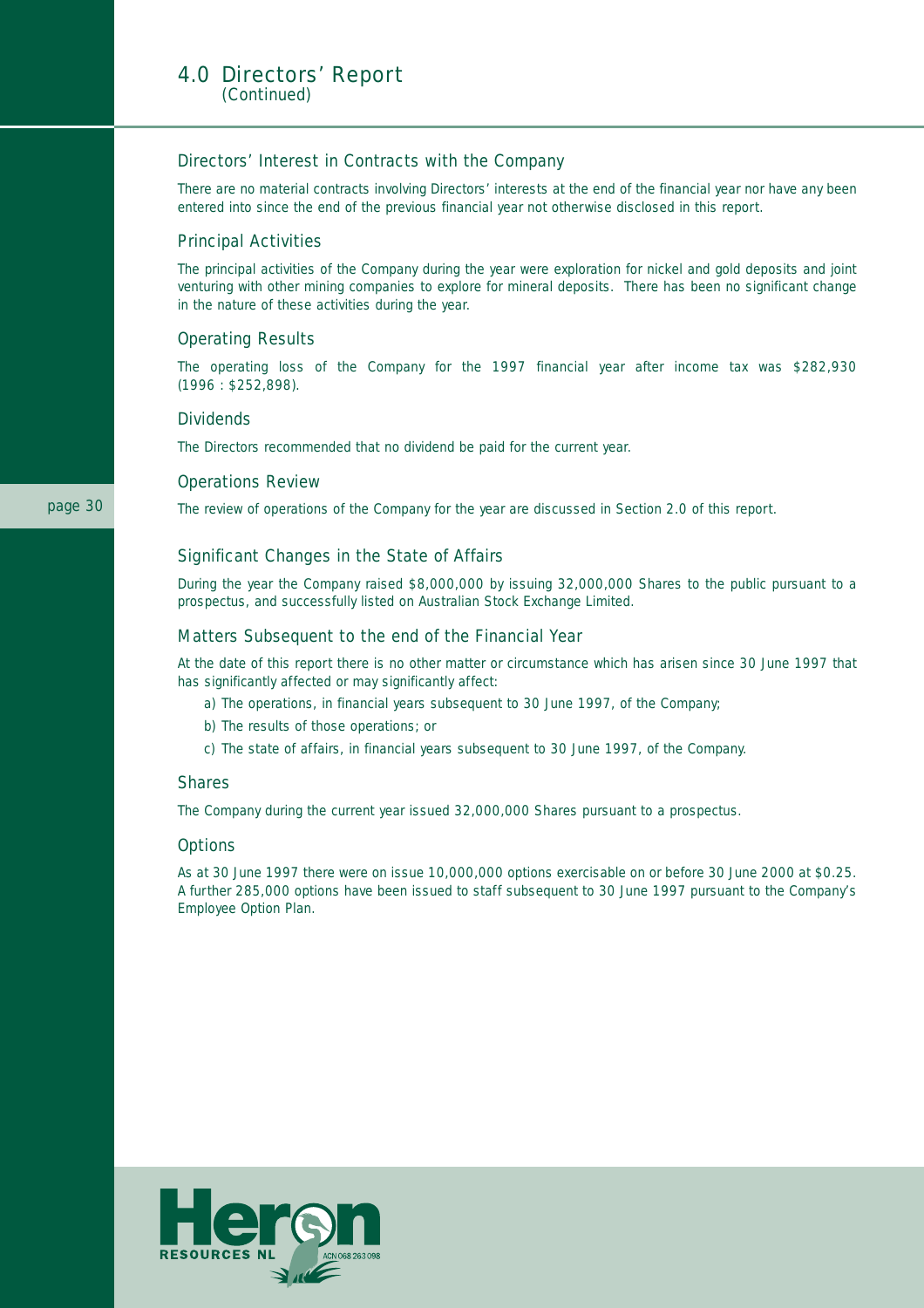# 4.0 Directors' Report
*(Continued)*

## Directors' Interest in Contracts with the Company

There are no material contracts involving Directors' interests at the end of the financial year nor have any been entered into since the end of the previous financial year not otherwise disclosed in this report.

## Principal Activities

The principal activities of the Company during the year were exploration for nickel and gold deposits and joint venturing with other mining companies to explore for mineral deposits. There has been no significant change in the nature of these activities during the year.

## Operating Results

The operating loss of the Company for the 1997 financial year after income tax was $282,930 (1996 : $252,898).

## Dividends

The Directors recommended that no dividend be paid for the current year.

## Operations Review

The review of operations of the Company for the year are discussed in Section 2.0 of this report.

## Significant Changes in the State of Affairs

During the year the Company raised $8,000,000 by issuing 32,000,000 Shares to the public pursuant to a prospectus, and successfully listed on Australian Stock Exchange Limited.

## Matters Subsequent to the end of the Financial Year

At the date of this report there is no other matter or circumstance which has arisen since 30 June 1997 that has significantly affected or may significantly affect:

a) The operations, in financial years subsequent to 30 June 1997, of the Company;

b) The results of those operations; or

c) The state of affairs, in financial years subsequent to 30 June 1997, of the Company.

## Shares

The Company during the current year issued 32,000,000 Shares pursuant to a prospectus.

## Options

As at 30 June 1997 there were on issue 10,000,000 options exercisable on or before 30 June 2000 at $0.25. A further 285,000 options have been issued to staff subsequent to 30 June 1997 pursuant to the Company's Employee Option Plan.

Heron RESOURCES NL ACN 068 263 098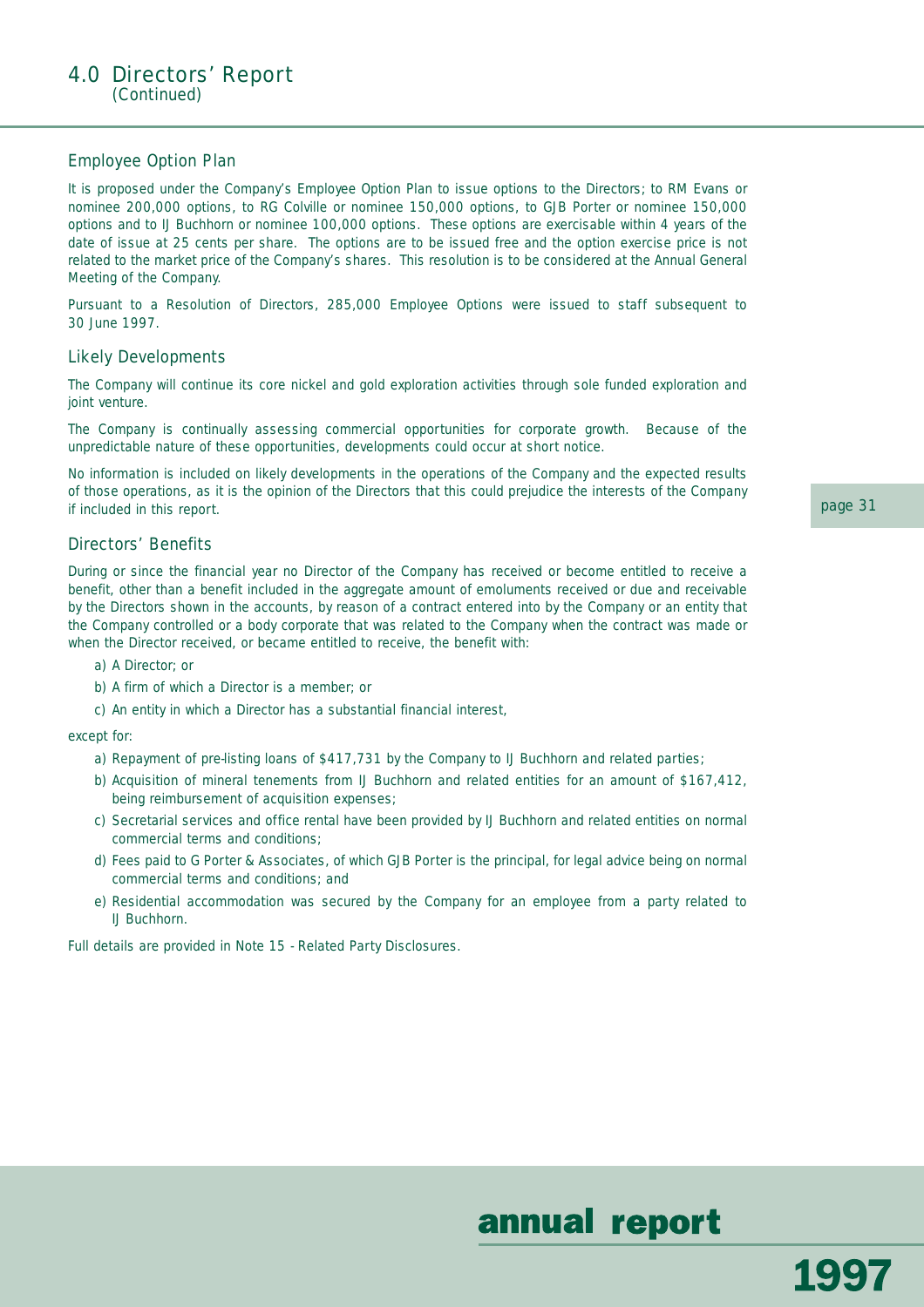# 4.0 Directors' Report
(Continued)

## Employee Option Plan

It is proposed under the Company's Employee Option Plan to issue options to the Directors; to RM Evans or nominee 200,000 options, to RG Colville or nominee 150,000 options, to GJB Porter or nominee 150,000 options and to IJ Buchhorn or nominee 100,000 options. These options are exercisable within 4 years of the date of issue at 25 cents per share. The options are to be issued free and the option exercise price is not related to the market price of the Company's shares. This resolution is to be considered at the Annual General Meeting of the Company.

Pursuant to a Resolution of Directors, 285,000 Employee Options were issued to staff subsequent to 30 June 1997.

## Likely Developments

The Company will continue its core nickel and gold exploration activities through sole funded exploration and joint venture.

The Company is continually assessing commercial opportunities for corporate growth. Because of the unpredictable nature of these opportunities, developments could occur at short notice.

No information is included on likely developments in the operations of the Company and the expected results of those operations, as it is the opinion of the Directors that this could prejudice the interests of the Company if included in this report.

## Directors' Benefits

During or since the financial year no Director of the Company has received or become entitled to receive a benefit, other than a benefit included in the aggregate amount of emoluments received or due and receivable by the Directors shown in the accounts, by reason of a contract entered into by the Company or an entity that the Company controlled or a body corporate that was related to the Company when the contract was made or when the Director received, or became entitled to receive, the benefit with:

a) A Director; or

b) A firm of which a Director is a member; or

c) An entity in which a Director has a substantial financial interest,

except for:

a) Repayment of pre-listing loans of $417,731 by the Company to IJ Buchhorn and related parties;

b) Acquisition of mineral tenements from IJ Buchhorn and related entities for an amount of $167,412, being reimbursement of acquisition expenses;

c) Secretarial services and office rental have been provided by IJ Buchhorn and related entities on normal commercial terms and conditions;

d) Fees paid to G Porter & Associates, of which GJB Porter is the principal, for legal advice being on normal commercial terms and conditions; and

e) Residential accommodation was secured by the Company for an employee from a party related to IJ Buchhorn.

Full details are provided in Note 15 - Related Party Disclosures.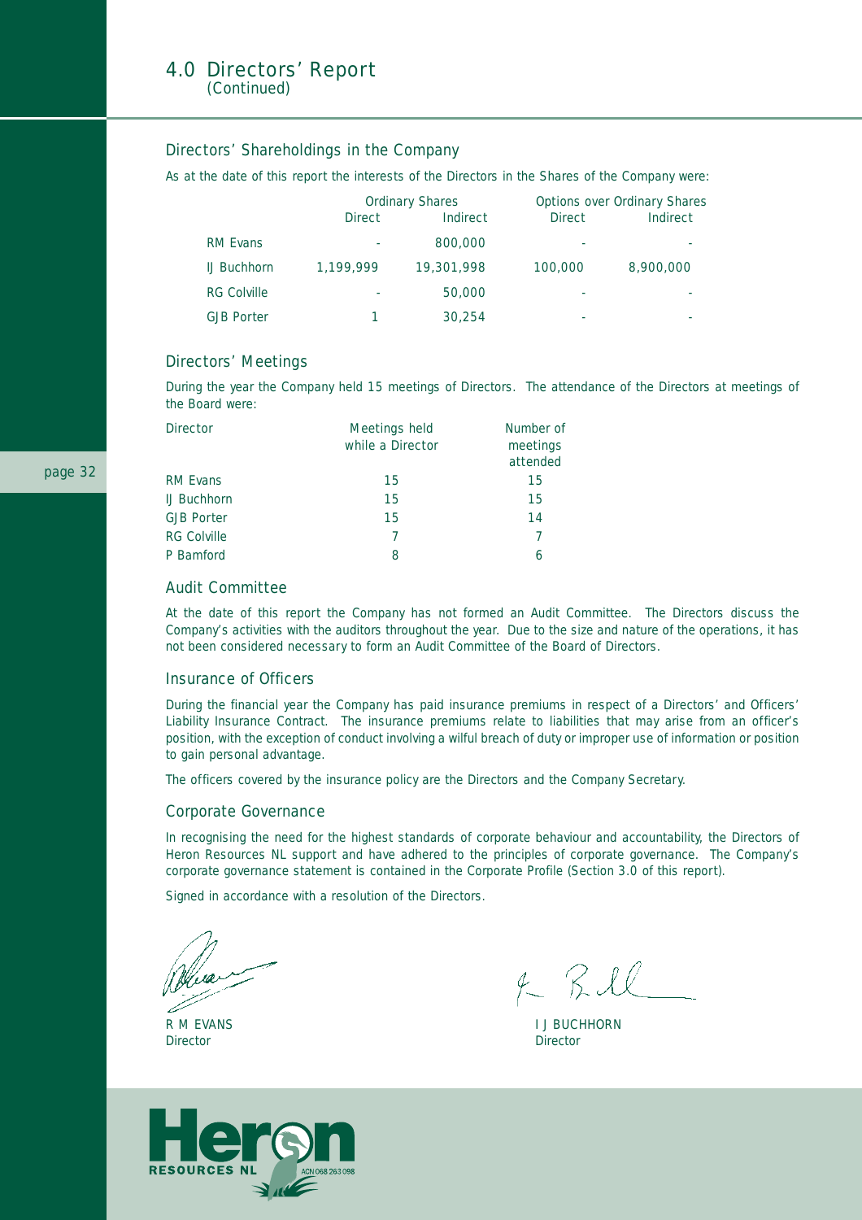# 4.0 Directors' Report
*(Continued)*

## Directors' Shareholdings in the Company

As at the date of this report the interests of the Directors in the Shares of the Company were:

| | Ordinary Shares | | Options over Ordinary Shares | |
|---|---|---|---|---|
| | Direct | Indirect | Direct | Indirect |
| RM Evans | - | 800,000 | - | - |
| IJ Buchhorn | 1,199,999 | 19,301,998 | 100,000 | 8,900,000 |
| RG Colville | - | 50,000 | - | - |
| GJB Porter | 1 | 30,254 | - | - |

## Directors' Meetings

During the year the Company held 15 meetings of Directors. The attendance of the Directors at meetings of the Board were:

| Director | Meetings held while a Director | Number of meetings attended |
|---|---|---|
| RM Evans | 15 | 15 |
| IJ Buchhorn | 15 | 15 |
| GJB Porter | 15 | 14 |
| RG Colville | 7 | 7 |
| P Bamford | 8 | 6 |

## Audit Committee

At the date of this report the Company has not formed an Audit Committee. The Directors discuss the Company's activities with the auditors throughout the year. Due to the size and nature of the operations, it has not been considered necessary to form an Audit Committee of the Board of Directors.

## Insurance of Officers

During the financial year the Company has paid insurance premiums in respect of a Directors' and Officers' Liability Insurance Contract. The insurance premiums relate to liabilities that may arise from an officer's position, with the exception of conduct involving a wilful breach of duty or improper use of information or position to gain personal advantage.

The officers covered by the insurance policy are the Directors and the Company Secretary.

## Corporate Governance

In recognising the need for the highest standards of corporate behaviour and accountability, the Directors of Heron Resources NL support and have adhered to the principles of corporate governance. The Company's corporate governance statement is contained in the Corporate Profile (Section 3.0 of this report).

Signed in accordance with a resolution of the Directors.

R M EVANS
Director

I J BUCHHORN
Director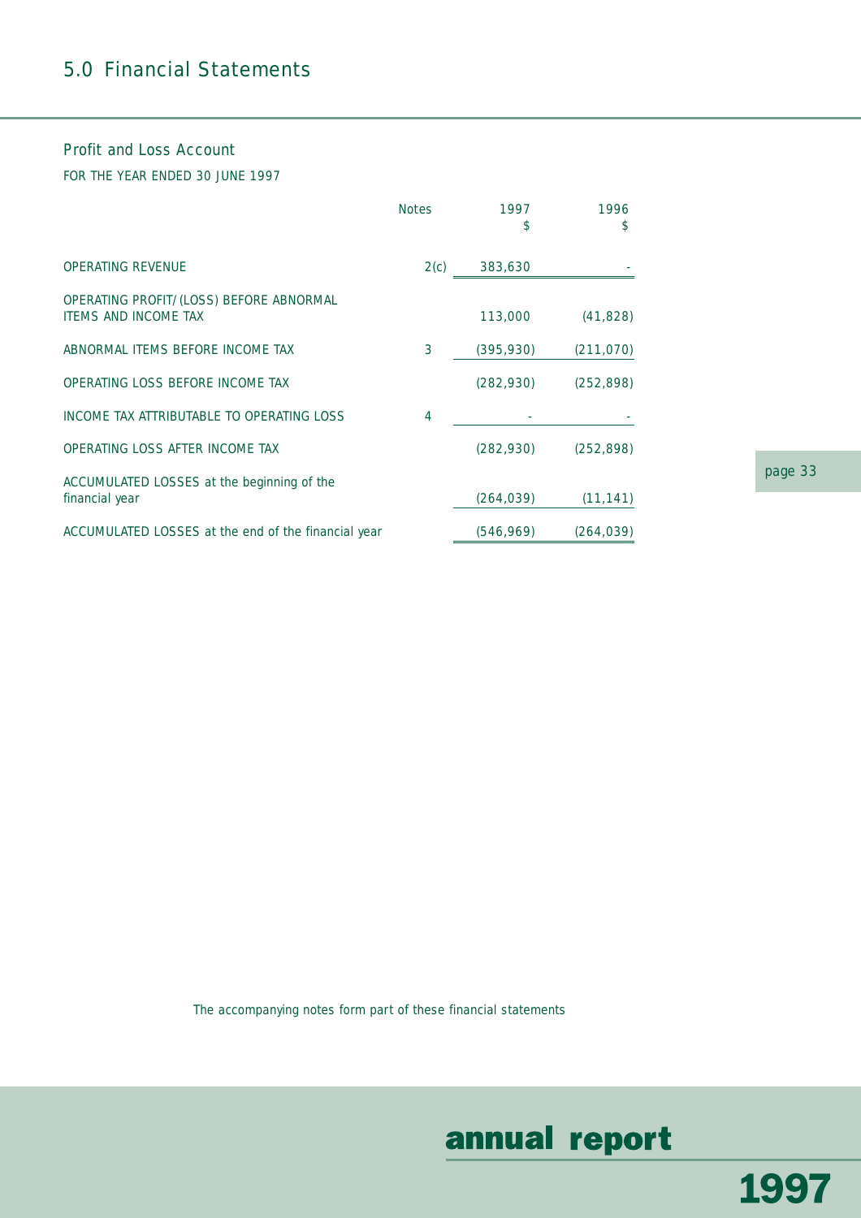# 5.0 Financial Statements

## Profit and Loss Account

FOR THE YEAR ENDED 30 JUNE 1997

| | Notes | 1997 $ | 1996 $ |
|---|---|---|---|
| OPERATING REVENUE | 2(c) | 383,630 | - |
| OPERATING PROFIT/(LOSS) BEFORE ABNORMAL ITEMS AND INCOME TAX | | 113,000 | (41,828) |
| ABNORMAL ITEMS BEFORE INCOME TAX | 3 | (395,930) | (211,070) |
| OPERATING LOSS BEFORE INCOME TAX | | (282,930) | (252,898) |
| INCOME TAX ATTRIBUTABLE TO OPERATING LOSS | 4 | - | - |
| OPERATING LOSS AFTER INCOME TAX | | (282,930) | (252,898) |
| ACCUMULATED LOSSES at the beginning of the financial year | | (264,039) | (11,141) |
| ACCUMULATED LOSSES at the end of the financial year | | (546,969) | (264,039) |

The accompanying notes form part of these financial statements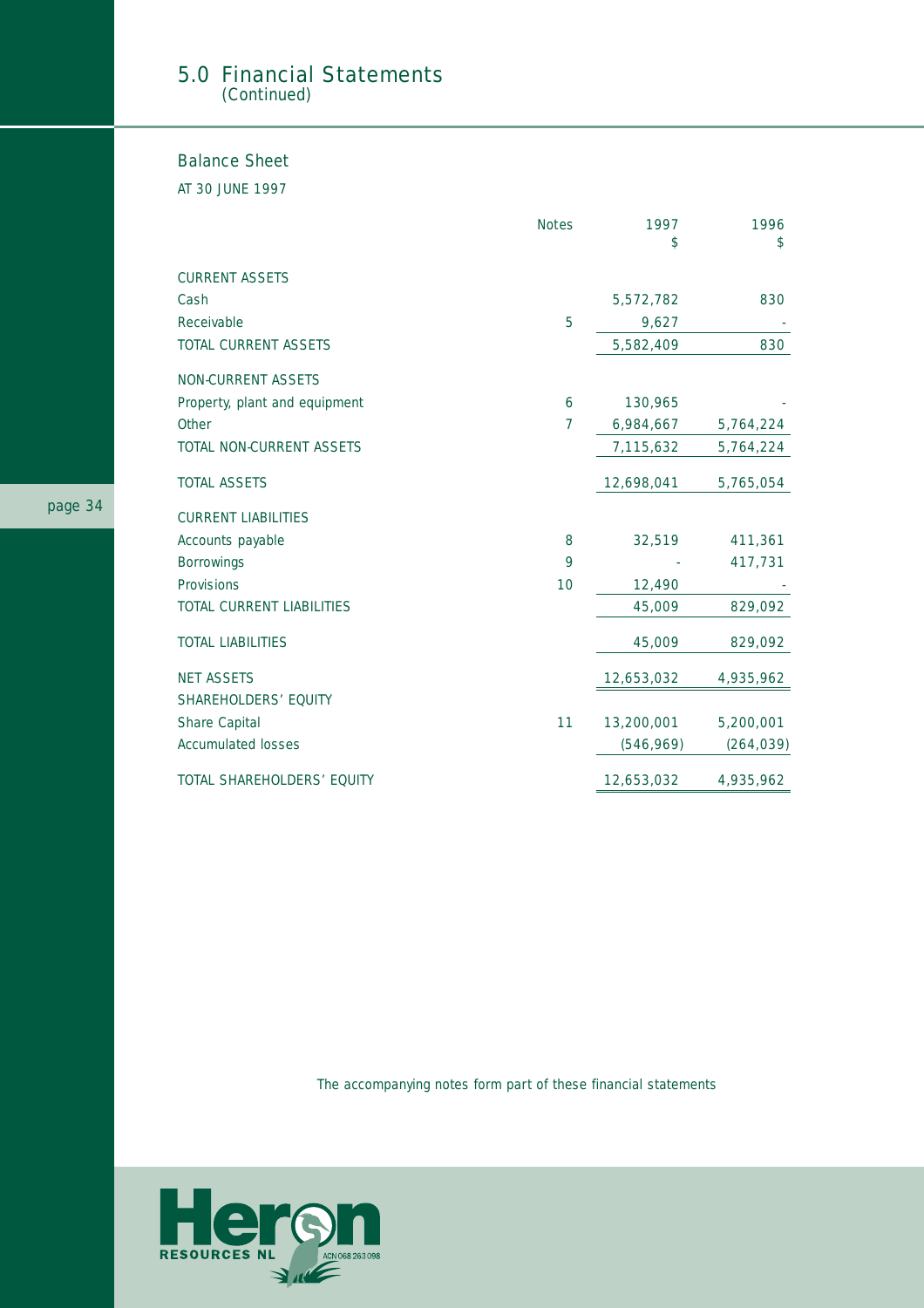# 5.0 Financial Statements
*(Continued)*

## Balance Sheet

AT 30 JUNE 1997

| | Notes | 1997<br>$ | 1996<br>$ |
|---|---|---|---|
| CURRENT ASSETS | | | |
| Cash | | 5,572,782 | 830 |
| Receivable | 5 | 9,627 | - |
| TOTAL CURRENT ASSETS | | 5,582,409 | 830 |
| NON-CURRENT ASSETS | | | |
| Property, plant and equipment | 6 | 130,965 | - |
| Other | 7 | 6,984,667 | 5,764,224 |
| TOTAL NON-CURRENT ASSETS | | 7,115,632 | 5,764,224 |
| TOTAL ASSETS | | 12,698,041 | 5,765,054 |
| CURRENT LIABILITIES | | | |
| Accounts payable | 8 | 32,519 | 411,361 |
| Borrowings | 9 | - | 417,731 |
| Provisions | 10 | 12,490 | - |
| TOTAL CURRENT LIABILITIES | | 45,009 | 829,092 |
| TOTAL LIABILITIES | | 45,009 | 829,092 |
| NET ASSETS | | 12,653,032 | 4,935,962 |
| SHAREHOLDERS' EQUITY | | | |
| Share Capital | 11 | 13,200,001 | 5,200,001 |
| Accumulated losses | | (546,969) | (264,039) |
| TOTAL SHAREHOLDERS' EQUITY | | 12,653,032 | 4,935,962 |

The accompanying notes form part of these financial statements

Heron RESOURCES NL ACN 068 263 098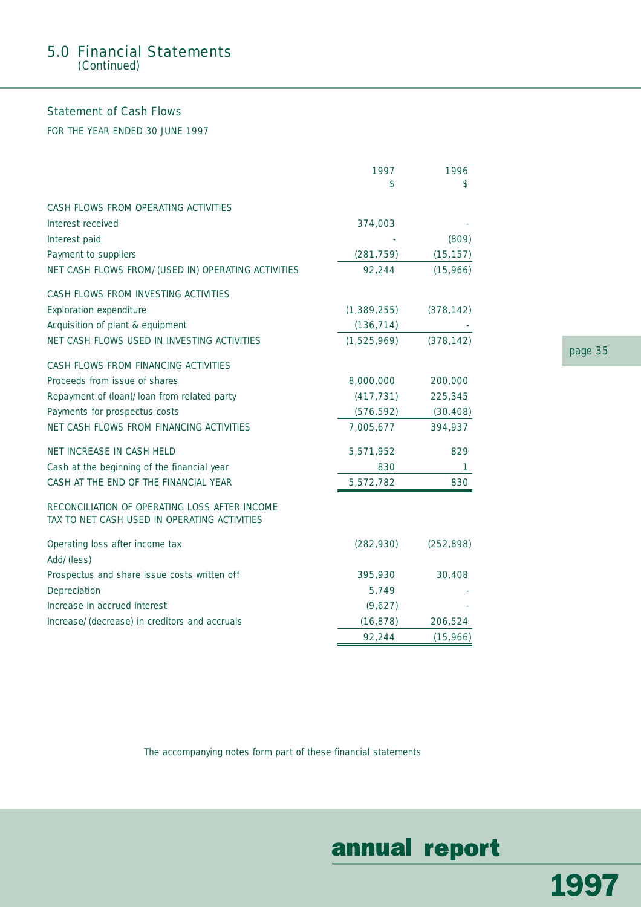## 5.0 Financial Statements
(Continued)

### Statement of Cash Flows

FOR THE YEAR ENDED 30 JUNE 1997

| | 1997<br>$ | 1996<br>$ |
|---|---|---|
| CASH FLOWS FROM OPERATING ACTIVITIES | | |
| Interest received | 374,003 | - |
| Interest paid | - | (809) |
| Payment to suppliers | (281,759) | (15,157) |
| NET CASH FLOWS FROM/(USED IN) OPERATING ACTIVITIES | 92,244 | (15,966) |
| CASH FLOWS FROM INVESTING ACTIVITIES | | |
| Exploration expenditure | (1,389,255) | (378,142) |
| Acquisition of plant & equipment | (136,714) | - |
| NET CASH FLOWS USED IN INVESTING ACTIVITIES | (1,525,969) | (378,142) |
| CASH FLOWS FROM FINANCING ACTIVITIES | | |
| Proceeds from issue of shares | 8,000,000 | 200,000 |
| Repayment of (loan)/loan from related party | (417,731) | 225,345 |
| Payments for prospectus costs | (576,592) | (30,408) |
| NET CASH FLOWS FROM FINANCING ACTIVITIES | 7,005,677 | 394,937 |
| NET INCREASE IN CASH HELD | 5,571,952 | 829 |
| Cash at the beginning of the financial year | 830 | 1 |
| CASH AT THE END OF THE FINANCIAL YEAR | 5,572,782 | 830 |
| RECONCILIATION OF OPERATING LOSS AFTER INCOME TAX TO NET CASH USED IN OPERATING ACTIVITIES | | |
| Operating loss after income tax | (282,930) | (252,898) |
| Add/(less) | | |
| Prospectus and share issue costs written off | 395,930 | 30,408 |
| Depreciation | 5,749 | - |
| Increase in accrued interest | (9,627) | - |
| Increase/(decrease) in creditors and accruals | (16,878) | 206,524 |
| | 92,244 | (15,966) |

The accompanying notes form part of these financial statements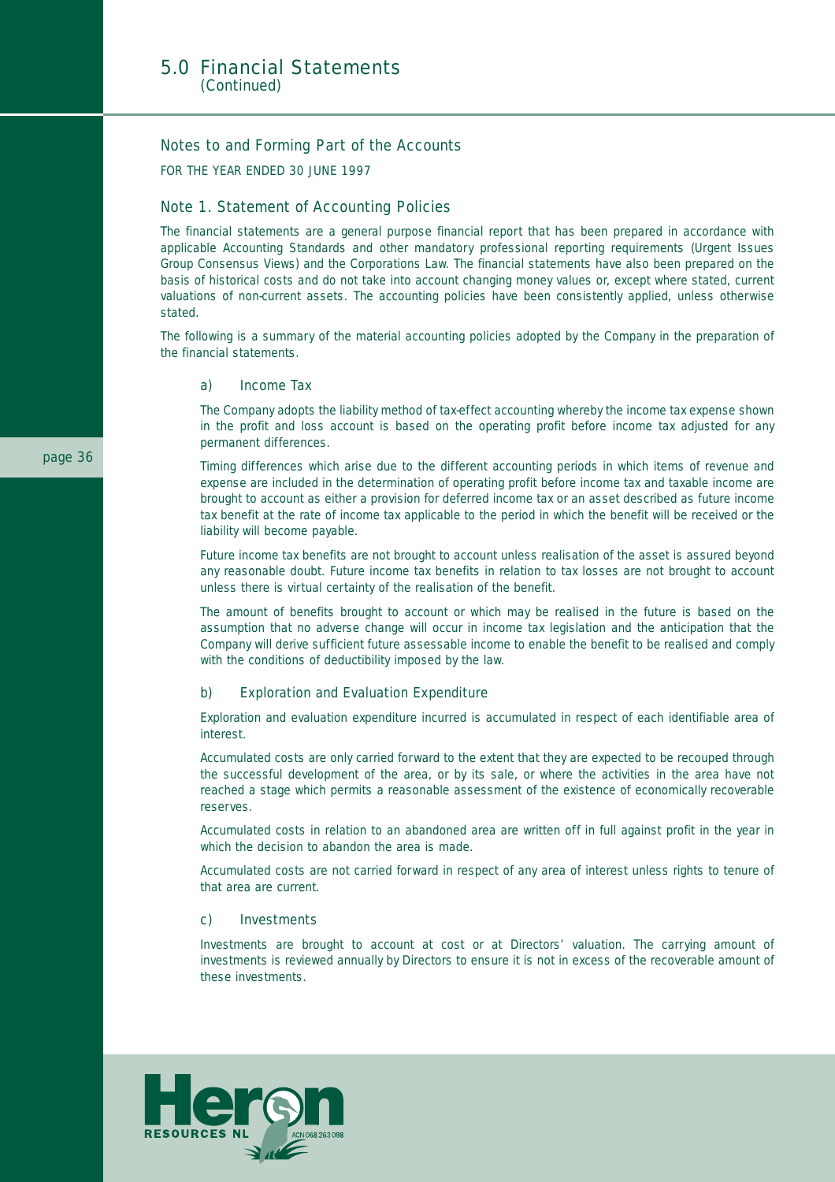## Notes to and Forming Part of the Accounts

FOR THE YEAR ENDED 30 JUNE 1997

### Note 1. Statement of Accounting Policies

The financial statements are a general purpose financial report that has been prepared in accordance with applicable Accounting Standards and other mandatory professional reporting requirements (Urgent Issues Group Consensus Views) and the Corporations Law. The financial statements have also been prepared on the basis of historical costs and do not take into account changing money values or, except where stated, current valuations of non-current assets. The accounting policies have been consistently applied, unless otherwise stated.

The following is a summary of the material accounting policies adopted by the Company in the preparation of the financial statements.

#### a) Income Tax

The Company adopts the liability method of tax-effect accounting whereby the income tax expense shown in the profit and loss account is based on the operating profit before income tax adjusted for any permanent differences.

Timing differences which arise due to the different accounting periods in which items of revenue and expense are included in the determination of operating profit before income tax and taxable income are brought to account as either a provision for deferred income tax or an asset described as future income tax benefit at the rate of income tax applicable to the period in which the benefit will be received or the liability will become payable.

Future income tax benefits are not brought to account unless realisation of the asset is assured beyond any reasonable doubt. Future income tax benefits in relation to tax losses are not brought to account unless there is virtual certainty of the realisation of the benefit.

The amount of benefits brought to account or which may be realised in the future is based on the assumption that no adverse change will occur in income tax legislation and the anticipation that the Company will derive sufficient future assessable income to enable the benefit to be realised and comply with the conditions of deductibility imposed by the law.

#### b) Exploration and Evaluation Expenditure

Exploration and evaluation expenditure incurred is accumulated in respect of each identifiable area of interest.

Accumulated costs are only carried forward to the extent that they are expected to be recouped through the successful development of the area, or by its sale, or where the activities in the area have not reached a stage which permits a reasonable assessment of the existence of economically recoverable reserves.

Accumulated costs in relation to an abandoned area are written off in full against profit in the year in which the decision to abandon the area is made.

Accumulated costs are not carried forward in respect of any area of interest unless rights to tenure of that area are current.

#### c) Investments

Investments are brought to account at cost or at Directors' valuation. The carrying amount of investments is reviewed annually by Directors to ensure it is not in excess of the recoverable amount of these investments.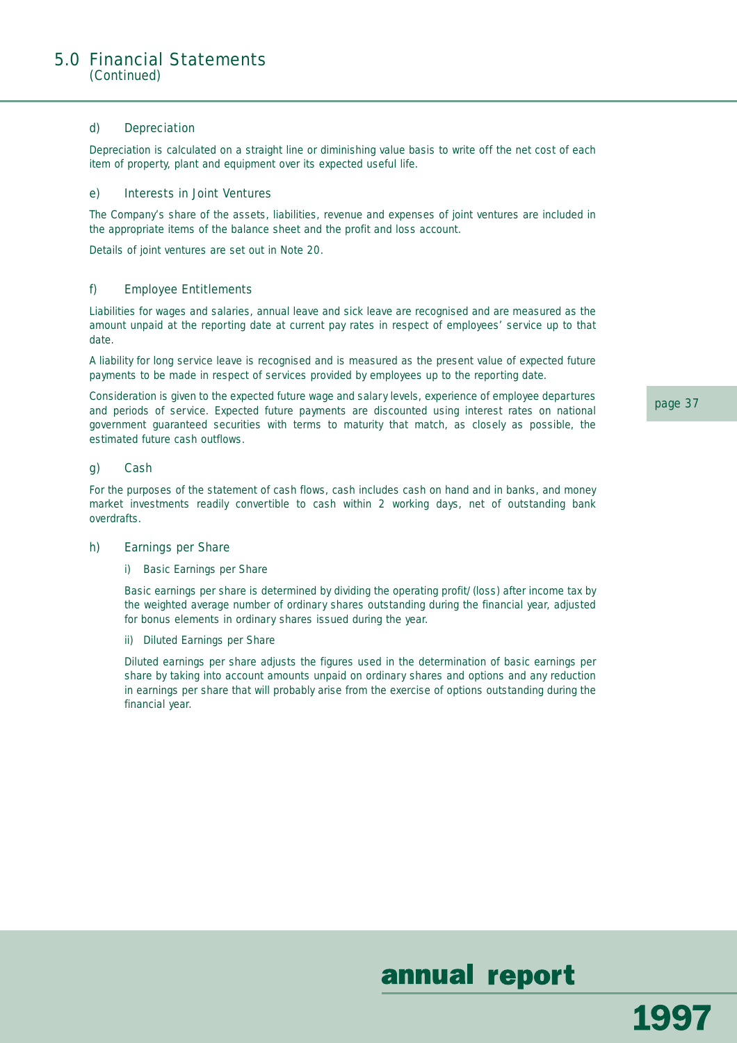### d) Depreciation

Depreciation is calculated on a straight line or diminishing value basis to write off the net cost of each item of property, plant and equipment over its expected useful life.

### e) Interests in Joint Ventures

The Company's share of the assets, liabilities, revenue and expenses of joint ventures are included in the appropriate items of the balance sheet and the profit and loss account.

Details of joint ventures are set out in Note 20.

### f) Employee Entitlements

Liabilities for wages and salaries, annual leave and sick leave are recognised and are measured as the amount unpaid at the reporting date at current pay rates in respect of employees' service up to that date.

A liability for long service leave is recognised and is measured as the present value of expected future payments to be made in respect of services provided by employees up to the reporting date.

Consideration is given to the expected future wage and salary levels, experience of employee departures and periods of service. Expected future payments are discounted using interest rates on national government guaranteed securities with terms to maturity that match, as closely as possible, the estimated future cash outflows.

### g) Cash

For the purposes of the statement of cash flows, cash includes cash on hand and in banks, and money market investments readily convertible to cash within 2 working days, net of outstanding bank overdrafts.

### h) Earnings per Share

i) Basic Earnings per Share

Basic earnings per share is determined by dividing the operating profit/(loss) after income tax by the weighted average number of ordinary shares outstanding during the financial year, adjusted for bonus elements in ordinary shares issued during the year.

ii) Diluted Earnings per Share

Diluted earnings per share adjusts the figures used in the determination of basic earnings per share by taking into account amounts unpaid on ordinary shares and options and any reduction in earnings per share that will probably arise from the exercise of options outstanding during the financial year.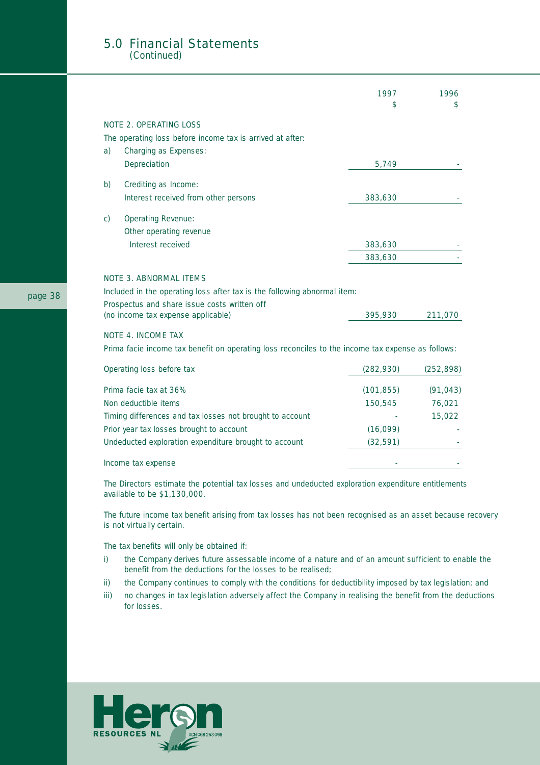## 5.0 Financial Statements
*(Continued)*

| | 1997 $ | 1996 $ |
|---|---|---|
| **NOTE 2. OPERATING LOSS** | | |
| The operating loss before income tax is arrived at after: | | |
| a) Charging as Expenses: | | |
| Depreciation | 5,749 | - |
| b) Crediting as Income: | | |
| Interest received from other persons | 383,630 | - |
| c) Operating Revenue: | | |
| Other operating revenue | | |
| Interest received | 383,630 | - |
| | 383,630 | - |
| **NOTE 3. ABNORMAL ITEMS** | | |
| Included in the operating loss after tax is the following abnormal item: | | |
| Prospectus and share issue costs written off (no income tax expense applicable) | 395,930 | 211,070 |
| **NOTE 4. INCOME TAX** | | |
| Prima facie income tax benefit on operating loss reconciles to the income tax expense as follows: | | |
| Operating loss before tax | (282,930) | (252,898) |
| Prima facie tax at 36% | (101,855) | (91,043) |
| Non deductible items | 150,545 | 76,021 |
| Timing differences and tax losses not brought to account | - | 15,022 |
| Prior year tax losses brought to account | (16,099) | - |
| Undeducted exploration expenditure brought to account | (32,591) | - |
| Income tax expense | - | - |

The Directors estimate the potential tax losses and undeducted exploration expenditure entitlements available to be $1,130,000.

The future income tax benefit arising from tax losses has not been recognised as an asset because recovery is not virtually certain.

The tax benefits will only be obtained if:

i) the Company derives future assessable income of a nature and of an amount sufficient to enable the benefit from the deductions for the losses to be realised;

ii) the Company continues to comply with the conditions for deductibility imposed by tax legislation; and

iii) no changes in tax legislation adversely affect the Company in realising the benefit from the deductions for losses.

Heron RESOURCES NL ACN 068 263 098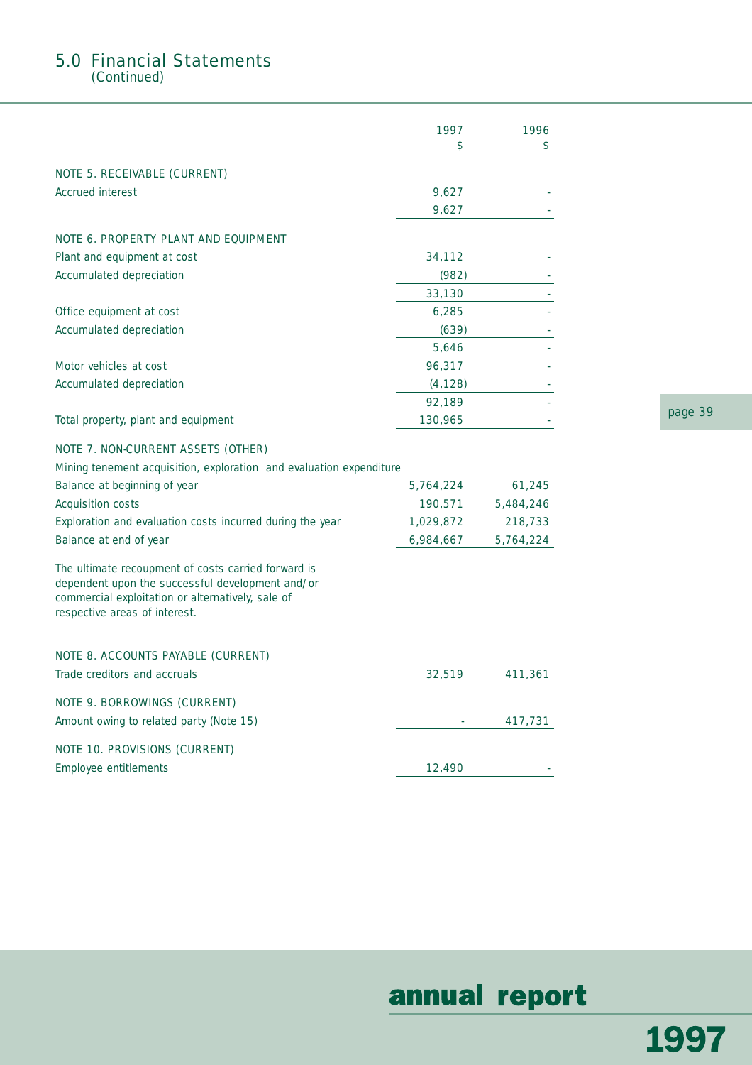## 5.0 Financial Statements
(Continued)

| | 1997 $ | 1996 $ |
|---|---|---|
| **NOTE 5. RECEIVABLE (CURRENT)** | | |
| Accrued interest | 9,627 | - |
| | 9,627 | - |
| **NOTE 6. PROPERTY PLANT AND EQUIPMENT** | | |
| Plant and equipment at cost | 34,112 | - |
| Accumulated depreciation | (982) | - |
| | 33,130 | - |
| Office equipment at cost | 6,285 | - |
| Accumulated depreciation | (639) | - |
| | 5,646 | - |
| Motor vehicles at cost | 96,317 | - |
| Accumulated depreciation | (4,128) | - |
| | 92,189 | - |
| Total property, plant and equipment | 130,965 | - |
| **NOTE 7. NON-CURRENT ASSETS (OTHER)** | | |
| Mining tenement acquisition, exploration and evaluation expenditure | | |
| Balance at beginning of year | 5,764,224 | 61,245 |
| Acquisition costs | 190,571 | 5,484,246 |
| Exploration and evaluation costs incurred during the year | 1,029,872 | 218,733 |
| Balance at end of year | 6,984,667 | 5,764,224 |

The ultimate recoupment of costs carried forward is dependent upon the successful development and/or commercial exploitation or alternatively, sale of respective areas of interest.

| | 1997 $ | 1996 $ |
|---|---|---|
| **NOTE 8. ACCOUNTS PAYABLE (CURRENT)** | | |
| Trade creditors and accruals | 32,519 | 411,361 |
| **NOTE 9. BORROWINGS (CURRENT)** | | |
| Amount owing to related party (Note 15) | - | 417,731 |
| **NOTE 10. PROVISIONS (CURRENT)** | | |
| Employee entitlements | 12,490 | - |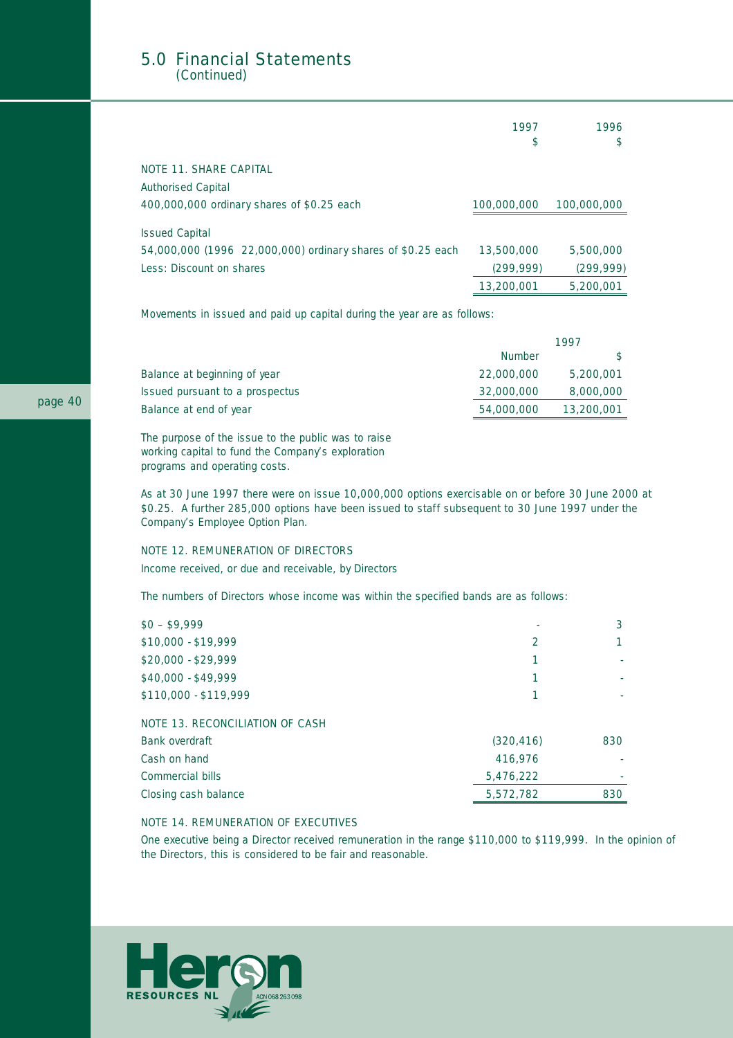## 5.0 Financial Statements
*(Continued)*

| | 1997 $ | 1996 $ |
|---|---|---|
| **NOTE 11. SHARE CAPITAL** | | |
| Authorised Capital | | |
| 400,000,000 ordinary shares of $0.25 each | 100,000,000 | 100,000,000 |
| Issued Capital | | |
| 54,000,000 (1996 22,000,000) ordinary shares of $0.25 each | 13,500,000 | 5,500,000 |
| Less: Discount on shares | (299,999) | (299,999) |
| | 13,200,001 | 5,200,001 |

Movements in issued and paid up capital during the year are as follows:

| | 1997 | |
|---|---|---|
| | Number | $ |
| Balance at beginning of year | 22,000,000 | 5,200,001 |
| Issued pursuant to a prospectus | 32,000,000 | 8,000,000 |
| Balance at end of year | 54,000,000 | 13,200,001 |

The purpose of the issue to the public was to raise working capital to fund the Company's exploration programs and operating costs.

As at 30 June 1997 there were on issue 10,000,000 options exercisable on or before 30 June 2000 at $0.25. A further 285,000 options have been issued to staff subsequent to 30 June 1997 under the Company's Employee Option Plan.

**NOTE 12. REMUNERATION OF DIRECTORS**

Income received, or due and receivable, by Directors

The numbers of Directors whose income was within the specified bands are as follows:

| | 1997 | 1996 |
|---|---|---|
| $0 – $9,999 | - | 3 |
| $10,000 - $19,999 | 2 | 1 |
| $20,000 - $29,999 | 1 | - |
| $40,000 - $49,999 | 1 | - |
| $110,000 - $119,999 | 1 | - |

**NOTE 13. RECONCILIATION OF CASH**

| | 1997 | 1996 |
|---|---|---|
| Bank overdraft | (320,416) | 830 |
| Cash on hand | 416,976 | - |
| Commercial bills | 5,476,222 | - |
| Closing cash balance | 5,572,782 | 830 |

**NOTE 14. REMUNERATION OF EXECUTIVES**

One executive being a Director received remuneration in the range $110,000 to $119,999. In the opinion of the Directors, this is considered to be fair and reasonable.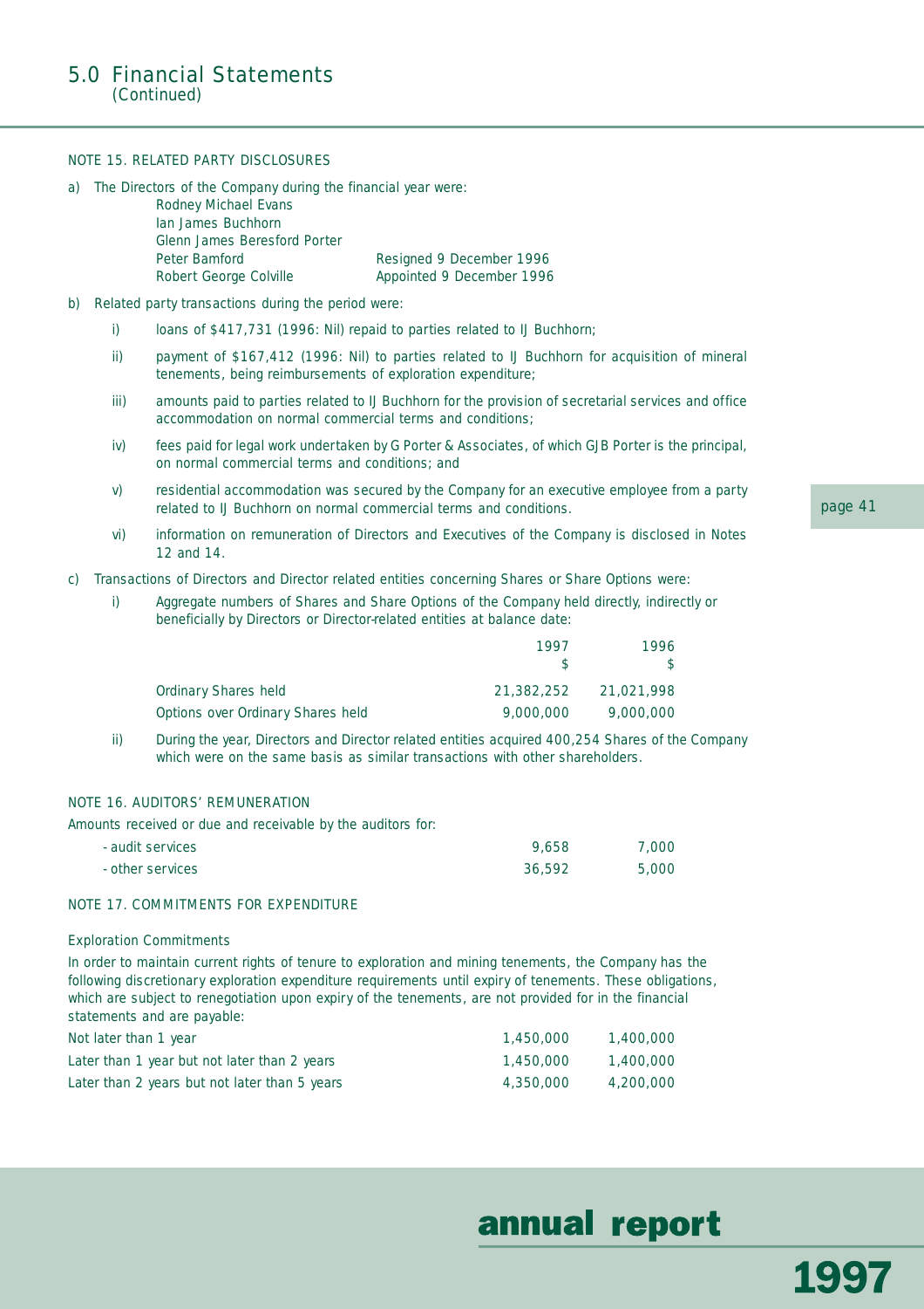## 5.0 Financial Statements
(Continued)

### NOTE 15. RELATED PARTY DISCLOSURES

a) The Directors of the Company during the financial year were:

| | |
|---|---|
| Rodney Michael Evans | |
| Ian James Buchhorn | |
| Glenn James Beresford Porter | |
| Peter Bamford | Resigned 9 December 1996 |
| Robert George Colville | Appointed 9 December 1996 |

b) Related party transactions during the period were:

i) loans of $417,731 (1996: Nil) repaid to parties related to IJ Buchhorn;

ii) payment of $167,412 (1996: Nil) to parties related to IJ Buchhorn for acquisition of mineral tenements, being reimbursements of exploration expenditure;

iii) amounts paid to parties related to IJ Buchhorn for the provision of secretarial services and office accommodation on normal commercial terms and conditions;

iv) fees paid for legal work undertaken by G Porter & Associates, of which GJB Porter is the principal, on normal commercial terms and conditions; and

v) residential accommodation was secured by the Company for an executive employee from a party related to IJ Buchhorn on normal commercial terms and conditions.

vi) information on remuneration of Directors and Executives of the Company is disclosed in Notes 12 and 14.

c) Transactions of Directors and Director related entities concerning Shares or Share Options were:

i) Aggregate numbers of Shares and Share Options of the Company held directly, indirectly or beneficially by Directors or Director-related entities at balance date:

| | 1997<br>$ | 1996<br>$ |
|---|---|---|
| Ordinary Shares held | 21,382,252 | 21,021,998 |
| Options over Ordinary Shares held | 9,000,000 | 9,000,000 |

ii) During the year, Directors and Director related entities acquired 400,254 Shares of the Company which were on the same basis as similar transactions with other shareholders.

### NOTE 16. AUDITORS' REMUNERATION

Amounts received or due and receivable by the auditors for:

| | | |
|---|---|---|
| - audit services | 9,658 | 7,000 |
| - other services | 36,592 | 5,000 |

### NOTE 17. COMMITMENTS FOR EXPENDITURE

Exploration Commitments

In order to maintain current rights of tenure to exploration and mining tenements, the Company has the following discretionary exploration expenditure requirements until expiry of tenements. These obligations, which are subject to renegotiation upon expiry of the tenements, are not provided for in the financial statements and are payable:

| | | |
|---|---|---|
| Not later than 1 year | 1,450,000 | 1,400,000 |
| Later than 1 year but not later than 2 years | 1,450,000 | 1,400,000 |
| Later than 2 years but not later than 5 years | 4,350,000 | 4,200,000 |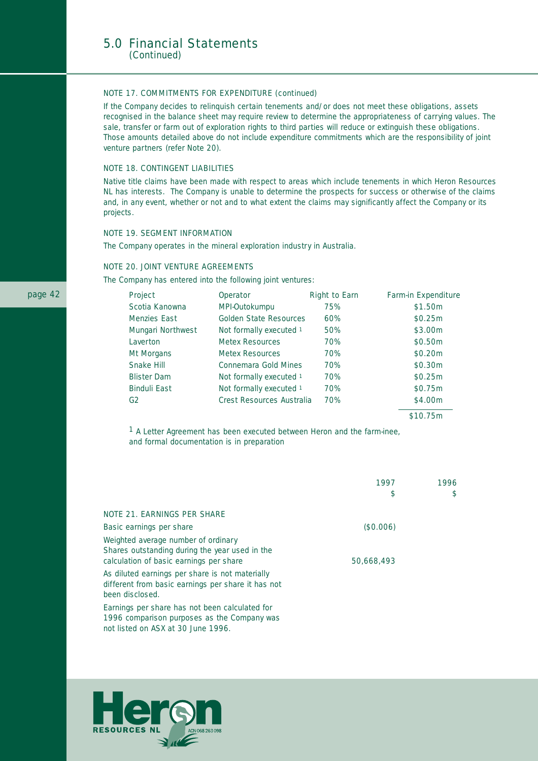## 5.0 Financial Statements
*(Continued)*

### NOTE 17. COMMITMENTS FOR EXPENDITURE (continued)

If the Company decides to relinquish certain tenements and/or does not meet these obligations, assets recognised in the balance sheet may require review to determine the appropriateness of carrying values. The sale, transfer or farm out of exploration rights to third parties will reduce or extinguish these obligations. Those amounts detailed above do not include expenditure commitments which are the responsibility of joint venture partners (refer Note 20).

### NOTE 18. CONTINGENT LIABILITIES

Native title claims have been made with respect to areas which include tenements in which Heron Resources NL has interests. The Company is unable to determine the prospects for success or otherwise of the claims and, in any event, whether or not and to what extent the claims may significantly affect the Company or its projects.

### NOTE 19. SEGMENT INFORMATION

The Company operates in the mineral exploration industry in Australia.

### NOTE 20. JOINT VENTURE AGREEMENTS

The Company has entered into the following joint ventures:

| Project | Operator | Right to Earn | Farm-in Expenditure |
|---|---|---|---|
| Scotia Kanowna | MPI-Outokumpu | 75% | $1.50m |
| Menzies East | Golden State Resources | 60% | $0.25m |
| Mungari Northwest | Not formally executed [1] | 50% | $3.00m |
| Laverton | Metex Resources | 70% | $0.50m |
| Mt Morgans | Metex Resources | 70% | $0.20m |
| Snake Hill | Connemara Gold Mines | 70% | $0.30m |
| Blister Dam | Not formally executed [1] | 70% | $0.25m |
| Binduli East | Not formally executed [1] | 70% | $0.75m |
| G2 | Crest Resources Australia | 70% | $4.00m |
| | | | $10.75m |

[1] A Letter Agreement has been executed between Heron and the farm-inee, and formal documentation is in preparation

| | 1997 $ | 1996 $ |
|---|---|---|
| **NOTE 21. EARNINGS PER SHARE** | | |
| Basic earnings per share | ($0.006) | |
| Weighted average number of ordinary Shares outstanding during the year used in the calculation of basic earnings per share | 50,668,493 | |

As diluted earnings per share is not materially different from basic earnings per share it has not been disclosed.

Earnings per share has not been calculated for 1996 comparison purposes as the Company was not listed on ASX at 30 June 1996.

Heron RESOURCES NL ACN 068 263 098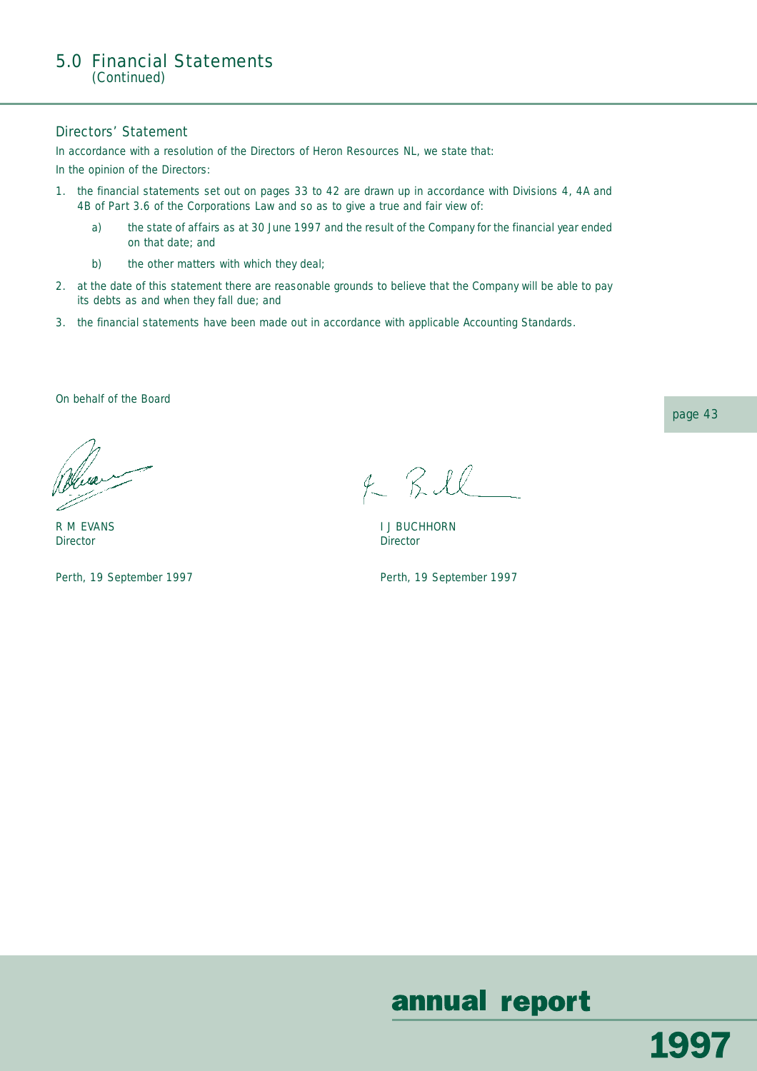# 5.0 Financial Statements
(Continued)

## Directors' Statement

In accordance with a resolution of the Directors of Heron Resources NL, we state that:

In the opinion of the Directors:

1. the financial statements set out on pages 33 to 42 are drawn up in accordance with Divisions 4, 4A and 4B of Part 3.6 of the Corporations Law and so as to give a true and fair view of:
   a) the state of affairs as at 30 June 1997 and the result of the Company for the financial year ended on that date; and
   b) the other matters with which they deal;
2. at the date of this statement there are reasonable grounds to believe that the Company will be able to pay its debts as and when they fall due; and
3. the financial statements have been made out in accordance with applicable Accounting Standards.

On behalf of the Board

R M EVANS
Director

Perth, 19 September 1997

I J BUCHHORN
Director

Perth, 19 September 1997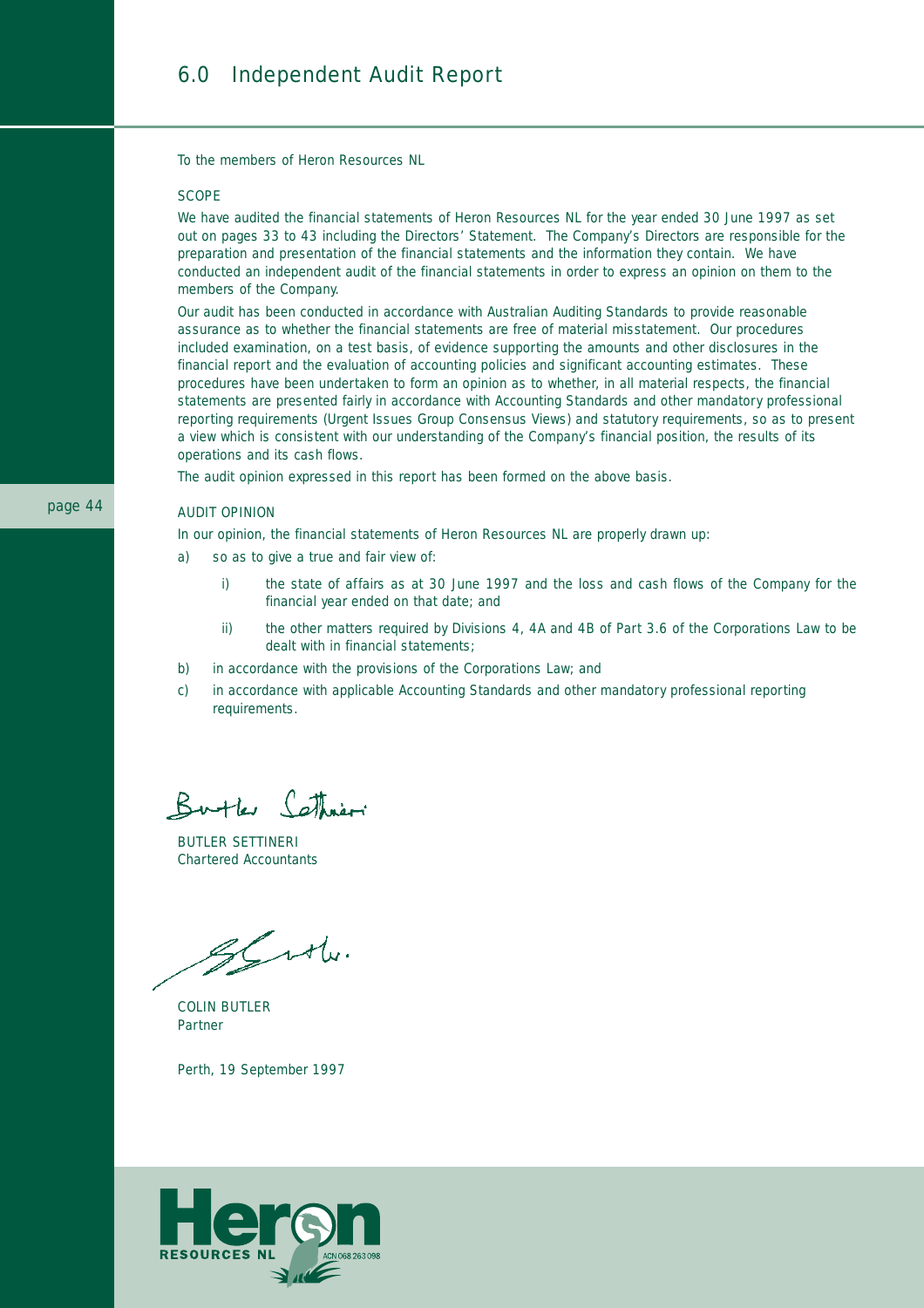# 6.0 Independent Audit Report

To the members of Heron Resources NL

## SCOPE

We have audited the financial statements of Heron Resources NL for the year ended 30 June 1997 as set out on pages 33 to 43 including the Directors' Statement. The Company's Directors are responsible for the preparation and presentation of the financial statements and the information they contain. We have conducted an independent audit of the financial statements in order to express an opinion on them to the members of the Company.

Our audit has been conducted in accordance with Australian Auditing Standards to provide reasonable assurance as to whether the financial statements are free of material misstatement. Our procedures included examination, on a test basis, of evidence supporting the amounts and other disclosures in the financial report and the evaluation of accounting policies and significant accounting estimates. These procedures have been undertaken to form an opinion as to whether, in all material respects, the financial statements are presented fairly in accordance with Accounting Standards and other mandatory professional reporting requirements (Urgent Issues Group Consensus Views) and statutory requirements, so as to present a view which is consistent with our understanding of the Company's financial position, the results of its operations and its cash flows.

The audit opinion expressed in this report has been formed on the above basis.

## AUDIT OPINION

In our opinion, the financial statements of Heron Resources NL are properly drawn up:

a) so as to give a true and fair view of:

   i) the state of affairs as at 30 June 1997 and the loss and cash flows of the Company for the financial year ended on that date; and

   ii) the other matters required by Divisions 4, 4A and 4B of Part 3.6 of the Corporations Law to be dealt with in financial statements;

b) in accordance with the provisions of the Corporations Law; and

c) in accordance with applicable Accounting Standards and other mandatory professional reporting requirements.

BUTLER SETTINERI
Chartered Accountants

COLIN BUTLER
Partner

Perth, 19 September 1997

Heron
RESOURCES NL
ACN 068 263 098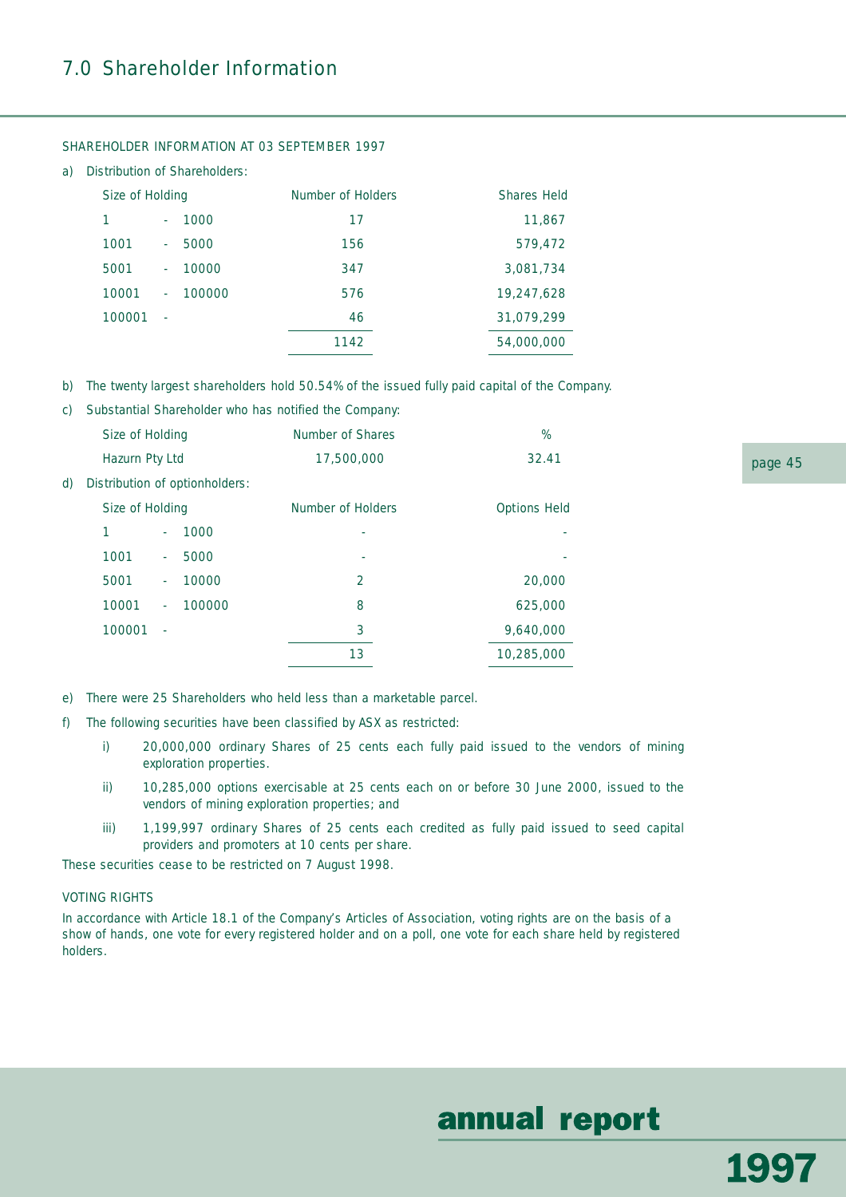## 7.0 Shareholder Information

SHAREHOLDER INFORMATION AT 03 SEPTEMBER 1997

a) Distribution of Shareholders:

| Size of Holding | Number of Holders | Shares Held |
|---|---|---|
| 1 - 1000 | 17 | 11,867 |
| 1001 - 5000 | 156 | 579,472 |
| 5001 - 10000 | 347 | 3,081,734 |
| 10001 - 100000 | 576 | 19,247,628 |
| 100001 - | 46 | 31,079,299 |
| | 1142 | 54,000,000 |

b) The twenty largest shareholders hold 50.54% of the issued fully paid capital of the Company.

c) Substantial Shareholder who has notified the Company:

| Size of Holding | Number of Shares | % |
|---|---|---|
| Hazurn Pty Ltd | 17,500,000 | 32.41 |

d) Distribution of optionholders:

| Size of Holding | Number of Holders | Options Held |
|---|---|---|
| 1 - 1000 | - | - |
| 1001 - 5000 | - | - |
| 5001 - 10000 | 2 | 20,000 |
| 10001 - 100000 | 8 | 625,000 |
| 100001 - | 3 | 9,640,000 |
| | 13 | 10,285,000 |

e) There were 25 Shareholders who held less than a marketable parcel.

f) The following securities have been classified by ASX as restricted:

i) 20,000,000 ordinary Shares of 25 cents each fully paid issued to the vendors of mining exploration properties.

ii) 10,285,000 options exercisable at 25 cents each on or before 30 June 2000, issued to the vendors of mining exploration properties; and

iii) 1,199,997 ordinary Shares of 25 cents each credited as fully paid issued to seed capital providers and promoters at 10 cents per share.

These securities cease to be restricted on 7 August 1998.

VOTING RIGHTS

In accordance with Article 18.1 of the Company's Articles of Association, voting rights are on the basis of a show of hands, one vote for every registered holder and on a poll, one vote for each share held by registered holders.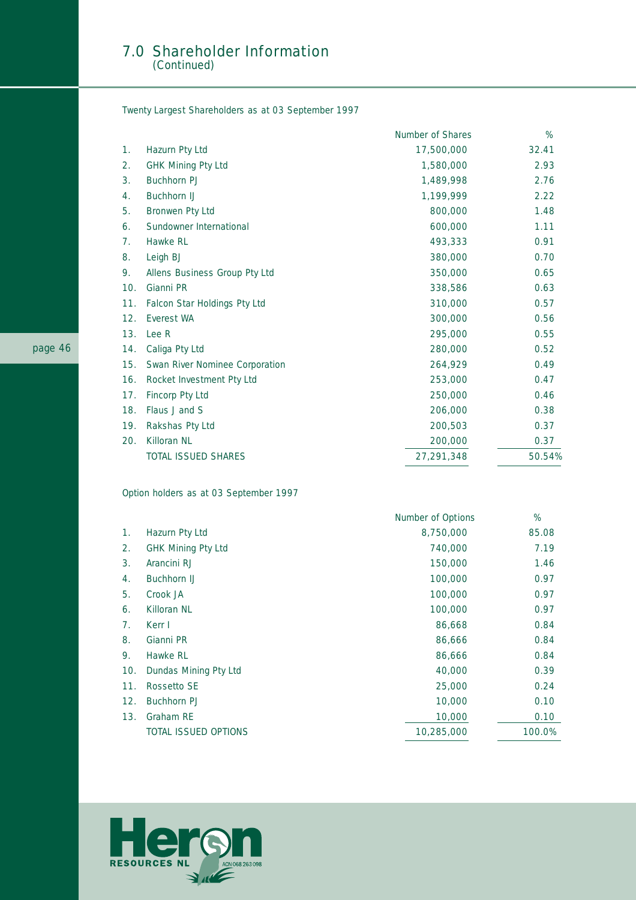# 7.0 Shareholder Information
*(Continued)*

Twenty Largest Shareholders as at 03 September 1997

| | | Number of Shares | % |
|---|---|---|---|
| 1. | Hazurn Pty Ltd | 17,500,000 | 32.41 |
| 2. | GHK Mining Pty Ltd | 1,580,000 | 2.93 |
| 3. | Buchhorn PJ | 1,489,998 | 2.76 |
| 4. | Buchhorn IJ | 1,199,999 | 2.22 |
| 5. | Bronwen Pty Ltd | 800,000 | 1.48 |
| 6. | Sundowner International | 600,000 | 1.11 |
| 7. | Hawke RL | 493,333 | 0.91 |
| 8. | Leigh BJ | 380,000 | 0.70 |
| 9. | Allens Business Group Pty Ltd | 350,000 | 0.65 |
| 10. | Gianni PR | 338,586 | 0.63 |
| 11. | Falcon Star Holdings Pty Ltd | 310,000 | 0.57 |
| 12. | Everest WA | 300,000 | 0.56 |
| 13. | Lee R | 295,000 | 0.55 |
| 14. | Caliga Pty Ltd | 280,000 | 0.52 |
| 15. | Swan River Nominee Corporation | 264,929 | 0.49 |
| 16. | Rocket Investment Pty Ltd | 253,000 | 0.47 |
| 17. | Fincorp Pty Ltd | 250,000 | 0.46 |
| 18. | Flaus J and S | 206,000 | 0.38 |
| 19. | Rakshas Pty Ltd | 200,503 | 0.37 |
| 20. | Killoran NL | 200,000 | 0.37 |
| | TOTAL ISSUED SHARES | 27,291,348 | 50.54% |

Option holders as at 03 September 1997

| | | Number of Options | % |
|---|---|---|---|
| 1. | Hazurn Pty Ltd | 8,750,000 | 85.08 |
| 2. | GHK Mining Pty Ltd | 740,000 | 7.19 |
| 3. | Arancini RJ | 150,000 | 1.46 |
| 4. | Buchhorn IJ | 100,000 | 0.97 |
| 5. | Crook JA | 100,000 | 0.97 |
| 6. | Killoran NL | 100,000 | 0.97 |
| 7. | Kerr I | 86,668 | 0.84 |
| 8. | Gianni PR | 86,666 | 0.84 |
| 9. | Hawke RL | 86,666 | 0.84 |
| 10. | Dundas Mining Pty Ltd | 40,000 | 0.39 |
| 11. | Rossetto SE | 25,000 | 0.24 |
| 12. | Buchhorn PJ | 10,000 | 0.10 |
| 13. | Graham RE | 10,000 | 0.10 |
| | TOTAL ISSUED OPTIONS | 10,285,000 | 100.0% |

Heron RESOURCES NL ACN 068 263 098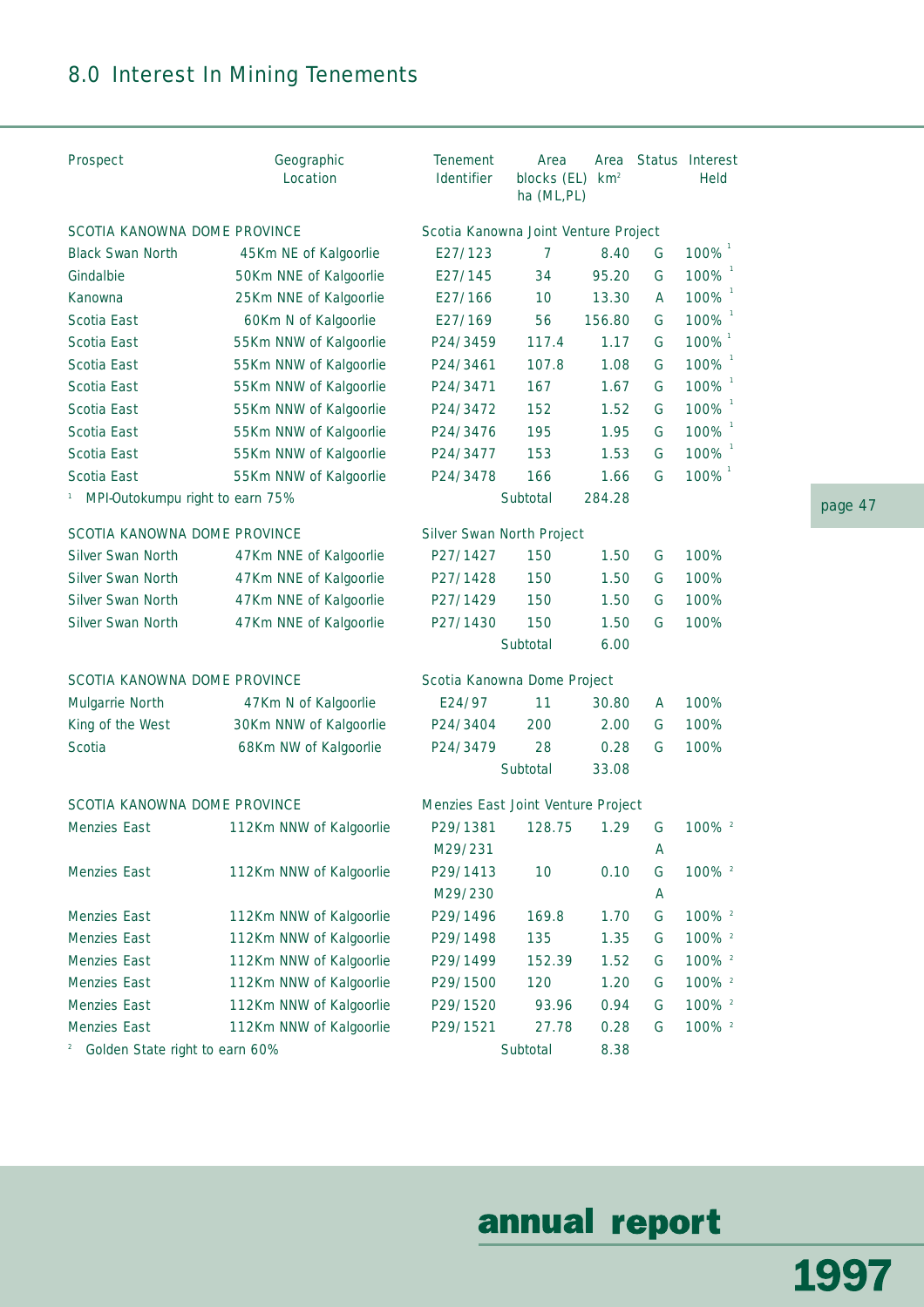## 8.0 Interest In Mining Tenements

| Prospect | Geographic Location | Tenement Identifier | Area blocks (EL) ha (ML,PL) | Area km² | Status | Interest Held |
|---|---|---|---|---|---|---|
| SCOTIA KANOWNA DOME PROVINCE | | Scotia Kanowna Joint Venture Project | | | | |
| Black Swan North | 45Km NE of Kalgoorlie | E27/123 | 7 | 8.40 | G | 100% [1] |
| Gindalbie | 50Km NNE of Kalgoorlie | E27/145 | 34 | 95.20 | G | 100% [1] |
| Kanowna | 25Km NNE of Kalgoorlie | E27/166 | 10 | 13.30 | A | 100% [1] |
| Scotia East | 60Km N of Kalgoorlie | E27/169 | 56 | 156.80 | G | 100% [1] |
| Scotia East | 55Km NNW of Kalgoorlie | P24/3459 | 117.4 | 1.17 | G | 100% [1] |
| Scotia East | 55Km NNW of Kalgoorlie | P24/3461 | 107.8 | 1.08 | G | 100% [1] |
| Scotia East | 55Km NNW of Kalgoorlie | P24/3471 | 167 | 1.67 | G | 100% [1] |
| Scotia East | 55Km NNW of Kalgoorlie | P24/3472 | 152 | 1.52 | G | 100% [1] |
| Scotia East | 55Km NNW of Kalgoorlie | P24/3476 | 195 | 1.95 | G | 100% [1] |
| Scotia East | 55Km NNW of Kalgoorlie | P24/3477 | 153 | 1.53 | G | 100% [1] |
| Scotia East | 55Km NNW of Kalgoorlie | P24/3478 | 166 | 1.66 | G | 100% [1] |
| [1] MPI-Outokumpu right to earn 75% | | | Subtotal | 284.28 | | |
| SCOTIA KANOWNA DOME PROVINCE | | Silver Swan North Project | | | | |
| Silver Swan North | 47Km NNE of Kalgoorlie | P27/1427 | 150 | 1.50 | G | 100% |
| Silver Swan North | 47Km NNE of Kalgoorlie | P27/1428 | 150 | 1.50 | G | 100% |
| Silver Swan North | 47Km NNE of Kalgoorlie | P27/1429 | 150 | 1.50 | G | 100% |
| Silver Swan North | 47Km NNE of Kalgoorlie | P27/1430 | 150 | 1.50 | G | 100% |
| | | | Subtotal | 6.00 | | |
| SCOTIA KANOWNA DOME PROVINCE | | Scotia Kanowna Dome Project | | | | |
| Mulgarrie North | 47Km N of Kalgoorlie | E24/97 | 11 | 30.80 | A | 100% |
| King of the West | 30Km NNW of Kalgoorlie | P24/3404 | 200 | 2.00 | G | 100% |
| Scotia | 68Km NW of Kalgoorlie | P24/3479 | 28 | 0.28 | G | 100% |
| | | | Subtotal | 33.08 | | |
| SCOTIA KANOWNA DOME PROVINCE | | Menzies East Joint Venture Project | | | | |
| Menzies East | 112Km NNW of Kalgoorlie | P29/1381 | 128.75 | 1.29 | G | 100% [2] |
| | | M29/231 | | | A | |
| Menzies East | 112Km NNW of Kalgoorlie | P29/1413 | 10 | 0.10 | G | 100% [2] |
| | | M29/230 | | | A | |
| Menzies East | 112Km NNW of Kalgoorlie | P29/1496 | 169.8 | 1.70 | G | 100% [2] |
| Menzies East | 112Km NNW of Kalgoorlie | P29/1498 | 135 | 1.35 | G | 100% [2] |
| Menzies East | 112Km NNW of Kalgoorlie | P29/1499 | 152.39 | 1.52 | G | 100% [2] |
| Menzies East | 112Km NNW of Kalgoorlie | P29/1500 | 120 | 1.20 | G | 100% [2] |
| Menzies East | 112Km NNW of Kalgoorlie | P29/1520 | 93.96 | 0.94 | G | 100% [2] |
| Menzies East | 112Km NNW of Kalgoorlie | P29/1521 | 27.78 | 0.28 | G | 100% [2] |
| [2] Golden State right to earn 60% | | | Subtotal | 8.38 | | |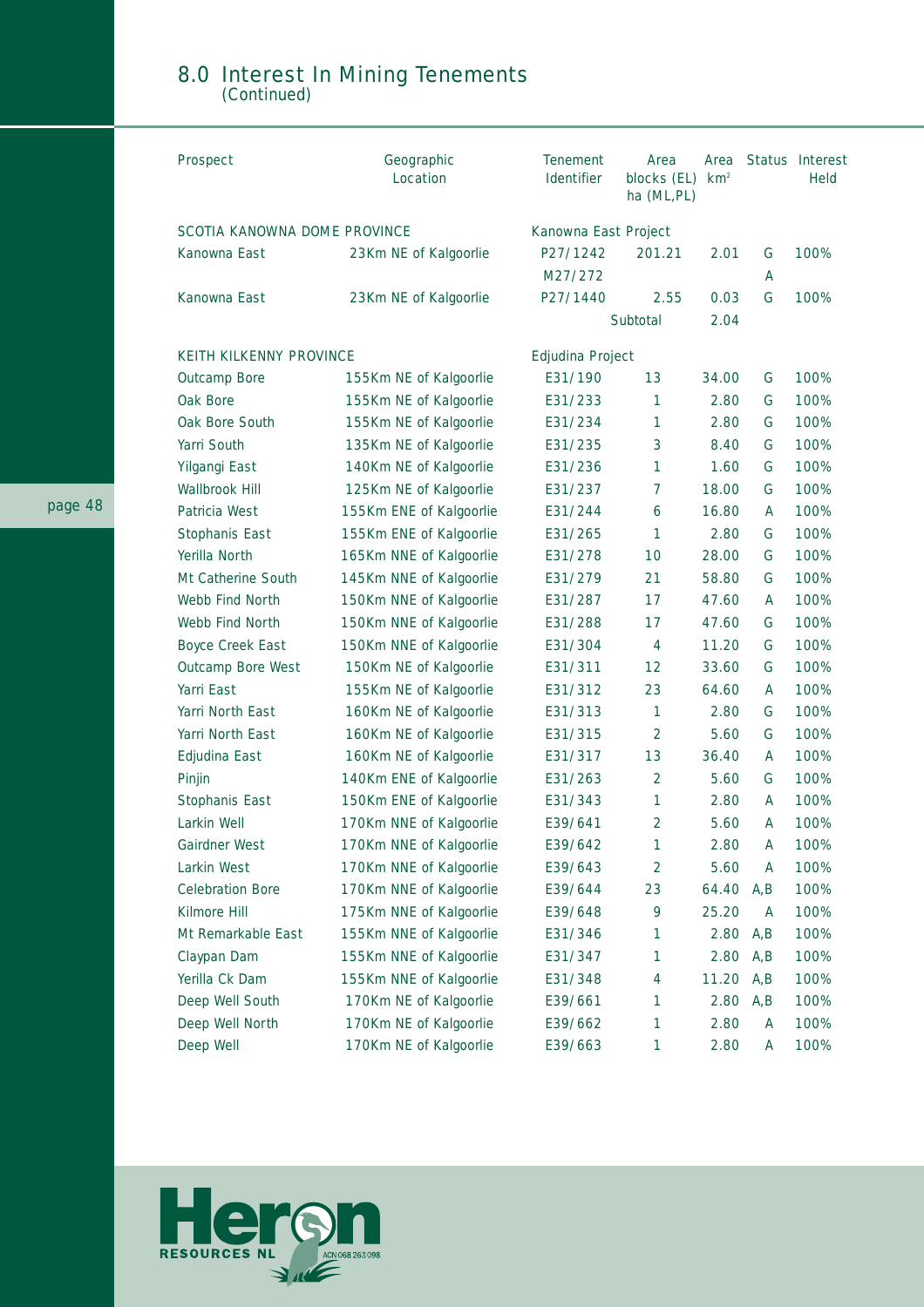## 8.0 Interest In Mining Tenements
(Continued)

| Prospect | Geographic Location | Tenement Identifier | Area blocks (EL) ha (ML,PL) | Area km² | Status | Interest Held |
|---|---|---|---|---|---|---|
| SCOTIA KANOWNA DOME PROVINCE | | Kanowna East Project | | | | |
| Kanowna East | 23Km NE of Kalgoorlie | P27/1242 | 201.21 | 2.01 | G | 100% |
| | | M27/272 | | | A | |
| Kanowna East | 23Km NE of Kalgoorlie | P27/1440 | 2.55 | 0.03 | G | 100% |
| | | | Subtotal | 2.04 | | |
| KEITH KILKENNY PROVINCE | | Edjudina Project | | | | |
| Outcamp Bore | 155Km NE of Kalgoorlie | E31/190 | 13 | 34.00 | G | 100% |
| Oak Bore | 155Km NE of Kalgoorlie | E31/233 | 1 | 2.80 | G | 100% |
| Oak Bore South | 155Km NE of Kalgoorlie | E31/234 | 1 | 2.80 | G | 100% |
| Yarri South | 135Km NE of Kalgoorlie | E31/235 | 3 | 8.40 | G | 100% |
| Yilgangi East | 140Km NE of Kalgoorlie | E31/236 | 1 | 1.60 | G | 100% |
| Wallbrook Hill | 125Km NE of Kalgoorlie | E31/237 | 7 | 18.00 | G | 100% |
| Patricia West | 155Km ENE of Kalgoorlie | E31/244 | 6 | 16.80 | A | 100% |
| Stophanis East | 155Km ENE of Kalgoorlie | E31/265 | 1 | 2.80 | G | 100% |
| Yerilla North | 165Km NNE of Kalgoorlie | E31/278 | 10 | 28.00 | G | 100% |
| Mt Catherine South | 145Km NNE of Kalgoorlie | E31/279 | 21 | 58.80 | G | 100% |
| Webb Find North | 150Km NNE of Kalgoorlie | E31/287 | 17 | 47.60 | A | 100% |
| Webb Find North | 150Km NNE of Kalgoorlie | E31/288 | 17 | 47.60 | G | 100% |
| Boyce Creek East | 150Km NNE of Kalgoorlie | E31/304 | 4 | 11.20 | G | 100% |
| Outcamp Bore West | 150Km NE of Kalgoorlie | E31/311 | 12 | 33.60 | G | 100% |
| Yarri East | 155Km NE of Kalgoorlie | E31/312 | 23 | 64.60 | A | 100% |
| Yarri North East | 160Km NE of Kalgoorlie | E31/313 | 1 | 2.80 | G | 100% |
| Yarri North East | 160Km NE of Kalgoorlie | E31/315 | 2 | 5.60 | G | 100% |
| Edjudina East | 160Km NE of Kalgoorlie | E31/317 | 13 | 36.40 | A | 100% |
| Pinjin | 140Km ENE of Kalgoorlie | E31/263 | 2 | 5.60 | G | 100% |
| Stophanis East | 150Km ENE of Kalgoorlie | E31/343 | 1 | 2.80 | A | 100% |
| Larkin Well | 170Km NNE of Kalgoorlie | E39/641 | 2 | 5.60 | A | 100% |
| Gairdner West | 170Km NNE of Kalgoorlie | E39/642 | 1 | 2.80 | A | 100% |
| Larkin West | 170Km NNE of Kalgoorlie | E39/643 | 2 | 5.60 | A | 100% |
| Celebration Bore | 170Km NNE of Kalgoorlie | E39/644 | 23 | 64.40 | A,B | 100% |
| Kilmore Hill | 175Km NNE of Kalgoorlie | E39/648 | 9 | 25.20 | A | 100% |
| Mt Remarkable East | 155Km NNE of Kalgoorlie | E31/346 | 1 | 2.80 | A,B | 100% |
| Claypan Dam | 155Km NNE of Kalgoorlie | E31/347 | 1 | 2.80 | A,B | 100% |
| Yerilla Ck Dam | 155Km NNE of Kalgoorlie | E31/348 | 4 | 11.20 | A,B | 100% |
| Deep Well South | 170Km NE of Kalgoorlie | E39/661 | 1 | 2.80 | A,B | 100% |
| Deep Well North | 170Km NE of Kalgoorlie | E39/662 | 1 | 2.80 | A | 100% |
| Deep Well | 170Km NE of Kalgoorlie | E39/663 | 1 | 2.80 | A | 100% |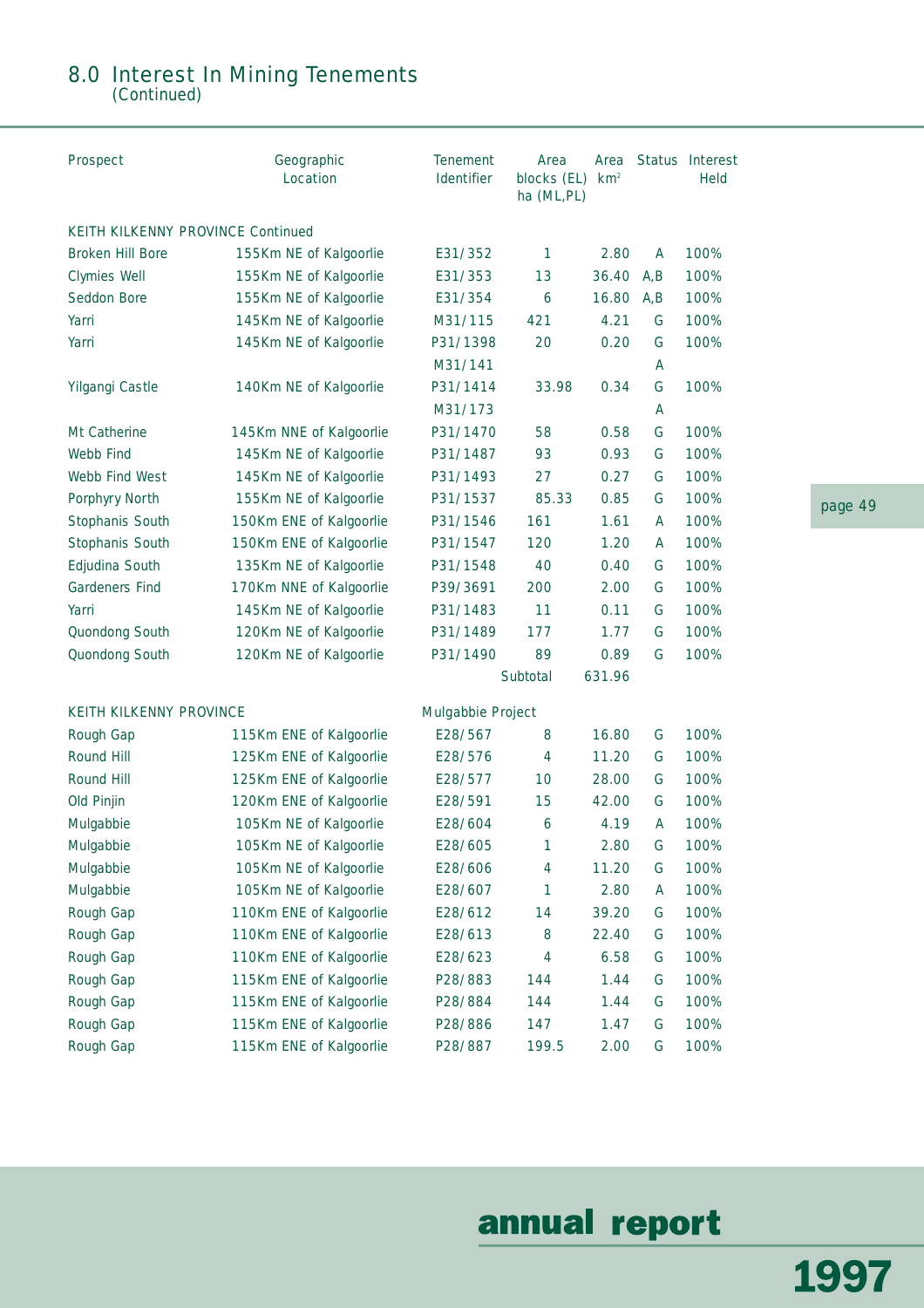## 8.0 Interest In Mining Tenements
(Continued)

| Prospect | Geographic Location | Tenement Identifier | Area blocks (EL) ha (ML,PL) | Area km$^2$ | Status | Interest Held |
|---|---|---|---|---|---|---|
| KEITH KILKENNY PROVINCE Continued | | | | | | |
| Broken Hill Bore | 155Km NE of Kalgoorlie | E31/352 | 1 | 2.80 | A | 100% |
| Clymies Well | 155Km NE of Kalgoorlie | E31/353 | 13 | 36.40 | A,B | 100% |
| Seddon Bore | 155Km NE of Kalgoorlie | E31/354 | 6 | 16.80 | A,B | 100% |
| Yarri | 145Km NE of Kalgoorlie | M31/115 | 421 | 4.21 | G | 100% |
| Yarri | 145Km NE of Kalgoorlie | P31/1398 | 20 | 0.20 | G | 100% |
| | | M31/141 | | | A | |
| Yilgangi Castle | 140Km NE of Kalgoorlie | P31/1414 | 33.98 | 0.34 | G | 100% |
| | | M31/173 | | | A | |
| Mt Catherine | 145Km NNE of Kalgoorlie | P31/1470 | 58 | 0.58 | G | 100% |
| Webb Find | 145Km NE of Kalgoorlie | P31/1487 | 93 | 0.93 | G | 100% |
| Webb Find West | 145Km NE of Kalgoorlie | P31/1493 | 27 | 0.27 | G | 100% |
| Porphyry North | 155Km NE of Kalgoorlie | P31/1537 | 85.33 | 0.85 | G | 100% |
| Stophanis South | 150Km ENE of Kalgoorlie | P31/1546 | 161 | 1.61 | A | 100% |
| Stophanis South | 150Km ENE of Kalgoorlie | P31/1547 | 120 | 1.20 | A | 100% |
| Edjudina South | 135Km NE of Kalgoorlie | P31/1548 | 40 | 0.40 | G | 100% |
| Gardeners Find | 170Km NNE of Kalgoorlie | P39/3691 | 200 | 2.00 | G | 100% |
| Yarri | 145Km NE of Kalgoorlie | P31/1483 | 11 | 0.11 | G | 100% |
| Quondong South | 120Km NE of Kalgoorlie | P31/1489 | 177 | 1.77 | G | 100% |
| Quondong South | 120Km NE of Kalgoorlie | P31/1490 | 89 | 0.89 | G | 100% |
| | | | Subtotal | 631.96 | | |
| KEITH KILKENNY PROVINCE | | Mulgabbie Project | | | | |
| Rough Gap | 115Km ENE of Kalgoorlie | E28/567 | 8 | 16.80 | G | 100% |
| Round Hill | 125Km ENE of Kalgoorlie | E28/576 | 4 | 11.20 | G | 100% |
| Round Hill | 125Km ENE of Kalgoorlie | E28/577 | 10 | 28.00 | G | 100% |
| Old Pinjin | 120Km ENE of Kalgoorlie | E28/591 | 15 | 42.00 | G | 100% |
| Mulgabbie | 105Km NE of Kalgoorlie | E28/604 | 6 | 4.19 | A | 100% |
| Mulgabbie | 105Km NE of Kalgoorlie | E28/605 | 1 | 2.80 | G | 100% |
| Mulgabbie | 105Km NE of Kalgoorlie | E28/606 | 4 | 11.20 | G | 100% |
| Mulgabbie | 105Km NE of Kalgoorlie | E28/607 | 1 | 2.80 | A | 100% |
| Rough Gap | 110Km ENE of Kalgoorlie | E28/612 | 14 | 39.20 | G | 100% |
| Rough Gap | 110Km ENE of Kalgoorlie | E28/613 | 8 | 22.40 | G | 100% |
| Rough Gap | 110Km ENE of Kalgoorlie | E28/623 | 4 | 6.58 | G | 100% |
| Rough Gap | 115Km ENE of Kalgoorlie | P28/883 | 144 | 1.44 | G | 100% |
| Rough Gap | 115Km ENE of Kalgoorlie | P28/884 | 144 | 1.44 | G | 100% |
| Rough Gap | 115Km ENE of Kalgoorlie | P28/886 | 147 | 1.47 | G | 100% |
| Rough Gap | 115Km ENE of Kalgoorlie | P28/887 | 199.5 | 2.00 | G | 100% |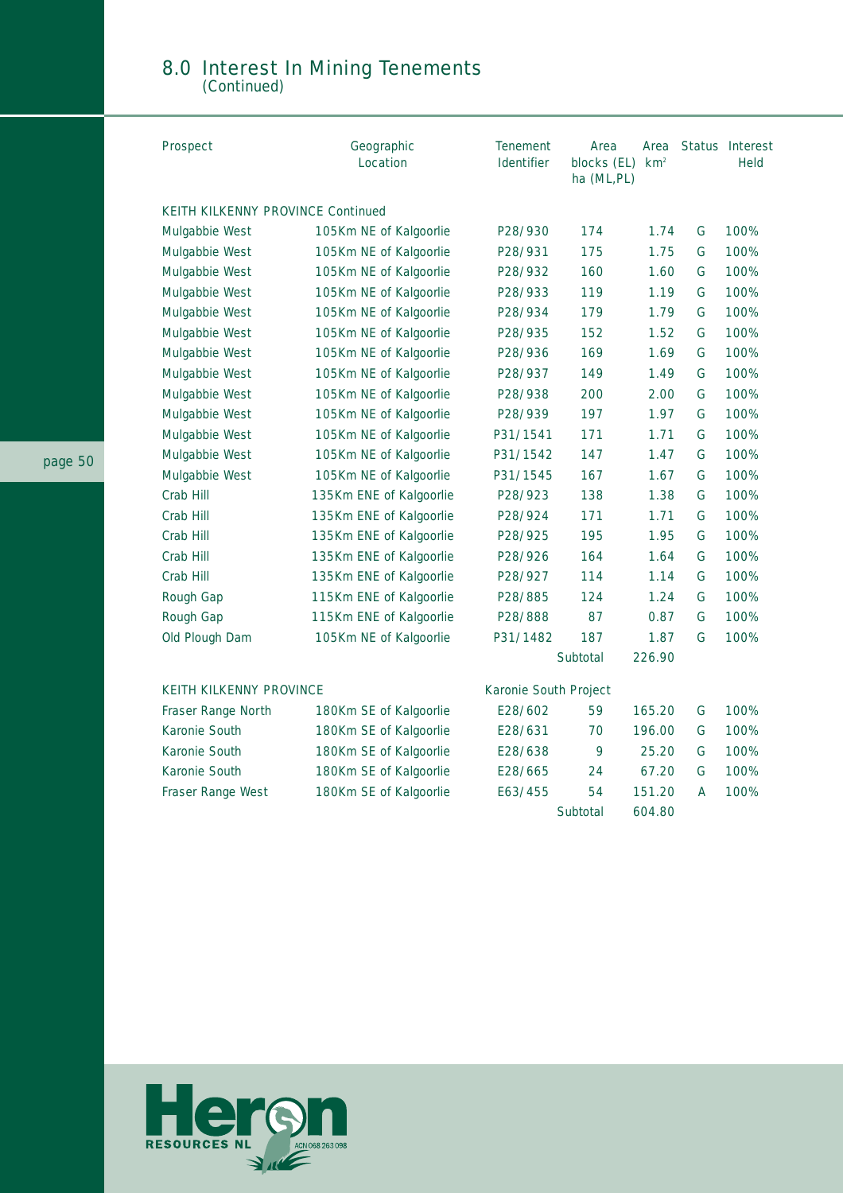## 8.0 Interest In Mining Tenements
(Continued)

| Prospect | Geographic Location | Tenement Identifier | Area blocks (EL) ha (ML,PL) | Area km² | Status | Interest Held |
|---|---|---|---|---|---|---|
| KEITH KILKENNY PROVINCE Continued | | | | | | |
| Mulgabbie West | 105Km NE of Kalgoorlie | P28/930 | 174 | 1.74 | G | 100% |
| Mulgabbie West | 105Km NE of Kalgoorlie | P28/931 | 175 | 1.75 | G | 100% |
| Mulgabbie West | 105Km NE of Kalgoorlie | P28/932 | 160 | 1.60 | G | 100% |
| Mulgabbie West | 105Km NE of Kalgoorlie | P28/933 | 119 | 1.19 | G | 100% |
| Mulgabbie West | 105Km NE of Kalgoorlie | P28/934 | 179 | 1.79 | G | 100% |
| Mulgabbie West | 105Km NE of Kalgoorlie | P28/935 | 152 | 1.52 | G | 100% |
| Mulgabbie West | 105Km NE of Kalgoorlie | P28/936 | 169 | 1.69 | G | 100% |
| Mulgabbie West | 105Km NE of Kalgoorlie | P28/937 | 149 | 1.49 | G | 100% |
| Mulgabbie West | 105Km NE of Kalgoorlie | P28/938 | 200 | 2.00 | G | 100% |
| Mulgabbie West | 105Km NE of Kalgoorlie | P28/939 | 197 | 1.97 | G | 100% |
| Mulgabbie West | 105Km NE of Kalgoorlie | P31/1541 | 171 | 1.71 | G | 100% |
| Mulgabbie West | 105Km NE of Kalgoorlie | P31/1542 | 147 | 1.47 | G | 100% |
| Mulgabbie West | 105Km NE of Kalgoorlie | P31/1545 | 167 | 1.67 | G | 100% |
| Crab Hill | 135Km ENE of Kalgoorlie | P28/923 | 138 | 1.38 | G | 100% |
| Crab Hill | 135Km ENE of Kalgoorlie | P28/924 | 171 | 1.71 | G | 100% |
| Crab Hill | 135Km ENE of Kalgoorlie | P28/925 | 195 | 1.95 | G | 100% |
| Crab Hill | 135Km ENE of Kalgoorlie | P28/926 | 164 | 1.64 | G | 100% |
| Crab Hill | 135Km ENE of Kalgoorlie | P28/927 | 114 | 1.14 | G | 100% |
| Rough Gap | 115Km ENE of Kalgoorlie | P28/885 | 124 | 1.24 | G | 100% |
| Rough Gap | 115Km ENE of Kalgoorlie | P28/888 | 87 | 0.87 | G | 100% |
| Old Plough Dam | 105Km NE of Kalgoorlie | P31/1482 | 187 | 1.87 | G | 100% |
| | | | Subtotal | 226.90 | | |
| KEITH KILKENNY PROVINCE | | Karonie South Project | | | | |
| Fraser Range North | 180Km SE of Kalgoorlie | E28/602 | 59 | 165.20 | G | 100% |
| Karonie South | 180Km SE of Kalgoorlie | E28/631 | 70 | 196.00 | G | 100% |
| Karonie South | 180Km SE of Kalgoorlie | E28/638 | 9 | 25.20 | G | 100% |
| Karonie South | 180Km SE of Kalgoorlie | E28/665 | 24 | 67.20 | G | 100% |
| Fraser Range West | 180Km SE of Kalgoorlie | E63/455 | 54 | 151.20 | A | 100% |
| | | | Subtotal | 604.80 | | |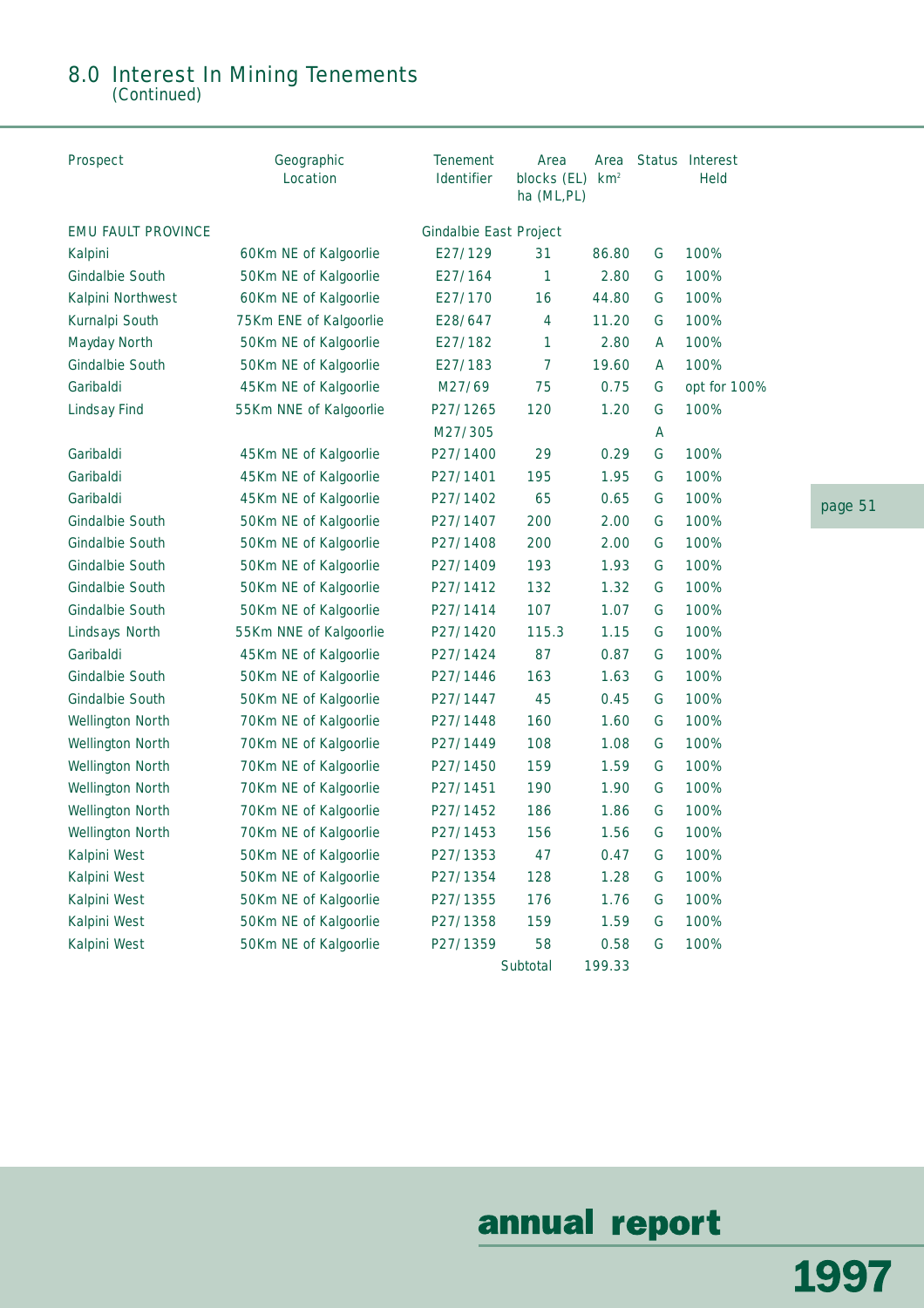## 8.0 Interest In Mining Tenements
(Continued)

| Prospect | Geographic Location | Tenement Identifier | Area blocks (EL) ha (ML,PL) | Area km² | Status | Interest Held |
|---|---|---|---|---|---|---|
| EMU FAULT PROVINCE | | Gindalbie East Project | | | | |
| Kalpini | 60Km NE of Kalgoorlie | E27/129 | 31 | 86.80 | G | 100% |
| Gindalbie South | 50Km NE of Kalgoorlie | E27/164 | 1 | 2.80 | G | 100% |
| Kalpini Northwest | 60Km NE of Kalgoorlie | E27/170 | 16 | 44.80 | G | 100% |
| Kurnalpi South | 75Km ENE of Kalgoorlie | E28/647 | 4 | 11.20 | G | 100% |
| Mayday North | 50Km NE of Kalgoorlie | E27/182 | 1 | 2.80 | A | 100% |
| Gindalbie South | 50Km NE of Kalgoorlie | E27/183 | 7 | 19.60 | A | 100% |
| Garibaldi | 45Km NE of Kalgoorlie | M27/69 | 75 | 0.75 | G | opt for 100% |
| Lindsay Find | 55Km NNE of Kalgoorlie | P27/1265 | 120 | 1.20 | G | 100% |
| | | M27/305 | | | A | |
| Garibaldi | 45Km NE of Kalgoorlie | P27/1400 | 29 | 0.29 | G | 100% |
| Garibaldi | 45Km NE of Kalgoorlie | P27/1401 | 195 | 1.95 | G | 100% |
| Garibaldi | 45Km NE of Kalgoorlie | P27/1402 | 65 | 0.65 | G | 100% |
| Gindalbie South | 50Km NE of Kalgoorlie | P27/1407 | 200 | 2.00 | G | 100% |
| Gindalbie South | 50Km NE of Kalgoorlie | P27/1408 | 200 | 2.00 | G | 100% |
| Gindalbie South | 50Km NE of Kalgoorlie | P27/1409 | 193 | 1.93 | G | 100% |
| Gindalbie South | 50Km NE of Kalgoorlie | P27/1412 | 132 | 1.32 | G | 100% |
| Gindalbie South | 50Km NE of Kalgoorlie | P27/1414 | 107 | 1.07 | G | 100% |
| Lindsays North | 55Km NNE of Kalgoorlie | P27/1420 | 115.3 | 1.15 | G | 100% |
| Garibaldi | 45Km NE of Kalgoorlie | P27/1424 | 87 | 0.87 | G | 100% |
| Gindalbie South | 50Km NE of Kalgoorlie | P27/1446 | 163 | 1.63 | G | 100% |
| Gindalbie South | 50Km NE of Kalgoorlie | P27/1447 | 45 | 0.45 | G | 100% |
| Wellington North | 70Km NE of Kalgoorlie | P27/1448 | 160 | 1.60 | G | 100% |
| Wellington North | 70Km NE of Kalgoorlie | P27/1449 | 108 | 1.08 | G | 100% |
| Wellington North | 70Km NE of Kalgoorlie | P27/1450 | 159 | 1.59 | G | 100% |
| Wellington North | 70Km NE of Kalgoorlie | P27/1451 | 190 | 1.90 | G | 100% |
| Wellington North | 70Km NE of Kalgoorlie | P27/1452 | 186 | 1.86 | G | 100% |
| Wellington North | 70Km NE of Kalgoorlie | P27/1453 | 156 | 1.56 | G | 100% |
| Kalpini West | 50Km NE of Kalgoorlie | P27/1353 | 47 | 0.47 | G | 100% |
| Kalpini West | 50Km NE of Kalgoorlie | P27/1354 | 128 | 1.28 | G | 100% |
| Kalpini West | 50Km NE of Kalgoorlie | P27/1355 | 176 | 1.76 | G | 100% |
| Kalpini West | 50Km NE of Kalgoorlie | P27/1358 | 159 | 1.59 | G | 100% |
| Kalpini West | 50Km NE of Kalgoorlie | P27/1359 | 58 | 0.58 | G | 100% |
| | | | Subtotal | 199.33 | | |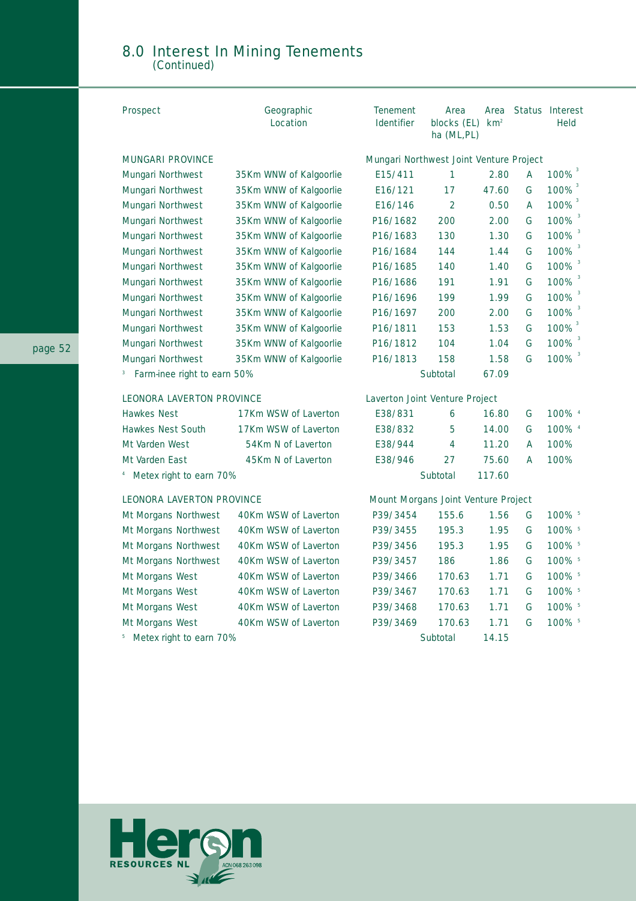## 8.0 Interest In Mining Tenements
(Continued)

| Prospect | Geographic Location | Tenement Identifier | Area blocks (EL) ha (ML,PL) | Area km² | Status | Interest Held |
|---|---|---|---|---|---|---|
| MUNGARI PROVINCE | | Mungari Northwest Joint Venture Project | | | | |
| Mungari Northwest | 35Km WNW of Kalgoorlie | E15/411 | 1 | 2.80 | A | 100% [3] |
| Mungari Northwest | 35Km WNW of Kalgoorlie | E16/121 | 17 | 47.60 | G | 100% [3] |
| Mungari Northwest | 35Km WNW of Kalgoorlie | E16/146 | 2 | 0.50 | A | 100% [3] |
| Mungari Northwest | 35Km WNW of Kalgoorlie | P16/1682 | 200 | 2.00 | G | 100% [3] |
| Mungari Northwest | 35Km WNW of Kalgoorlie | P16/1683 | 130 | 1.30 | G | 100% [3] |
| Mungari Northwest | 35Km WNW of Kalgoorlie | P16/1684 | 144 | 1.44 | G | 100% [3] |
| Mungari Northwest | 35Km WNW of Kalgoorlie | P16/1685 | 140 | 1.40 | G | 100% [3] |
| Mungari Northwest | 35Km WNW of Kalgoorlie | P16/1686 | 191 | 1.91 | G | 100% [3] |
| Mungari Northwest | 35Km WNW of Kalgoorlie | P16/1696 | 199 | 1.99 | G | 100% [3] |
| Mungari Northwest | 35Km WNW of Kalgoorlie | P16/1697 | 200 | 2.00 | G | 100% [3] |
| Mungari Northwest | 35Km WNW of Kalgoorlie | P16/1811 | 153 | 1.53 | G | 100% [3] |
| Mungari Northwest | 35Km WNW of Kalgoorlie | P16/1812 | 104 | 1.04 | G | 100% [3] |
| Mungari Northwest | 35Km WNW of Kalgoorlie | P16/1813 | 158 | 1.58 | G | 100% [3] |
| [3] Farm-inee right to earn 50% | | | Subtotal | 67.09 | | |
| LEONORA LAVERTON PROVINCE | | Laverton Joint Venture Project | | | | |
| Hawkes Nest | 17Km WSW of Laverton | E38/831 | 6 | 16.80 | G | 100% [4] |
| Hawkes Nest South | 17Km WSW of Laverton | E38/832 | 5 | 14.00 | G | 100% [4] |
| Mt Varden West | 54Km N of Laverton | E38/944 | 4 | 11.20 | A | 100% |
| Mt Varden East | 45Km N of Laverton | E38/946 | 27 | 75.60 | A | 100% |
| [4] Metex right to earn 70% | | | Subtotal | 117.60 | | |
| LEONORA LAVERTON PROVINCE | | Mount Morgans Joint Venture Project | | | | |
| Mt Morgans Northwest | 40Km WSW of Laverton | P39/3454 | 155.6 | 1.56 | G | 100% [5] |
| Mt Morgans Northwest | 40Km WSW of Laverton | P39/3455 | 195.3 | 1.95 | G | 100% [5] |
| Mt Morgans Northwest | 40Km WSW of Laverton | P39/3456 | 195.3 | 1.95 | G | 100% [5] |
| Mt Morgans Northwest | 40Km WSW of Laverton | P39/3457 | 186 | 1.86 | G | 100% [5] |
| Mt Morgans West | 40Km WSW of Laverton | P39/3466 | 170.63 | 1.71 | G | 100% [5] |
| Mt Morgans West | 40Km WSW of Laverton | P39/3467 | 170.63 | 1.71 | G | 100% [5] |
| Mt Morgans West | 40Km WSW of Laverton | P39/3468 | 170.63 | 1.71 | G | 100% [5] |
| Mt Morgans West | 40Km WSW of Laverton | P39/3469 | 170.63 | 1.71 | G | 100% [5] |
| [5] Metex right to earn 70% | | | Subtotal | 14.15 | | |

Heron RESOURCES NL ACN 068 263 098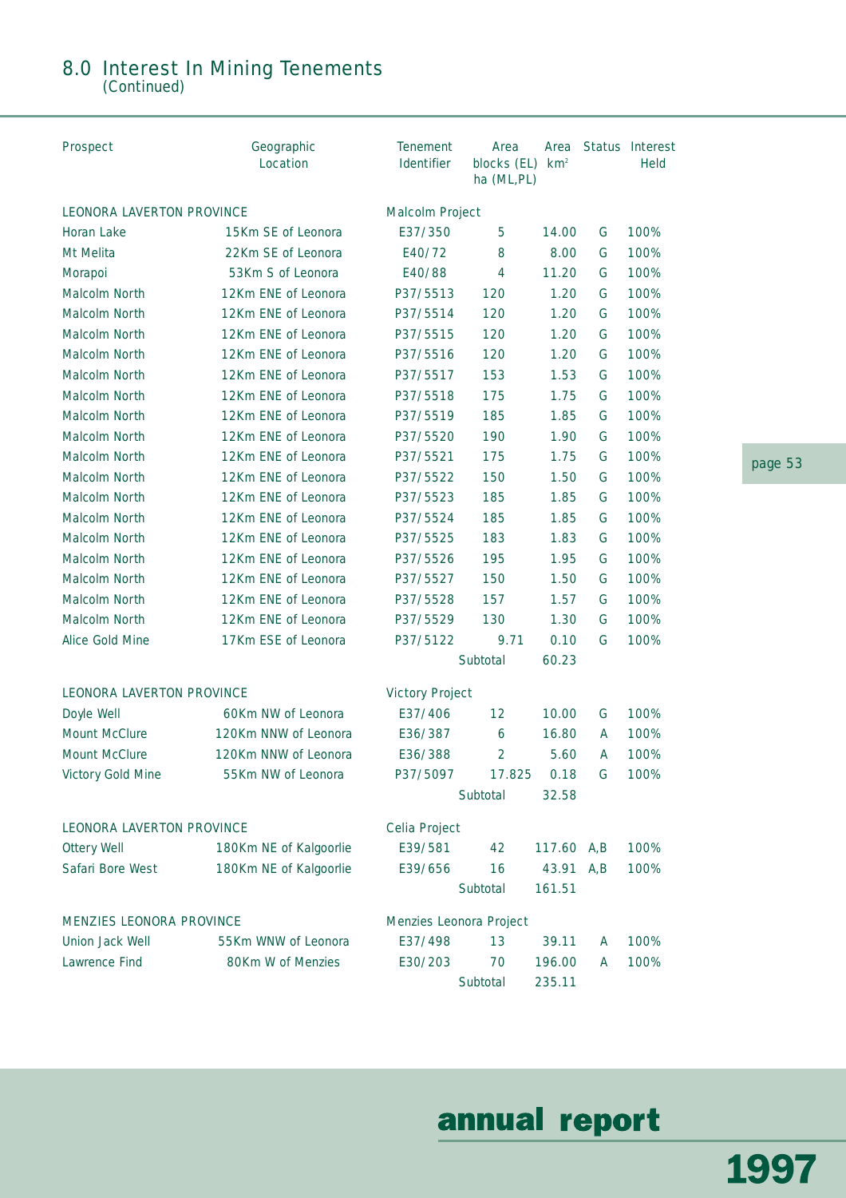## 8.0 Interest In Mining Tenements
(Continued)

| Prospect | Geographic Location | Tenement Identifier | Area blocks (EL) ha (ML,PL) | Area km² | Status | Interest Held |
|---|---|---|---|---|---|---|
| LEONORA LAVERTON PROVINCE | | Malcolm Project | | | | |
| Horan Lake | 15Km SE of Leonora | E37/350 | 5 | 14.00 | G | 100% |
| Mt Melita | 22Km SE of Leonora | E40/72 | 8 | 8.00 | G | 100% |
| Morapoi | 53Km S of Leonora | E40/88 | 4 | 11.20 | G | 100% |
| Malcolm North | 12Km ENE of Leonora | P37/5513 | 120 | 1.20 | G | 100% |
| Malcolm North | 12Km ENE of Leonora | P37/5514 | 120 | 1.20 | G | 100% |
| Malcolm North | 12Km ENE of Leonora | P37/5515 | 120 | 1.20 | G | 100% |
| Malcolm North | 12Km ENE of Leonora | P37/5516 | 120 | 1.20 | G | 100% |
| Malcolm North | 12Km ENE of Leonora | P37/5517 | 153 | 1.53 | G | 100% |
| Malcolm North | 12Km ENE of Leonora | P37/5518 | 175 | 1.75 | G | 100% |
| Malcolm North | 12Km ENE of Leonora | P37/5519 | 185 | 1.85 | G | 100% |
| Malcolm North | 12Km ENE of Leonora | P37/5520 | 190 | 1.90 | G | 100% |
| Malcolm North | 12Km ENE of Leonora | P37/5521 | 175 | 1.75 | G | 100% |
| Malcolm North | 12Km ENE of Leonora | P37/5522 | 150 | 1.50 | G | 100% |
| Malcolm North | 12Km ENE of Leonora | P37/5523 | 185 | 1.85 | G | 100% |
| Malcolm North | 12Km ENE of Leonora | P37/5524 | 185 | 1.85 | G | 100% |
| Malcolm North | 12Km ENE of Leonora | P37/5525 | 183 | 1.83 | G | 100% |
| Malcolm North | 12Km ENE of Leonora | P37/5526 | 195 | 1.95 | G | 100% |
| Malcolm North | 12Km ENE of Leonora | P37/5527 | 150 | 1.50 | G | 100% |
| Malcolm North | 12Km ENE of Leonora | P37/5528 | 157 | 1.57 | G | 100% |
| Malcolm North | 12Km ENE of Leonora | P37/5529 | 130 | 1.30 | G | 100% |
| Alice Gold Mine | 17Km ESE of Leonora | P37/5122 | 9.71 | 0.10 | G | 100% |
| | | | Subtotal | 60.23 | | |
| LEONORA LAVERTON PROVINCE | | Victory Project | | | | |
| Doyle Well | 60Km NW of Leonora | E37/406 | 12 | 10.00 | G | 100% |
| Mount McClure | 120Km NNW of Leonora | E36/387 | 6 | 16.80 | A | 100% |
| Mount McClure | 120Km NNW of Leonora | E36/388 | 2 | 5.60 | A | 100% |
| Victory Gold Mine | 55Km NW of Leonora | P37/5097 | 17.825 | 0.18 | G | 100% |
| | | | Subtotal | 32.58 | | |
| LEONORA LAVERTON PROVINCE | | Celia Project | | | | |
| Ottery Well | 180Km NE of Kalgoorlie | E39/581 | 42 | 117.60 | A,B | 100% |
| Safari Bore West | 180Km NE of Kalgoorlie | E39/656 | 16 | 43.91 | A,B | 100% |
| | | | Subtotal | 161.51 | | |
| MENZIES LEONORA PROVINCE | | Menzies Leonora Project | | | | |
| Union Jack Well | 55Km WNW of Leonora | E37/498 | 13 | 39.11 | A | 100% |
| Lawrence Find | 80Km W of Menzies | E30/203 | 70 | 196.00 | A | 100% |
| | | | Subtotal | 235.11 | | |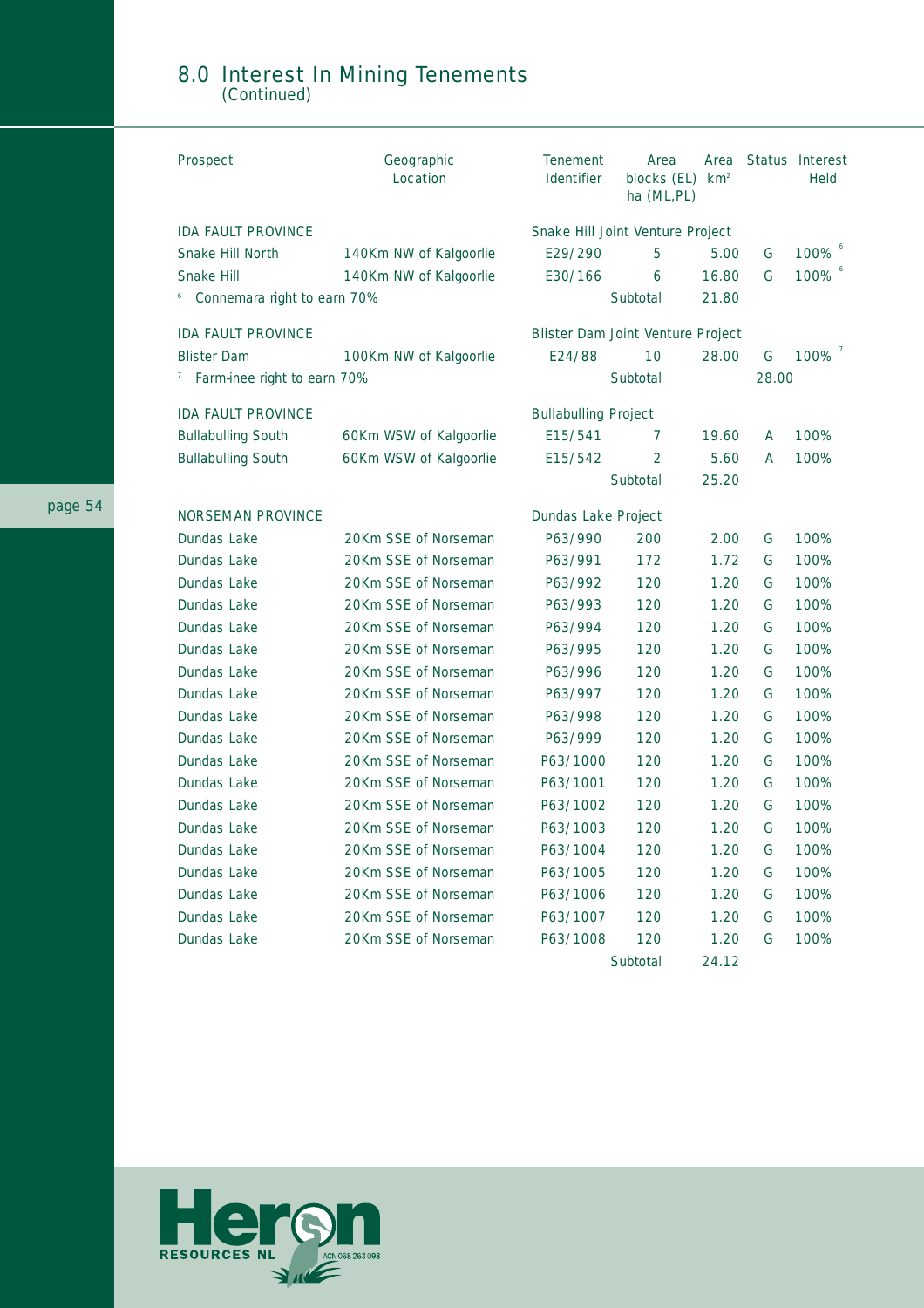## 8.0 Interest In Mining Tenements
(Continued)

| Prospect | Geographic Location | Tenement Identifier | Area blocks (EL) ha (ML,PL) | Area km² | Status | Interest Held |
|---|---|---|---|---|---|---|
| IDA FAULT PROVINCE | | Snake Hill Joint Venture Project | | | | |
| Snake Hill North | 140Km NW of Kalgoorlie | E29/290 | 5 | 5.00 | G | 100% [6] |
| Snake Hill | 140Km NW of Kalgoorlie | E30/166 | 6 | 16.80 | G | 100% [6] |
| [6] Connemara right to earn 70% | | | Subtotal | 21.80 | | |
| IDA FAULT PROVINCE | | Blister Dam Joint Venture Project | | | | |
| Blister Dam | 100Km NW of Kalgoorlie | E24/88 | 10 | 28.00 | G | 100% [7] |
| [7] Farm-inee right to earn 70% | | | Subtotal | | 28.00 | |
| IDA FAULT PROVINCE | | Bullabulling Project | | | | |
| Bullabulling South | 60Km WSW of Kalgoorlie | E15/541 | 7 | 19.60 | A | 100% |
| Bullabulling South | 60Km WSW of Kalgoorlie | E15/542 | 2 | 5.60 | A | 100% |
| | | | Subtotal | 25.20 | | |
| NORSEMAN PROVINCE | | Dundas Lake Project | | | | |
| Dundas Lake | 20Km SSE of Norseman | P63/990 | 200 | 2.00 | G | 100% |
| Dundas Lake | 20Km SSE of Norseman | P63/991 | 172 | 1.72 | G | 100% |
| Dundas Lake | 20Km SSE of Norseman | P63/992 | 120 | 1.20 | G | 100% |
| Dundas Lake | 20Km SSE of Norseman | P63/993 | 120 | 1.20 | G | 100% |
| Dundas Lake | 20Km SSE of Norseman | P63/994 | 120 | 1.20 | G | 100% |
| Dundas Lake | 20Km SSE of Norseman | P63/995 | 120 | 1.20 | G | 100% |
| Dundas Lake | 20Km SSE of Norseman | P63/996 | 120 | 1.20 | G | 100% |
| Dundas Lake | 20Km SSE of Norseman | P63/997 | 120 | 1.20 | G | 100% |
| Dundas Lake | 20Km SSE of Norseman | P63/998 | 120 | 1.20 | G | 100% |
| Dundas Lake | 20Km SSE of Norseman | P63/999 | 120 | 1.20 | G | 100% |
| Dundas Lake | 20Km SSE of Norseman | P63/1000 | 120 | 1.20 | G | 100% |
| Dundas Lake | 20Km SSE of Norseman | P63/1001 | 120 | 1.20 | G | 100% |
| Dundas Lake | 20Km SSE of Norseman | P63/1002 | 120 | 1.20 | G | 100% |
| Dundas Lake | 20Km SSE of Norseman | P63/1003 | 120 | 1.20 | G | 100% |
| Dundas Lake | 20Km SSE of Norseman | P63/1004 | 120 | 1.20 | G | 100% |
| Dundas Lake | 20Km SSE of Norseman | P63/1005 | 120 | 1.20 | G | 100% |
| Dundas Lake | 20Km SSE of Norseman | P63/1006 | 120 | 1.20 | G | 100% |
| Dundas Lake | 20Km SSE of Norseman | P63/1007 | 120 | 1.20 | G | 100% |
| Dundas Lake | 20Km SSE of Norseman | P63/1008 | 120 | 1.20 | G | 100% |
| | | | Subtotal | 24.12 | | |

Heron RESOURCES NL ACN 068 263 098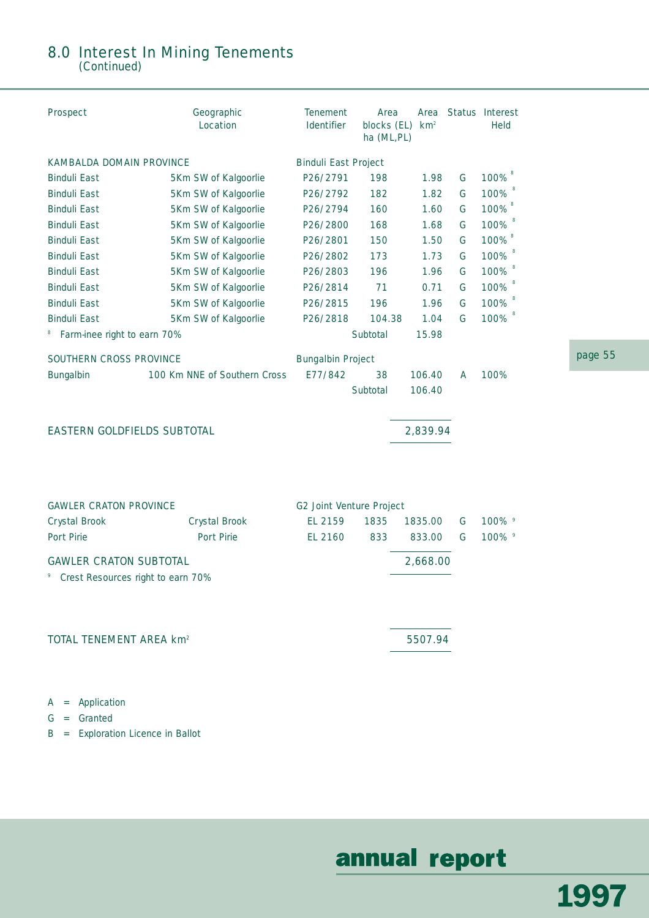## 8.0 Interest In Mining Tenements
(Continued)

| Prospect | Geographic Location | Tenement Identifier | Area blocks (EL) ha (ML,PL) | Area km² | Status | Interest Held |
|---|---|---|---|---|---|---|
| KAMBALDA DOMAIN PROVINCE | | Binduli East Project | | | | |
| Binduli East | 5Km SW of Kalgoorlie | P26/2791 | 198 | 1.98 | G | 100% [8] |
| Binduli East | 5Km SW of Kalgoorlie | P26/2792 | 182 | 1.82 | G | 100% [8] |
| Binduli East | 5Km SW of Kalgoorlie | P26/2794 | 160 | 1.60 | G | 100% [8] |
| Binduli East | 5Km SW of Kalgoorlie | P26/2800 | 168 | 1.68 | G | 100% [8] |
| Binduli East | 5Km SW of Kalgoorlie | P26/2801 | 150 | 1.50 | G | 100% [8] |
| Binduli East | 5Km SW of Kalgoorlie | P26/2802 | 173 | 1.73 | G | 100% [8] |
| Binduli East | 5Km SW of Kalgoorlie | P26/2803 | 196 | 1.96 | G | 100% [8] |
| Binduli East | 5Km SW of Kalgoorlie | P26/2814 | 71 | 0.71 | G | 100% [8] |
| Binduli East | 5Km SW of Kalgoorlie | P26/2815 | 196 | 1.96 | G | 100% [8] |
| Binduli East | 5Km SW of Kalgoorlie | P26/2818 | 104.38 | 1.04 | G | 100% [8] |
| [8] Farm-inee right to earn 70% | | | Subtotal | 15.98 | | |
| SOUTHERN CROSS PROVINCE | | Bungalbin Project | | | | |
| Bungalbin | 100 Km NNE of Southern Cross | E77/842 | 38 | 106.40 | A | 100% |
| | | | Subtotal | 106.40 | | |
| EASTERN GOLDFIELDS SUBTOTAL | | | | 2,839.94 | | |
| GAWLER CRATON PROVINCE | | G2 Joint Venture Project | | | | |
| Crystal Brook | Crystal Brook | EL 2159 | 1835 | 1835.00 | G | 100% [9] |
| Port Pirie | Port Pirie | EL 2160 | 833 | 833.00 | G | 100% [9] |
| GAWLER CRATON SUBTOTAL | | | | 2,668.00 | | |
| [9] Crest Resources right to earn 70% | | | | | | |
| TOTAL TENEMENT AREA km² | | | | 5507.94 | | |

A = Application
G = Granted
B = Exploration Licence in Ballot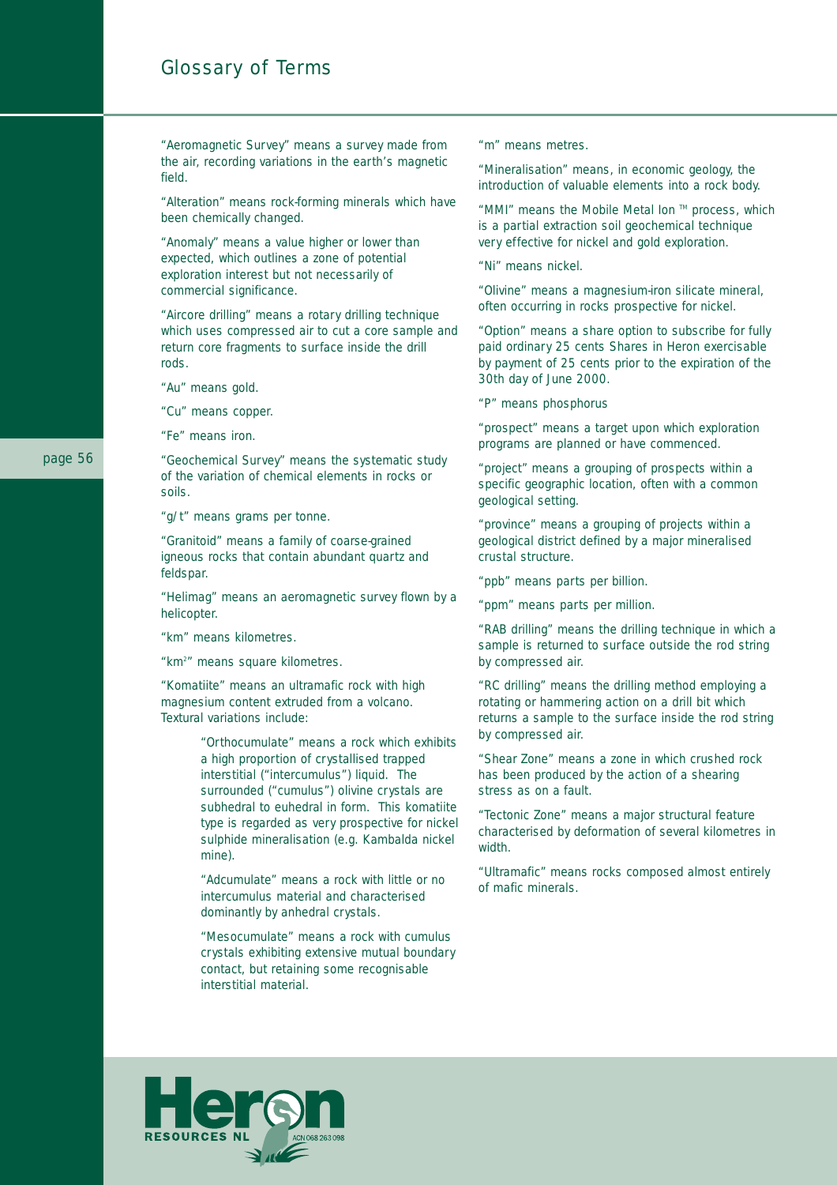# Glossary of Terms

"Aeromagnetic Survey" means a survey made from the air, recording variations in the earth's magnetic field.

"Alteration" means rock-forming minerals which have been chemically changed.

"Anomaly" means a value higher or lower than expected, which outlines a zone of potential exploration interest but not necessarily of commercial significance.

"Aircore drilling" means a rotary drilling technique which uses compressed air to cut a core sample and return core fragments to surface inside the drill rods.

"Au" means gold.

"Cu" means copper.

"Fe" means iron.

"Geochemical Survey" means the systematic study of the variation of chemical elements in rocks or soils.

"g/t" means grams per tonne.

"Granitoid" means a family of coarse-grained igneous rocks that contain abundant quartz and feldspar.

"Helimag" means an aeromagnetic survey flown by a helicopter.

"km" means kilometres.

"km$^2$" means square kilometres.

"Komatiite" means an ultramafic rock with high magnesium content extruded from a volcano. Textural variations include:

> "Orthocumulate" means a rock which exhibits a high proportion of crystallised trapped interstitial ("intercumulus") liquid. The surrounded ("cumulus") olivine crystals are subhedral to euhedral in form. This komatiite type is regarded as very prospective for nickel sulphide mineralisation (e.g. Kambalda nickel mine).
>
> "Adcumulate" means a rock with little or no intercumulus material and characterised dominantly by anhedral crystals.
>
> "Mesocumulate" means a rock with cumulus crystals exhibiting extensive mutual boundary contact, but retaining some recognisable interstitial material.

"m" means metres.

"Mineralisation" means, in economic geology, the introduction of valuable elements into a rock body.

"MMI" means the Mobile Metal Ion ™ process, which is a partial extraction soil geochemical technique very effective for nickel and gold exploration.

"Ni" means nickel.

"Olivine" means a magnesium-iron silicate mineral, often occurring in rocks prospective for nickel.

"Option" means a share option to subscribe for fully paid ordinary 25 cents Shares in Heron exercisable by payment of 25 cents prior to the expiration of the 30th day of June 2000.

"P" means phosphorus

"prospect" means a target upon which exploration programs are planned or have commenced.

"project" means a grouping of prospects within a specific geographic location, often with a common geological setting.

"province" means a grouping of projects within a geological district defined by a major mineralised crustal structure.

"ppb" means parts per billion.

"ppm" means parts per million.

"RAB drilling" means the drilling technique in which a sample is returned to surface outside the rod string by compressed air.

"RC drilling" means the drilling method employing a rotating or hammering action on a drill bit which returns a sample to the surface inside the rod string by compressed air.

"Shear Zone" means a zone in which crushed rock has been produced by the action of a shearing stress as on a fault.

"Tectonic Zone" means a major structural feature characterised by deformation of several kilometres in width.

"Ultramafic" means rocks composed almost entirely of mafic minerals.

Heron RESOURCES NL ACN 068 263 098